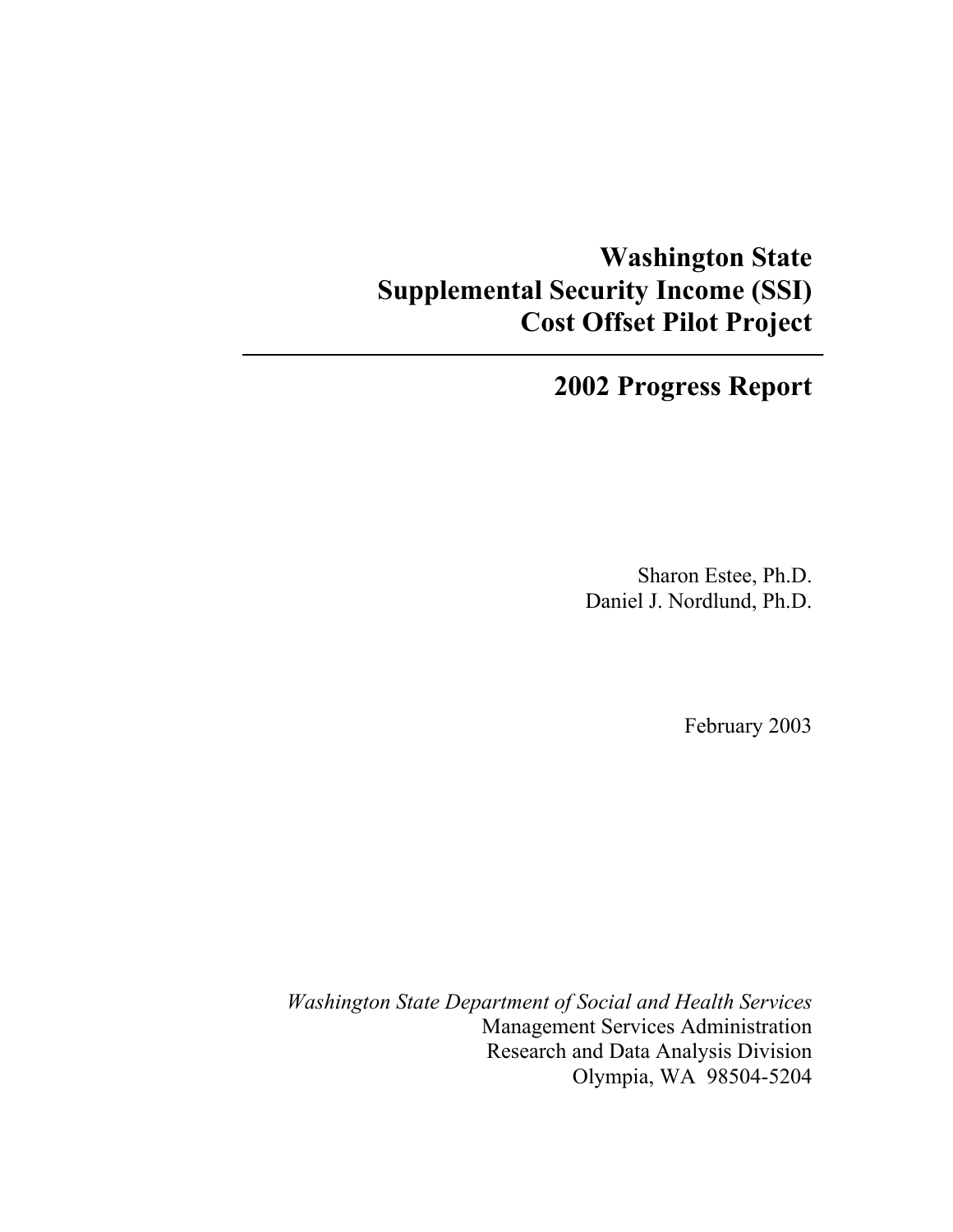# Washington State Supplemental Security Income (SSI) Cost Offset Pilot Project

---

## 2002 Progress Report

Sharon Estee, Ph.D.
Daniel J. Nordlund, Ph.D.

February 2003

*Washington State Department of Social and Health Services*
Management Services Administration
Research and Data Analysis Division
Olympia, WA 98504-5204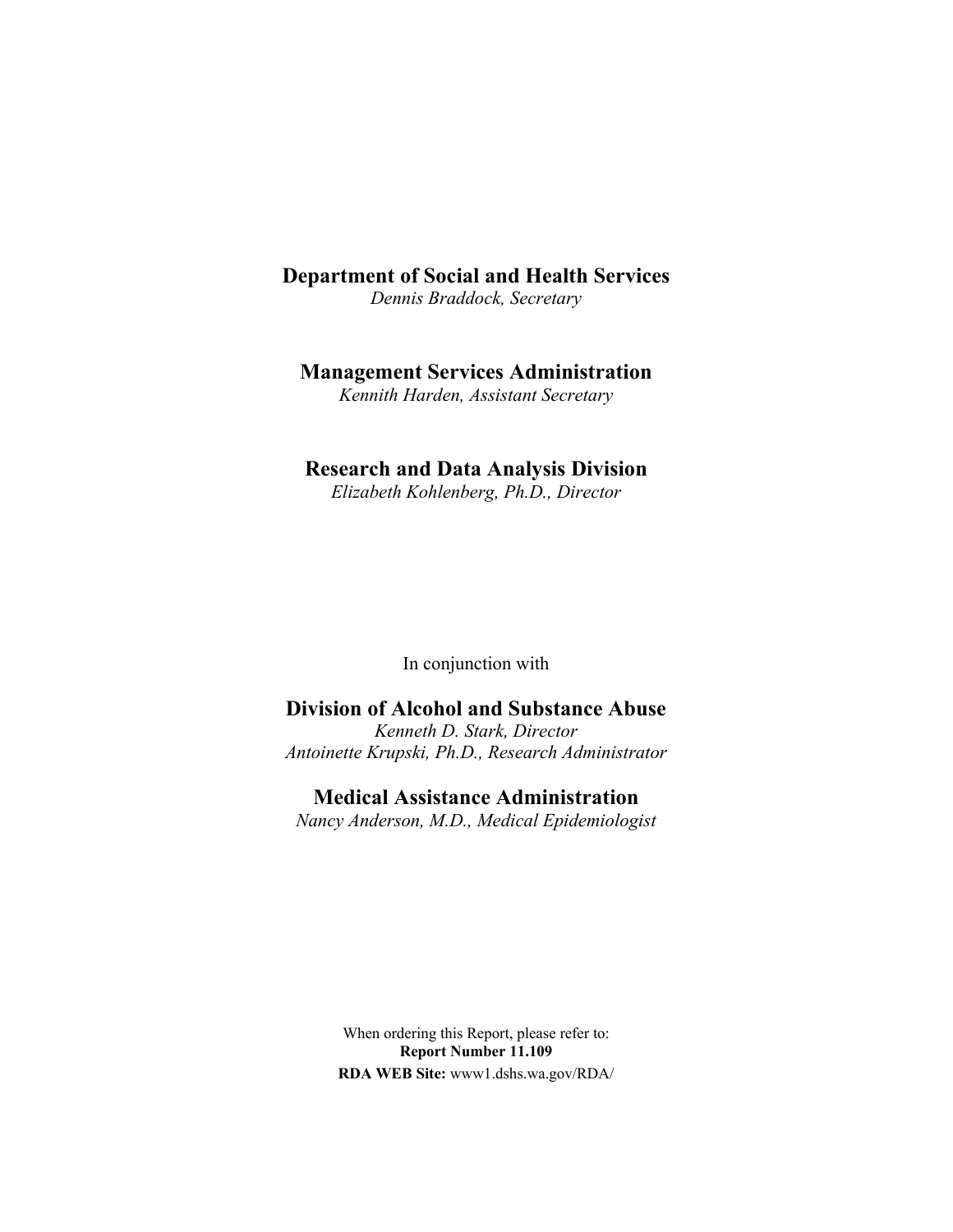**Department of Social and Health Services**
*Dennis Braddock, Secretary*

**Management Services Administration**
*Kennith Harden, Assistant Secretary*

**Research and Data Analysis Division**
*Elizabeth Kohlenberg, Ph.D., Director*

In conjunction with

**Division of Alcohol and Substance Abuse**
*Kenneth D. Stark, Director*
*Antoinette Krupski, Ph.D., Research Administrator*

**Medical Assistance Administration**
*Nancy Anderson, M.D., Medical Epidemiologist*

When ordering this Report, please refer to:
**Report Number 11.109**
**RDA WEB Site:** www1.dshs.wa.gov/RDA/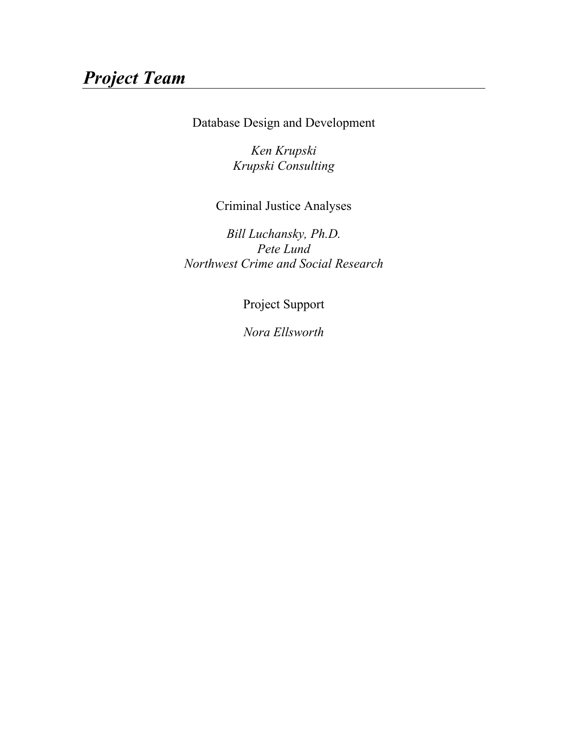# *Project Team*

Database Design and Development

*Ken Krupski*
*Krupski Consulting*

Criminal Justice Analyses

*Bill Luchansky, Ph.D.*
*Pete Lund*
*Northwest Crime and Social Research*

Project Support

*Nora Ellsworth*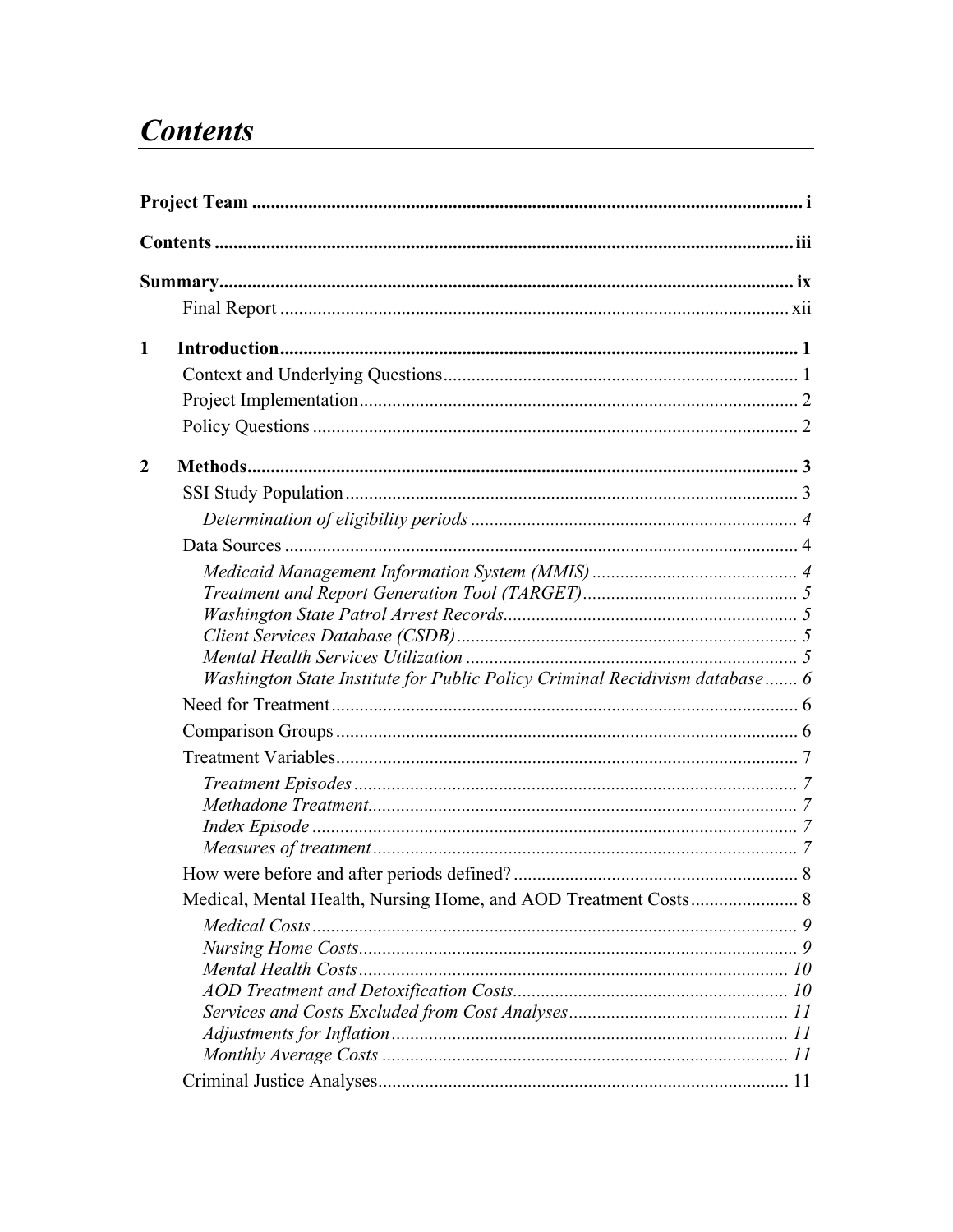# Contents

**Project Team** ..................................................................................................................... i

**Contents** ......................................................................................................................... iii

**Summary** .......................................................................................................................... ix

Final Report ........................................................................................................... xii

**1 Introduction** ................................................................................................................. 1

Context and Underlying Questions ........................................................................... 1

Project Implementation ............................................................................................. 2

Policy Questions ........................................................................................................ 2

**2 Methods** ......................................................................................................................... 3

SSI Study Population ................................................................................................. 3

*Determination of eligibility periods* ..................................................................... 4

Data Sources .............................................................................................................. 4

*Medicaid Management Information System (MMIS)* ............................................ 4

*Treatment and Report Generation Tool (TARGET)* .............................................. 5

*Washington State Patrol Arrest Records* ............................................................... 5

*Client Services Database (CSDB)* ......................................................................... 5

*Mental Health Services Utilization* ....................................................................... 5

*Washington State Institute for Public Policy Criminal Recidivism database* ....... 6

Need for Treatment .................................................................................................... 6

Comparison Groups ................................................................................................... 6

Treatment Variables ................................................................................................... 7

*Treatment Episodes* ............................................................................................... 7

*Methadone Treatment* ............................................................................................ 7

*Index Episode* ........................................................................................................ 7

*Measures of treatment* ........................................................................................... 7

How were before and after periods defined? ............................................................. 8

Medical, Mental Health, Nursing Home, and AOD Treatment Costs ....................... 8

*Medical Costs* ........................................................................................................ 9

*Nursing Home Costs* .............................................................................................. 9

*Mental Health Costs* ............................................................................................. 10

*AOD Treatment and Detoxification Costs* ........................................................... 10

*Services and Costs Excluded from Cost Analyses* ............................................... 11

*Adjustments for Inflation* ..................................................................................... 11

*Monthly Average Costs* ....................................................................................... 11

Criminal Justice Analyses ........................................................................................ 11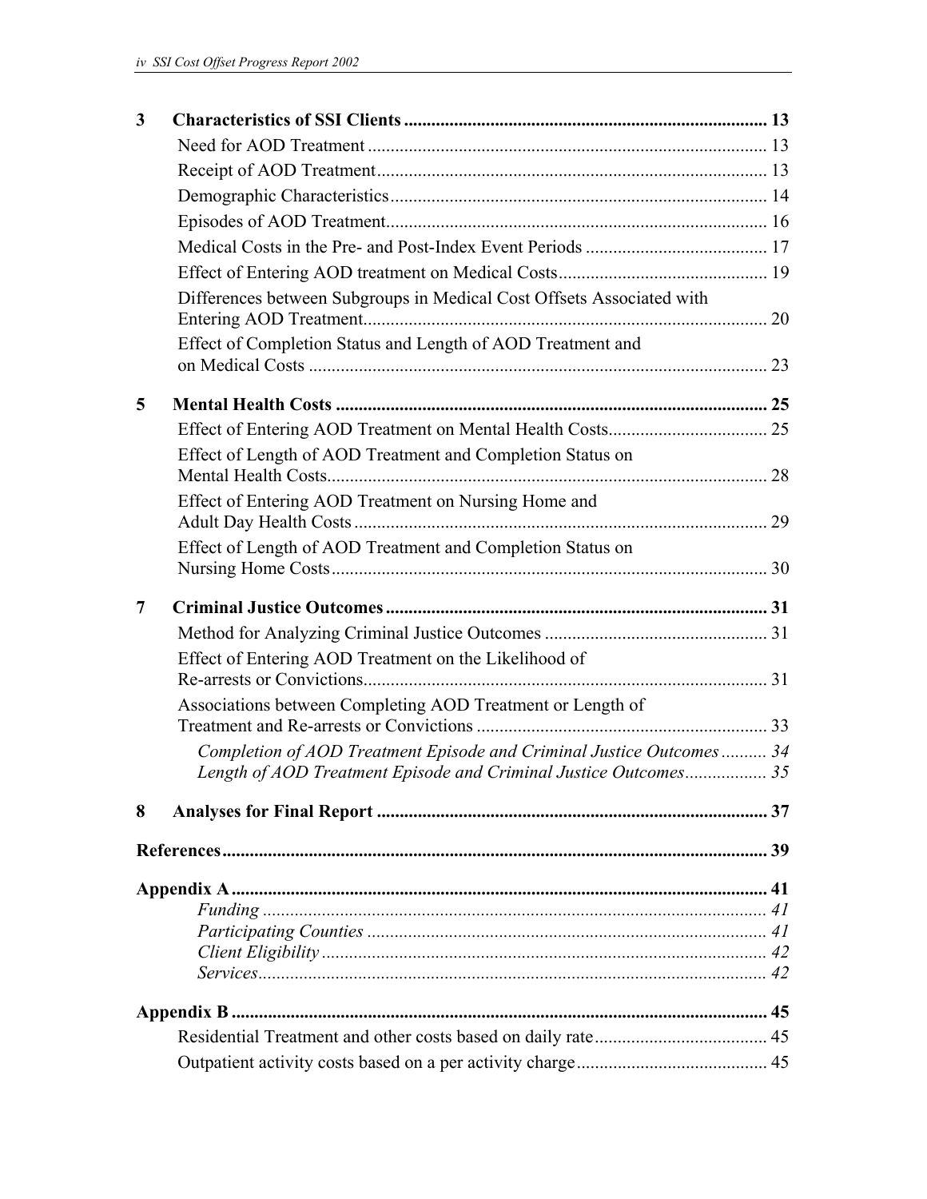| | | |
|---|---|---|
| **3** | **Characteristics of SSI Clients** | **13** |
| | Need for AOD Treatment | 13 |
| | Receipt of AOD Treatment | 13 |
| | Demographic Characteristics | 14 |
| | Episodes of AOD Treatment | 16 |
| | Medical Costs in the Pre- and Post-Index Event Periods | 17 |
| | Effect of Entering AOD treatment on Medical Costs | 19 |
| | Differences between Subgroups in Medical Cost Offsets Associated with Entering AOD Treatment | 20 |
| | Effect of Completion Status and Length of AOD Treatment and on Medical Costs | 23 |
| **5** | **Mental Health Costs** | **25** |
| | Effect of Entering AOD Treatment on Mental Health Costs | 25 |
| | Effect of Length of AOD Treatment and Completion Status on Mental Health Costs | 28 |
| | Effect of Entering AOD Treatment on Nursing Home and Adult Day Health Costs | 29 |
| | Effect of Length of AOD Treatment and Completion Status on Nursing Home Costs | 30 |
| **7** | **Criminal Justice Outcomes** | **31** |
| | Method for Analyzing Criminal Justice Outcomes | 31 |
| | Effect of Entering AOD Treatment on the Likelihood of Re-arrests or Convictions | 31 |
| | Associations between Completing AOD Treatment or Length of Treatment and Re-arrests or Convictions | 33 |
| | *Completion of AOD Treatment Episode and Criminal Justice Outcomes* | *34* |
| | *Length of AOD Treatment Episode and Criminal Justice Outcomes* | *35* |
| **8** | **Analyses for Final Report** | **37** |
| **References** | | **39** |
| **Appendix A** | | **41** |
| | *Funding* | *41* |
| | *Participating Counties* | *41* |
| | *Client Eligibility* | *42* |
| | *Services* | *42* |
| **Appendix B** | | **45** |
| | Residential Treatment and other costs based on daily rate | 45 |
| | Outpatient activity costs based on a per activity charge | 45 |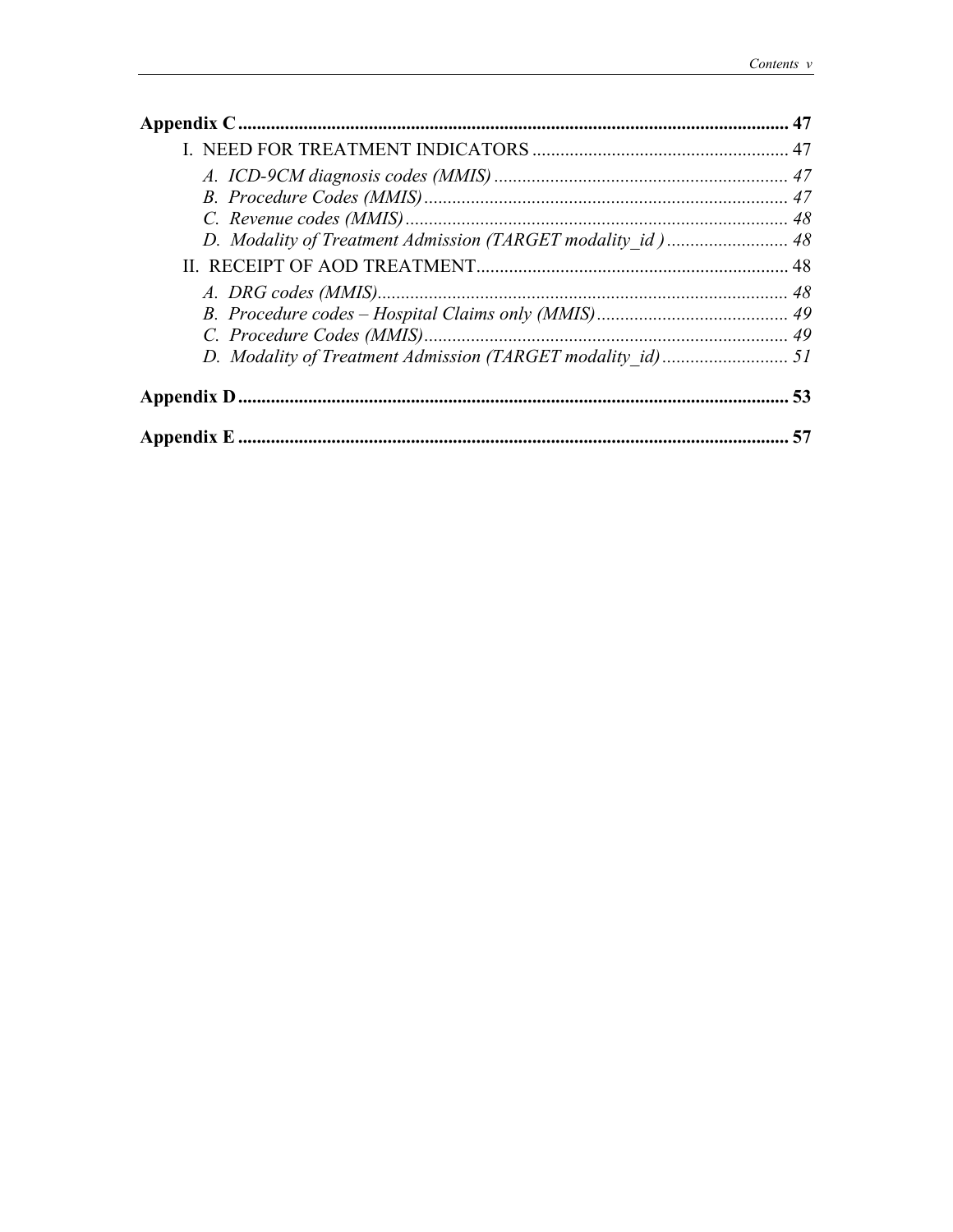**Appendix C** ..................................................................................................................... **47**

I. NEED FOR TREATMENT INDICATORS ....................................................... 47

*A. ICD-9CM diagnosis codes (MMIS)* ............................................................... *47*

*B. Procedure Codes (MMIS)* .............................................................................. *47*

*C. Revenue codes (MMIS)* .................................................................................. *48*

*D. Modality of Treatment Admission (TARGET modality_id )* .......................... *48*

II. RECEIPT OF AOD TREATMENT ................................................................... 48

*A. DRG codes (MMIS)* ........................................................................................ *48*

*B. Procedure codes – Hospital Claims only (MMIS)* ......................................... *49*

*C. Procedure Codes (MMIS)* .............................................................................. *49*

*D. Modality of Treatment Admission (TARGET modality_id)* ........................... *51*

**Appendix D** ..................................................................................................................... **53**

**Appendix E** ..................................................................................................................... **57**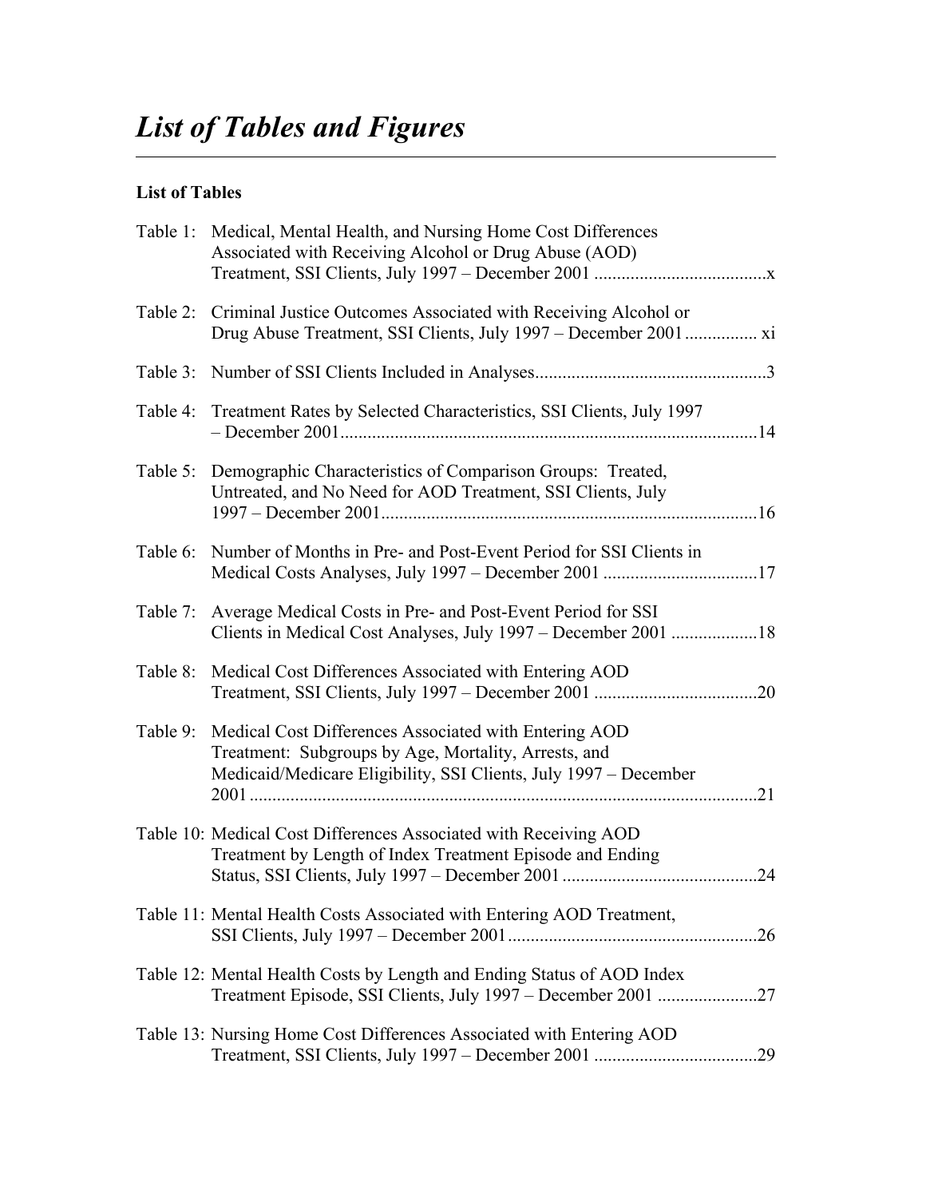# *List of Tables and Figures*

**List of Tables**

Table 1: Medical, Mental Health, and Nursing Home Cost Differences Associated with Receiving Alcohol or Drug Abuse (AOD) Treatment, SSI Clients, July 1997 – December 2001 ....................................x

Table 2: Criminal Justice Outcomes Associated with Receiving Alcohol or Drug Abuse Treatment, SSI Clients, July 1997 – December 2001 ................ xi

Table 3: Number of SSI Clients Included in Analyses..................................................3

Table 4: Treatment Rates by Selected Characteristics, SSI Clients, July 1997 – December 2001...........................................................................................14

Table 5: Demographic Characteristics of Comparison Groups: Treated, Untreated, and No Need for AOD Treatment, SSI Clients, July 1997 – December 2001..................................................................................16

Table 6: Number of Months in Pre- and Post-Event Period for SSI Clients in Medical Costs Analyses, July 1997 – December 2001 ..................................17

Table 7: Average Medical Costs in Pre- and Post-Event Period for SSI Clients in Medical Cost Analyses, July 1997 – December 2001 ...................18

Table 8: Medical Cost Differences Associated with Entering AOD Treatment, SSI Clients, July 1997 – December 2001 ....................................20

Table 9: Medical Cost Differences Associated with Entering AOD Treatment: Subgroups by Age, Mortality, Arrests, and Medicaid/Medicare Eligibility, SSI Clients, July 1997 – December 2001 ...............................................................................................................21

Table 10: Medical Cost Differences Associated with Receiving AOD Treatment by Length of Index Treatment Episode and Ending Status, SSI Clients, July 1997 – December 2001 ...........................................24

Table 11: Mental Health Costs Associated with Entering AOD Treatment, SSI Clients, July 1997 – December 2001.......................................................26

Table 12: Mental Health Costs by Length and Ending Status of AOD Index Treatment Episode, SSI Clients, July 1997 – December 2001 ......................27

Table 13: Nursing Home Cost Differences Associated with Entering AOD Treatment, SSI Clients, July 1997 – December 2001 ....................................29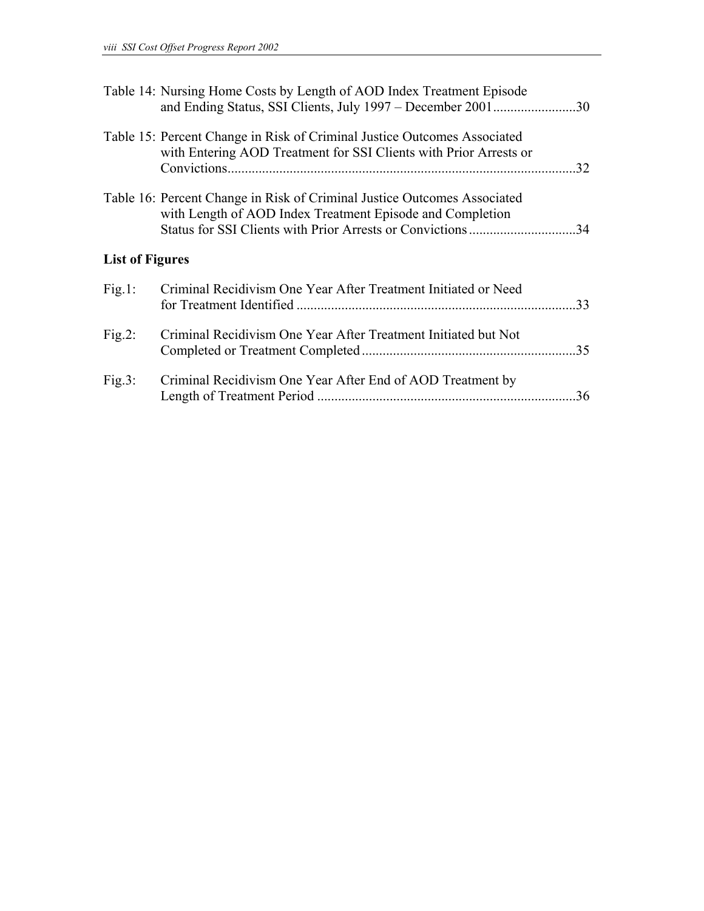Table 14: Nursing Home Costs by Length of AOD Index Treatment Episode and Ending Status, SSI Clients, July 1997 – December 2001........................30

Table 15: Percent Change in Risk of Criminal Justice Outcomes Associated with Entering AOD Treatment for SSI Clients with Prior Arrests or Convictions....................................................................................................32

Table 16: Percent Change in Risk of Criminal Justice Outcomes Associated with Length of AOD Index Treatment Episode and Completion Status for SSI Clients with Prior Arrests or Convictions...............................34

## List of Figures

Fig.1: Criminal Recidivism One Year After Treatment Initiated or Need for Treatment Identified .................................................................................33

Fig.2: Criminal Recidivism One Year After Treatment Initiated but Not Completed or Treatment Completed.............................................................35

Fig.3: Criminal Recidivism One Year After End of AOD Treatment by Length of Treatment Period ...........................................................................36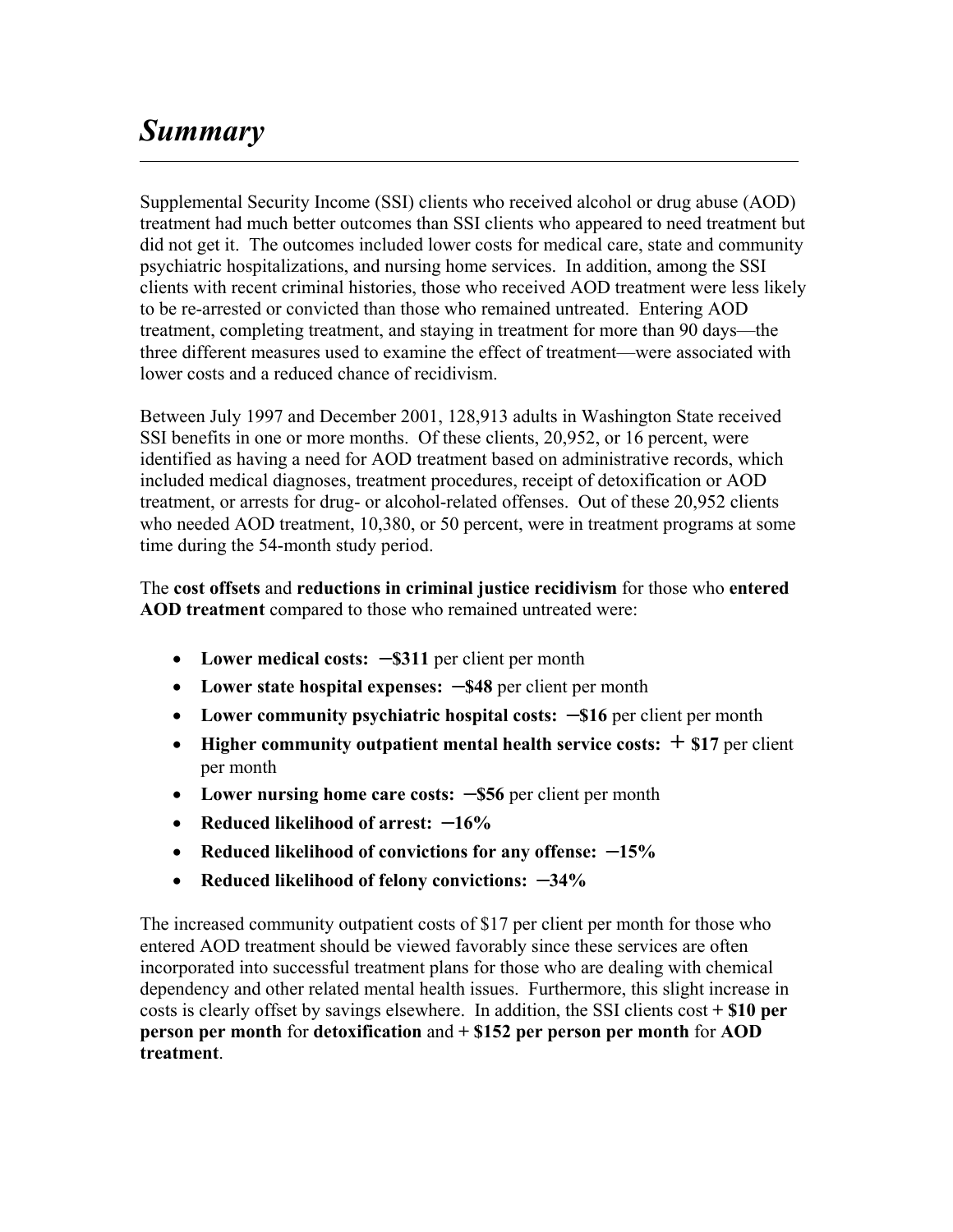# *Summary*

Supplemental Security Income (SSI) clients who received alcohol or drug abuse (AOD) treatment had much better outcomes than SSI clients who appeared to need treatment but did not get it. The outcomes included lower costs for medical care, state and community psychiatric hospitalizations, and nursing home services. In addition, among the SSI clients with recent criminal histories, those who received AOD treatment were less likely to be re-arrested or convicted than those who remained untreated. Entering AOD treatment, completing treatment, and staying in treatment for more than 90 days—the three different measures used to examine the effect of treatment—were associated with lower costs and a reduced chance of recidivism.

Between July 1997 and December 2001, 128,913 adults in Washington State received SSI benefits in one or more months. Of these clients, 20,952, or 16 percent, were identified as having a need for AOD treatment based on administrative records, which included medical diagnoses, treatment procedures, receipt of detoxification or AOD treatment, or arrests for drug- or alcohol-related offenses. Out of these 20,952 clients who needed AOD treatment, 10,380, or 50 percent, were in treatment programs at some time during the 54-month study period.

The **cost offsets** and **reductions in criminal justice recidivism** for those who **entered AOD treatment** compared to those who remained untreated were:

- **Lower medical costs: −$311** per client per month
- **Lower state hospital expenses: −$48** per client per month
- **Lower community psychiatric hospital costs: −$16** per client per month
- **Higher community outpatient mental health service costs: + $17** per client per month
- **Lower nursing home care costs: −$56** per client per month
- **Reduced likelihood of arrest: −16%**
- **Reduced likelihood of convictions for any offense: −15%**
- **Reduced likelihood of felony convictions: −34%**

The increased community outpatient costs of $17 per client per month for those who entered AOD treatment should be viewed favorably since these services are often incorporated into successful treatment plans for those who are dealing with chemical dependency and other related mental health issues. Furthermore, this slight increase in costs is clearly offset by savings elsewhere. In addition, the SSI clients cost **+ $10 per person per month** for **detoxification** and **+ $152 per person per month** for **AOD treatment**.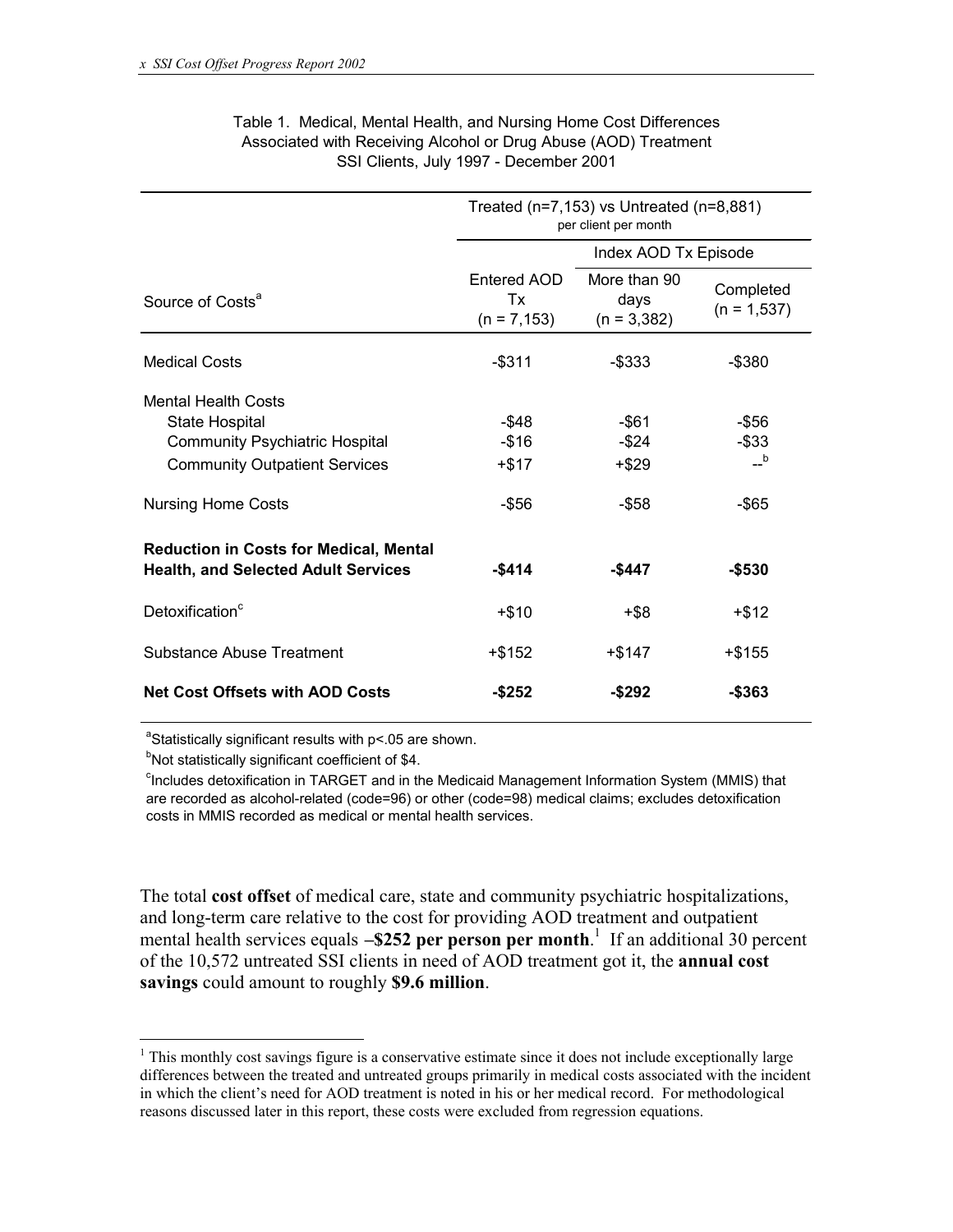Table 1. Medical, Mental Health, and Nursing Home Cost Differences Associated with Receiving Alcohol or Drug Abuse (AOD) Treatment SSI Clients, July 1997 - December 2001

| | Treated (n=7,153) vs Untreated (n=8,881) per client per month | | |
|---|---|---|---|
| | | Index AOD Tx Episode | |
| Source of Costs[a] | Entered AOD Tx (n = 7,153) | More than 90 days (n = 3,382) | Completed (n = 1,537) |
| Medical Costs | -$311 | -$333 | -$380 |
| Mental Health Costs | | | |
| State Hospital | -$48 | -$61 | -$56 |
| Community Psychiatric Hospital | -$16 | -$24 | -$33 |
| Community Outpatient Services | +$17 | +$29 | --[b] |
| Nursing Home Costs | -$56 | -$58 | -$65 |
| **Reduction in Costs for Medical, Mental Health, and Selected Adult Services** | **-$414** | **-$447** | **-$530** |
| Detoxification[c] | +$10 | +$8 | +$12 |
| Substance Abuse Treatment | +$152 | +$147 | +$155 |
| **Net Cost Offsets with AOD Costs** | **-$252** | **-$292** | **-$363** |

[a]Statistically significant results with p<.05 are shown.

[b]Not statistically significant coefficient of $4.

[c]Includes detoxification in TARGET and in the Medicaid Management Information System (MMIS) that are recorded as alcohol-related (code=96) or other (code=98) medical claims; excludes detoxification costs in MMIS recorded as medical or mental health services.

The total **cost offset** of medical care, state and community psychiatric hospitalizations, and long-term care relative to the cost for providing AOD treatment and outpatient mental health services equals **–$252 per person per month**.[1] If an additional 30 percent of the 10,572 untreated SSI clients in need of AOD treatment got it, the **annual cost savings** could amount to roughly **$9.6 million**.

[1] This monthly cost savings figure is a conservative estimate since it does not include exceptionally large differences between the treated and untreated groups primarily in medical costs associated with the incident in which the client's need for AOD treatment is noted in his or her medical record. For methodological reasons discussed later in this report, these costs were excluded from regression equations.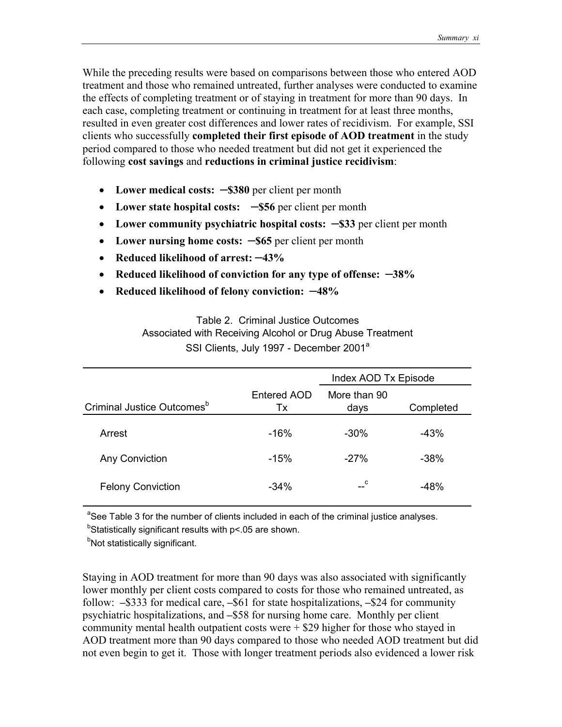While the preceding results were based on comparisons between those who entered AOD treatment and those who remained untreated, further analyses were conducted to examine the effects of completing treatment or of staying in treatment for more than 90 days. In each case, completing treatment or continuing in treatment for at least three months, resulted in even greater cost differences and lower rates of recidivism. For example, SSI clients who successfully **completed their first episode of AOD treatment** in the study period compared to those who needed treatment but did not get it experienced the following **cost savings** and **reductions in criminal justice recidivism**:

- **Lower medical costs: –$380** per client per month
- **Lower state hospital costs: –$56** per client per month
- **Lower community psychiatric hospital costs: –$33** per client per month
- **Lower nursing home costs: –$65** per client per month
- **Reduced likelihood of arrest: –43%**
- **Reduced likelihood of conviction for any type of offense: –38%**
- **Reduced likelihood of felony conviction: –48%**

Table 2. Criminal Justice Outcomes Associated with Receiving Alcohol or Drug Abuse Treatment SSI Clients, July 1997 - December 2001[a]

| | | Index AOD Tx Episode | |
|---|---|---|---|
| Criminal Justice Outcomes[b] | Entered AOD Tx | More than 90 days | Completed |
| Arrest | -16% | -30% | -43% |
| Any Conviction | -15% | -27% | -38% |
| Felony Conviction | -34% | --[c] | -48% |

[a]See Table 3 for the number of clients included in each of the criminal justice analyses.

[b]Statistically significant results with p<.05 are shown.

[b]Not statistically significant.

Staying in AOD treatment for more than 90 days was also associated with significantly lower monthly per client costs compared to costs for those who remained untreated, as follow: –$333 for medical care, –$61 for state hospitalizations, –$24 for community psychiatric hospitalizations, and –$58 for nursing home care. Monthly per client community mental health outpatient costs were + $29 higher for those who stayed in AOD treatment more than 90 days compared to those who needed AOD treatment but did not even begin to get it. Those with longer treatment periods also evidenced a lower risk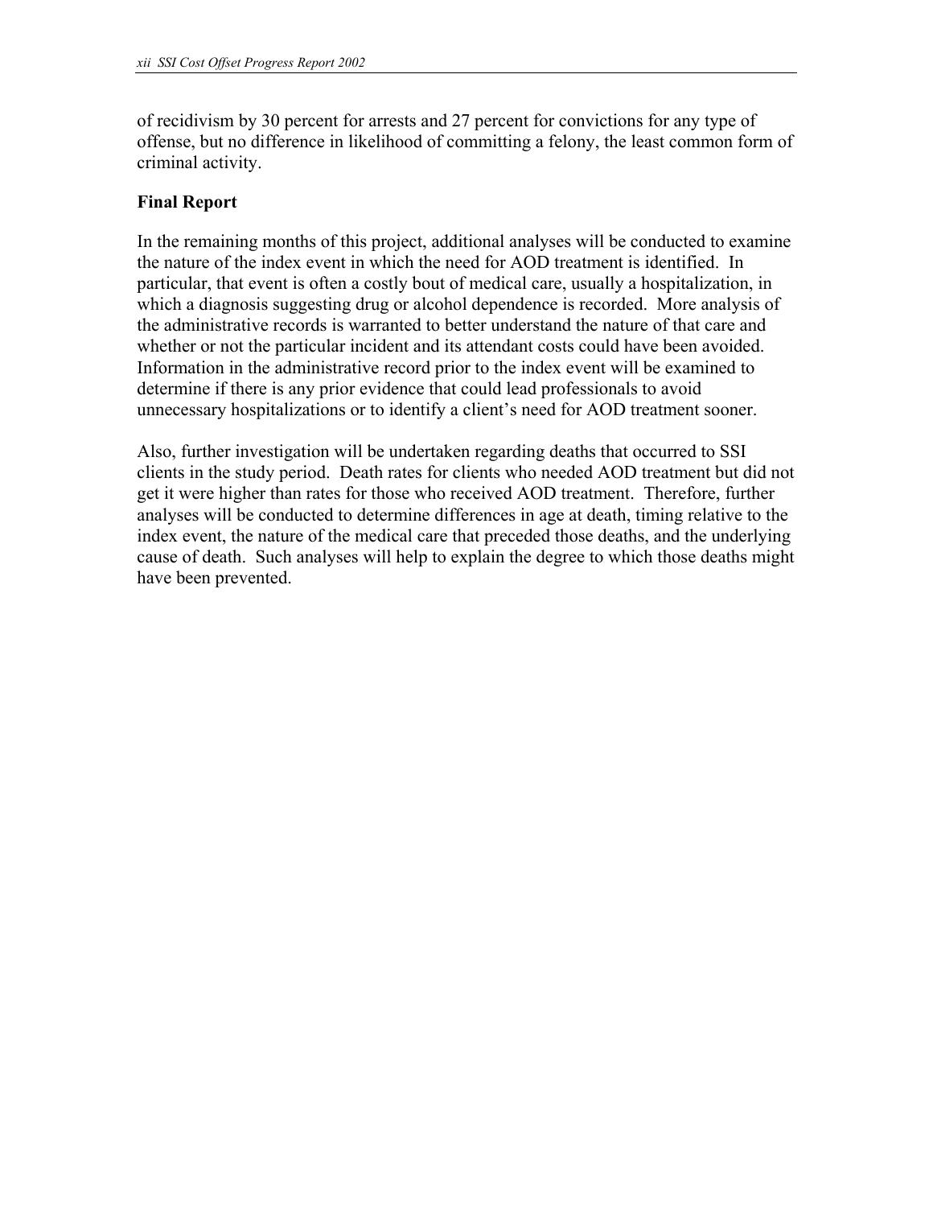of recidivism by 30 percent for arrests and 27 percent for convictions for any type of offense, but no difference in likelihood of committing a felony, the least common form of criminal activity.

## Final Report

In the remaining months of this project, additional analyses will be conducted to examine the nature of the index event in which the need for AOD treatment is identified. In particular, that event is often a costly bout of medical care, usually a hospitalization, in which a diagnosis suggesting drug or alcohol dependence is recorded. More analysis of the administrative records is warranted to better understand the nature of that care and whether or not the particular incident and its attendant costs could have been avoided. Information in the administrative record prior to the index event will be examined to determine if there is any prior evidence that could lead professionals to avoid unnecessary hospitalizations or to identify a client's need for AOD treatment sooner.

Also, further investigation will be undertaken regarding deaths that occurred to SSI clients in the study period. Death rates for clients who needed AOD treatment but did not get it were higher than rates for those who received AOD treatment. Therefore, further analyses will be conducted to determine differences in age at death, timing relative to the index event, the nature of the medical care that preceded those deaths, and the underlying cause of death. Such analyses will help to explain the degree to which those deaths might have been prevented.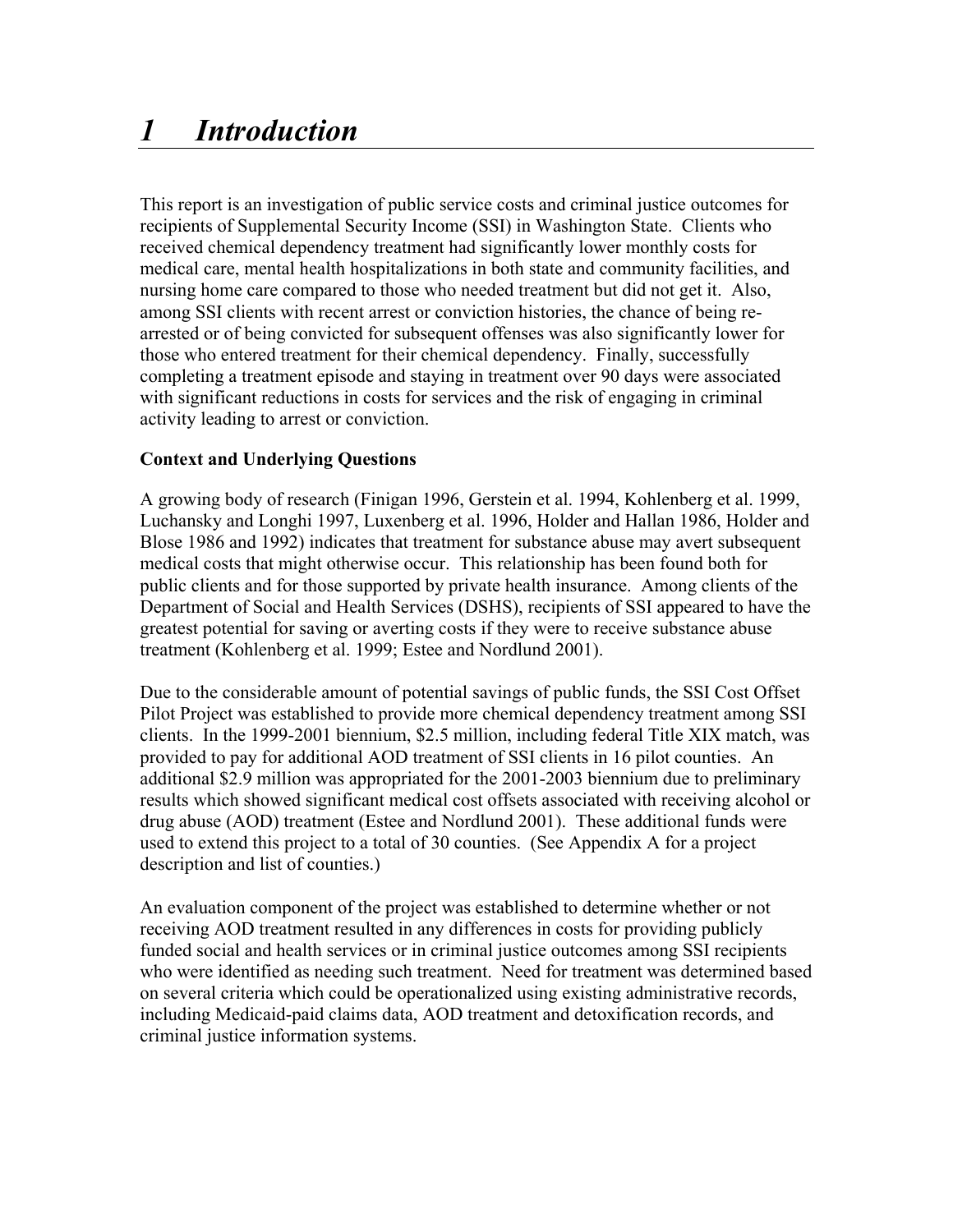# *1 Introduction*

This report is an investigation of public service costs and criminal justice outcomes for recipients of Supplemental Security Income (SSI) in Washington State. Clients who received chemical dependency treatment had significantly lower monthly costs for medical care, mental health hospitalizations in both state and community facilities, and nursing home care compared to those who needed treatment but did not get it. Also, among SSI clients with recent arrest or conviction histories, the chance of being re-arrested or of being convicted for subsequent offenses was also significantly lower for those who entered treatment for their chemical dependency. Finally, successfully completing a treatment episode and staying in treatment over 90 days were associated with significant reductions in costs for services and the risk of engaging in criminal activity leading to arrest or conviction.

**Context and Underlying Questions**

A growing body of research (Finigan 1996, Gerstein et al. 1994, Kohlenberg et al. 1999, Luchansky and Longhi 1997, Luxenberg et al. 1996, Holder and Hallan 1986, Holder and Blose 1986 and 1992) indicates that treatment for substance abuse may avert subsequent medical costs that might otherwise occur. This relationship has been found both for public clients and for those supported by private health insurance. Among clients of the Department of Social and Health Services (DSHS), recipients of SSI appeared to have the greatest potential for saving or averting costs if they were to receive substance abuse treatment (Kohlenberg et al. 1999; Estee and Nordlund 2001).

Due to the considerable amount of potential savings of public funds, the SSI Cost Offset Pilot Project was established to provide more chemical dependency treatment among SSI clients. In the 1999-2001 biennium, $2.5 million, including federal Title XIX match, was provided to pay for additional AOD treatment of SSI clients in 16 pilot counties. An additional $2.9 million was appropriated for the 2001-2003 biennium due to preliminary results which showed significant medical cost offsets associated with receiving alcohol or drug abuse (AOD) treatment (Estee and Nordlund 2001). These additional funds were used to extend this project to a total of 30 counties. (See Appendix A for a project description and list of counties.)

An evaluation component of the project was established to determine whether or not receiving AOD treatment resulted in any differences in costs for providing publicly funded social and health services or in criminal justice outcomes among SSI recipients who were identified as needing such treatment. Need for treatment was determined based on several criteria which could be operationalized using existing administrative records, including Medicaid-paid claims data, AOD treatment and detoxification records, and criminal justice information systems.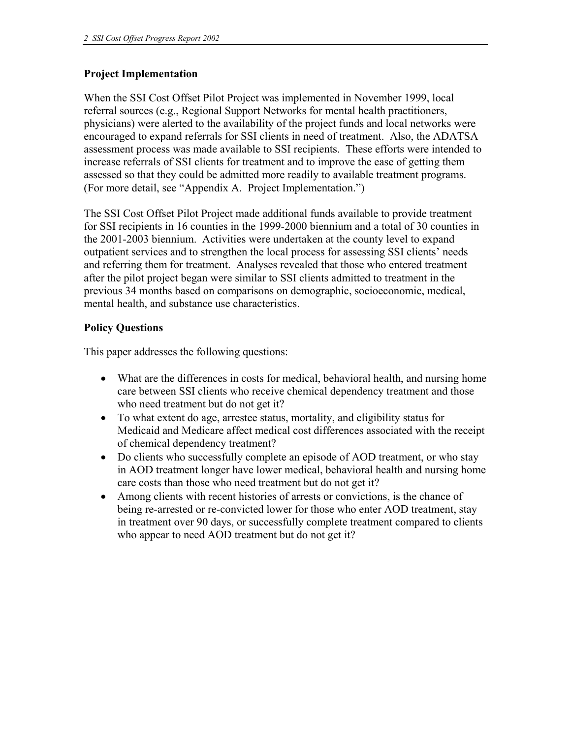## Project Implementation

When the SSI Cost Offset Pilot Project was implemented in November 1999, local referral sources (e.g., Regional Support Networks for mental health practitioners, physicians) were alerted to the availability of the project funds and local networks were encouraged to expand referrals for SSI clients in need of treatment. Also, the ADATSA assessment process was made available to SSI recipients. These efforts were intended to increase referrals of SSI clients for treatment and to improve the ease of getting them assessed so that they could be admitted more readily to available treatment programs. (For more detail, see "Appendix A. Project Implementation.")

The SSI Cost Offset Pilot Project made additional funds available to provide treatment for SSI recipients in 16 counties in the 1999-2000 biennium and a total of 30 counties in the 2001-2003 biennium. Activities were undertaken at the county level to expand outpatient services and to strengthen the local process for assessing SSI clients' needs and referring them for treatment. Analyses revealed that those who entered treatment after the pilot project began were similar to SSI clients admitted to treatment in the previous 34 months based on comparisons on demographic, socioeconomic, medical, mental health, and substance use characteristics.

## Policy Questions

This paper addresses the following questions:

- What are the differences in costs for medical, behavioral health, and nursing home care between SSI clients who receive chemical dependency treatment and those who need treatment but do not get it?
- To what extent do age, arrestee status, mortality, and eligibility status for Medicaid and Medicare affect medical cost differences associated with the receipt of chemical dependency treatment?
- Do clients who successfully complete an episode of AOD treatment, or who stay in AOD treatment longer have lower medical, behavioral health and nursing home care costs than those who need treatment but do not get it?
- Among clients with recent histories of arrests or convictions, is the chance of being re-arrested or re-convicted lower for those who enter AOD treatment, stay in treatment over 90 days, or successfully complete treatment compared to clients who appear to need AOD treatment but do not get it?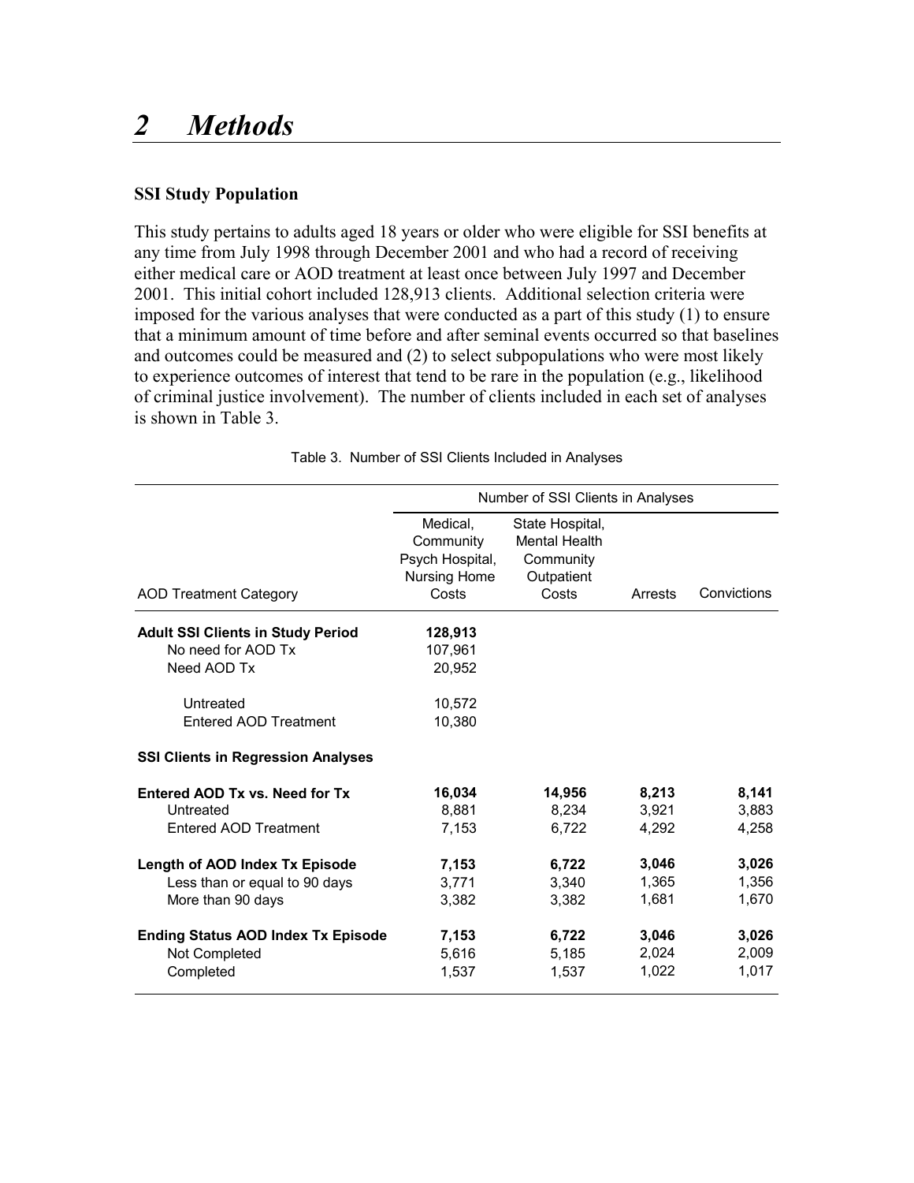# 2 Methods

### SSI Study Population

This study pertains to adults aged 18 years or older who were eligible for SSI benefits at any time from July 1998 through December 2001 and who had a record of receiving either medical care or AOD treatment at least once between July 1997 and December 2001. This initial cohort included 128,913 clients. Additional selection criteria were imposed for the various analyses that were conducted as a part of this study (1) to ensure that a minimum amount of time before and after seminal events occurred so that baselines and outcomes could be measured and (2) to select subpopulations who were most likely to experience outcomes of interest that tend to be rare in the population (e.g., likelihood of criminal justice involvement). The number of clients included in each set of analyses is shown in Table 3.

Table 3. Number of SSI Clients Included in Analyses

| | Number of SSI Clients in Analyses | | | |
|---|---|---|---|---|
| AOD Treatment Category | Medical, Community Psych Hospital, Nursing Home Costs | State Hospital, Mental Health Community Outpatient Costs | Arrests | Convictions |
| **Adult SSI Clients in Study Period** | **128,913** | | | |
| No need for AOD Tx | 107,961 | | | |
| Need AOD Tx | 20,952 | | | |
| Untreated | 10,572 | | | |
| Entered AOD Treatment | 10,380 | | | |
| **SSI Clients in Regression Analyses** | | | | |
| **Entered AOD Tx vs. Need for Tx** | **16,034** | **14,956** | **8,213** | **8,141** |
| Untreated | 8,881 | 8,234 | 3,921 | 3,883 |
| Entered AOD Treatment | 7,153 | 6,722 | 4,292 | 4,258 |
| **Length of AOD Index Tx Episode** | **7,153** | **6,722** | **3,046** | **3,026** |
| Less than or equal to 90 days | 3,771 | 3,340 | 1,365 | 1,356 |
| More than 90 days | 3,382 | 3,382 | 1,681 | 1,670 |
| **Ending Status AOD Index Tx Episode** | **7,153** | **6,722** | **3,046** | **3,026** |
| Not Completed | 5,616 | 5,185 | 2,024 | 2,009 |
| Completed | 1,537 | 1,537 | 1,022 | 1,017 |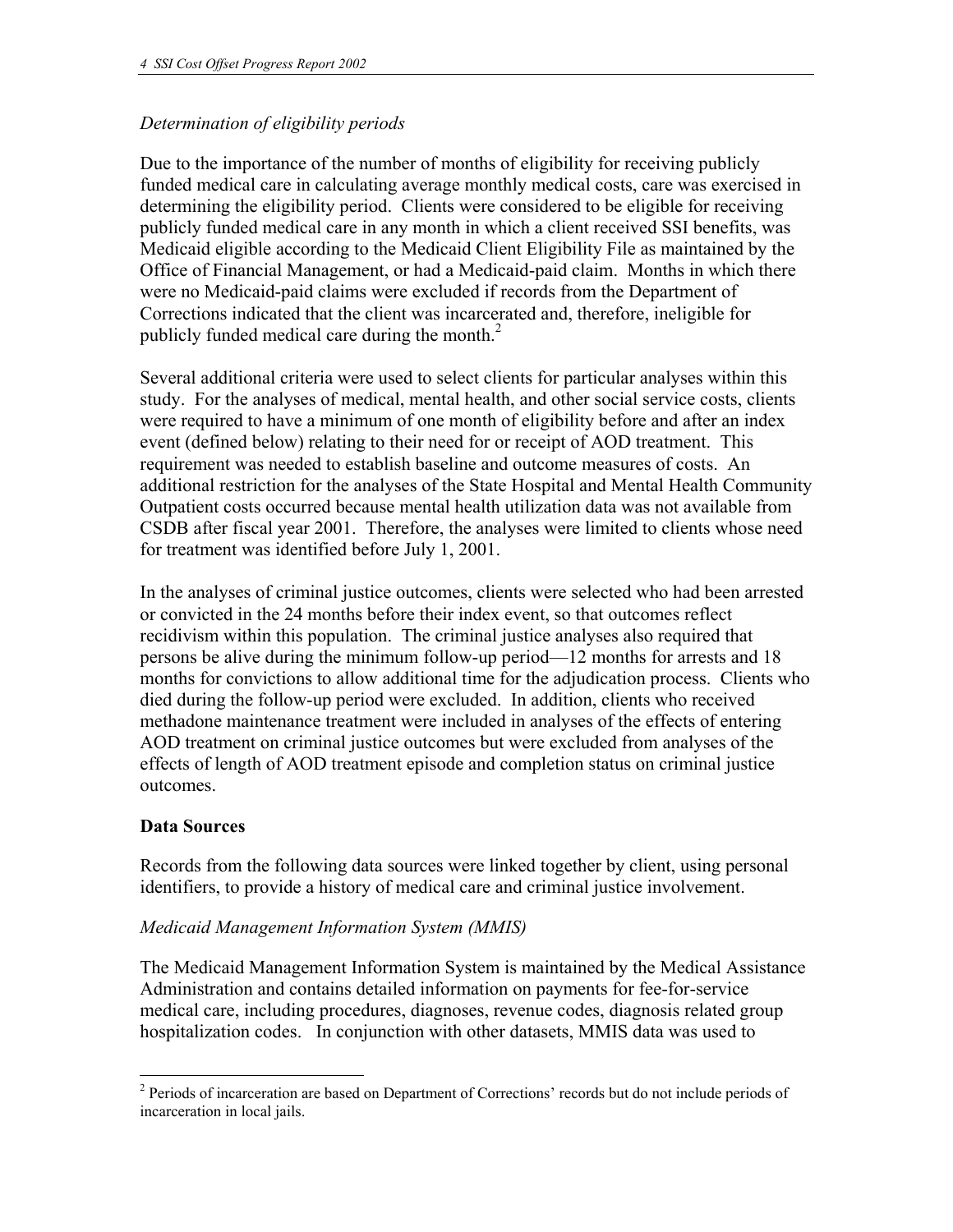*Determination of eligibility periods*

Due to the importance of the number of months of eligibility for receiving publicly funded medical care in calculating average monthly medical costs, care was exercised in determining the eligibility period. Clients were considered to be eligible for receiving publicly funded medical care in any month in which a client received SSI benefits, was Medicaid eligible according to the Medicaid Client Eligibility File as maintained by the Office of Financial Management, or had a Medicaid-paid claim. Months in which there were no Medicaid-paid claims were excluded if records from the Department of Corrections indicated that the client was incarcerated and, therefore, ineligible for publicly funded medical care during the month.[2]

Several additional criteria were used to select clients for particular analyses within this study. For the analyses of medical, mental health, and other social service costs, clients were required to have a minimum of one month of eligibility before and after an index event (defined below) relating to their need for or receipt of AOD treatment. This requirement was needed to establish baseline and outcome measures of costs. An additional restriction for the analyses of the State Hospital and Mental Health Community Outpatient costs occurred because mental health utilization data was not available from CSDB after fiscal year 2001. Therefore, the analyses were limited to clients whose need for treatment was identified before July 1, 2001.

In the analyses of criminal justice outcomes, clients were selected who had been arrested or convicted in the 24 months before their index event, so that outcomes reflect recidivism within this population. The criminal justice analyses also required that persons be alive during the minimum follow-up period—12 months for arrests and 18 months for convictions to allow additional time for the adjudication process. Clients who died during the follow-up period were excluded. In addition, clients who received methadone maintenance treatment were included in analyses of the effects of entering AOD treatment on criminal justice outcomes but were excluded from analyses of the effects of length of AOD treatment episode and completion status on criminal justice outcomes.

**Data Sources**

Records from the following data sources were linked together by client, using personal identifiers, to provide a history of medical care and criminal justice involvement.

*Medicaid Management Information System (MMIS)*

The Medicaid Management Information System is maintained by the Medical Assistance Administration and contains detailed information on payments for fee-for-service medical care, including procedures, diagnoses, revenue codes, diagnosis related group hospitalization codes. In conjunction with other datasets, MMIS data was used to

[2] Periods of incarceration are based on Department of Corrections' records but do not include periods of incarceration in local jails.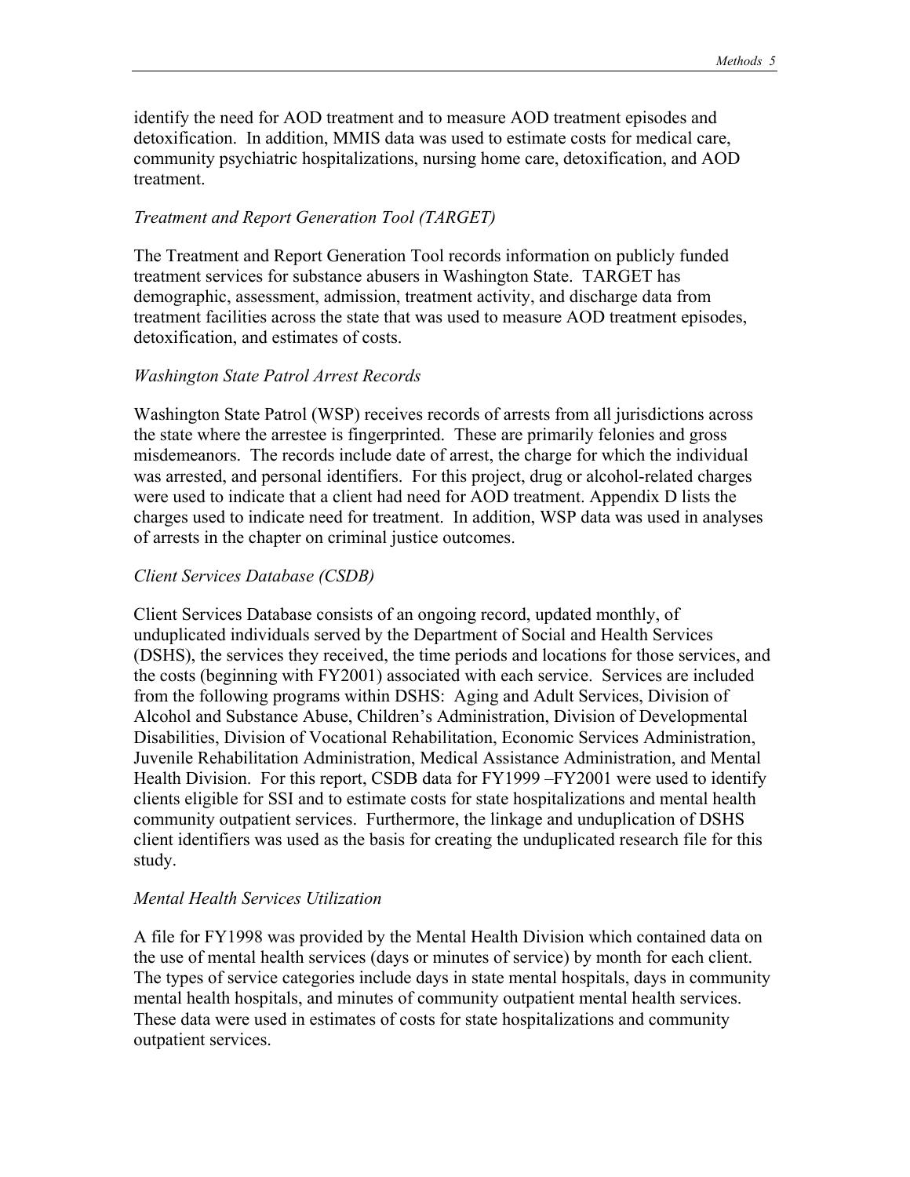identify the need for AOD treatment and to measure AOD treatment episodes and detoxification. In addition, MMIS data was used to estimate costs for medical care, community psychiatric hospitalizations, nursing home care, detoxification, and AOD treatment.

*Treatment and Report Generation Tool (TARGET)*

The Treatment and Report Generation Tool records information on publicly funded treatment services for substance abusers in Washington State. TARGET has demographic, assessment, admission, treatment activity, and discharge data from treatment facilities across the state that was used to measure AOD treatment episodes, detoxification, and estimates of costs.

*Washington State Patrol Arrest Records*

Washington State Patrol (WSP) receives records of arrests from all jurisdictions across the state where the arrestee is fingerprinted. These are primarily felonies and gross misdemeanors. The records include date of arrest, the charge for which the individual was arrested, and personal identifiers. For this project, drug or alcohol-related charges were used to indicate that a client had need for AOD treatment. Appendix D lists the charges used to indicate need for treatment. In addition, WSP data was used in analyses of arrests in the chapter on criminal justice outcomes.

*Client Services Database (CSDB)*

Client Services Database consists of an ongoing record, updated monthly, of unduplicated individuals served by the Department of Social and Health Services (DSHS), the services they received, the time periods and locations for those services, and the costs (beginning with FY2001) associated with each service. Services are included from the following programs within DSHS: Aging and Adult Services, Division of Alcohol and Substance Abuse, Children's Administration, Division of Developmental Disabilities, Division of Vocational Rehabilitation, Economic Services Administration, Juvenile Rehabilitation Administration, Medical Assistance Administration, and Mental Health Division. For this report, CSDB data for FY1999 –FY2001 were used to identify clients eligible for SSI and to estimate costs for state hospitalizations and mental health community outpatient services. Furthermore, the linkage and unduplication of DSHS client identifiers was used as the basis for creating the unduplicated research file for this study.

*Mental Health Services Utilization*

A file for FY1998 was provided by the Mental Health Division which contained data on the use of mental health services (days or minutes of service) by month for each client. The types of service categories include days in state mental hospitals, days in community mental health hospitals, and minutes of community outpatient mental health services. These data were used in estimates of costs for state hospitalizations and community outpatient services.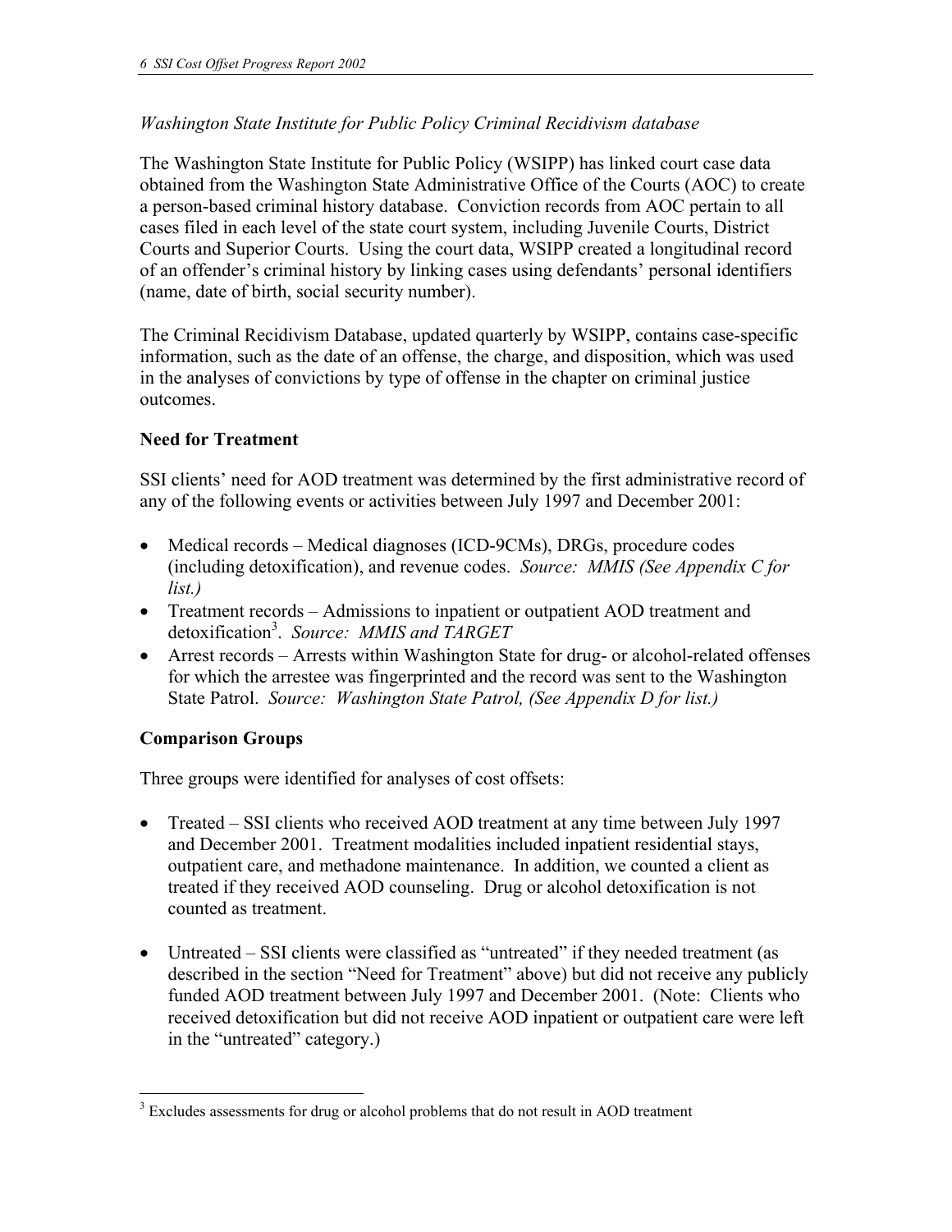*Washington State Institute for Public Policy Criminal Recidivism database*

The Washington State Institute for Public Policy (WSIPP) has linked court case data obtained from the Washington State Administrative Office of the Courts (AOC) to create a person-based criminal history database. Conviction records from AOC pertain to all cases filed in each level of the state court system, including Juvenile Courts, District Courts and Superior Courts. Using the court data, WSIPP created a longitudinal record of an offender's criminal history by linking cases using defendants' personal identifiers (name, date of birth, social security number).

The Criminal Recidivism Database, updated quarterly by WSIPP, contains case-specific information, such as the date of an offense, the charge, and disposition, which was used in the analyses of convictions by type of offense in the chapter on criminal justice outcomes.

**Need for Treatment**

SSI clients' need for AOD treatment was determined by the first administrative record of any of the following events or activities between July 1997 and December 2001:

- Medical records – Medical diagnoses (ICD-9CMs), DRGs, procedure codes (including detoxification), and revenue codes. *Source: MMIS (See Appendix C for list.)*
- Treatment records – Admissions to inpatient or outpatient AOD treatment and detoxification[3]. *Source: MMIS and TARGET*
- Arrest records – Arrests within Washington State for drug- or alcohol-related offenses for which the arrestee was fingerprinted and the record was sent to the Washington State Patrol. *Source: Washington State Patrol, (See Appendix D for list.)*

**Comparison Groups**

Three groups were identified for analyses of cost offsets:

- Treated – SSI clients who received AOD treatment at any time between July 1997 and December 2001. Treatment modalities included inpatient residential stays, outpatient care, and methadone maintenance. In addition, we counted a client as treated if they received AOD counseling. Drug or alcohol detoxification is not counted as treatment.

- Untreated – SSI clients were classified as "untreated" if they needed treatment (as described in the section "Need for Treatment" above) but did not receive any publicly funded AOD treatment between July 1997 and December 2001. (Note: Clients who received detoxification but did not receive AOD inpatient or outpatient care were left in the "untreated" category.)

[3] Excludes assessments for drug or alcohol problems that do not result in AOD treatment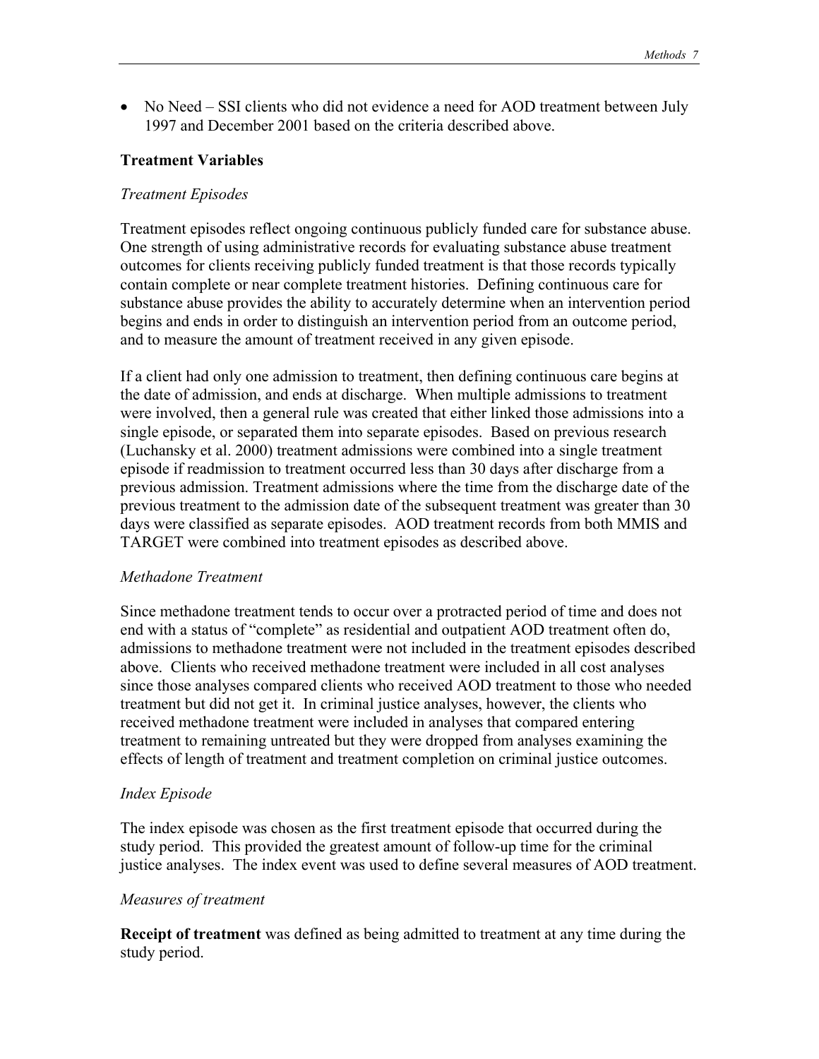- No Need – SSI clients who did not evidence a need for AOD treatment between July 1997 and December 2001 based on the criteria described above.

### Treatment Variables

*Treatment Episodes*

Treatment episodes reflect ongoing continuous publicly funded care for substance abuse. One strength of using administrative records for evaluating substance abuse treatment outcomes for clients receiving publicly funded treatment is that those records typically contain complete or near complete treatment histories. Defining continuous care for substance abuse provides the ability to accurately determine when an intervention period begins and ends in order to distinguish an intervention period from an outcome period, and to measure the amount of treatment received in any given episode.

If a client had only one admission to treatment, then defining continuous care begins at the date of admission, and ends at discharge. When multiple admissions to treatment were involved, then a general rule was created that either linked those admissions into a single episode, or separated them into separate episodes. Based on previous research (Luchansky et al. 2000) treatment admissions were combined into a single treatment episode if readmission to treatment occurred less than 30 days after discharge from a previous admission. Treatment admissions where the time from the discharge date of the previous treatment to the admission date of the subsequent treatment was greater than 30 days were classified as separate episodes. AOD treatment records from both MMIS and TARGET were combined into treatment episodes as described above.

*Methadone Treatment*

Since methadone treatment tends to occur over a protracted period of time and does not end with a status of "complete" as residential and outpatient AOD treatment often do, admissions to methadone treatment were not included in the treatment episodes described above. Clients who received methadone treatment were included in all cost analyses since those analyses compared clients who received AOD treatment to those who needed treatment but did not get it. In criminal justice analyses, however, the clients who received methadone treatment were included in analyses that compared entering treatment to remaining untreated but they were dropped from analyses examining the effects of length of treatment and treatment completion on criminal justice outcomes.

*Index Episode*

The index episode was chosen as the first treatment episode that occurred during the study period. This provided the greatest amount of follow-up time for the criminal justice analyses. The index event was used to define several measures of AOD treatment.

*Measures of treatment*

**Receipt of treatment** was defined as being admitted to treatment at any time during the study period.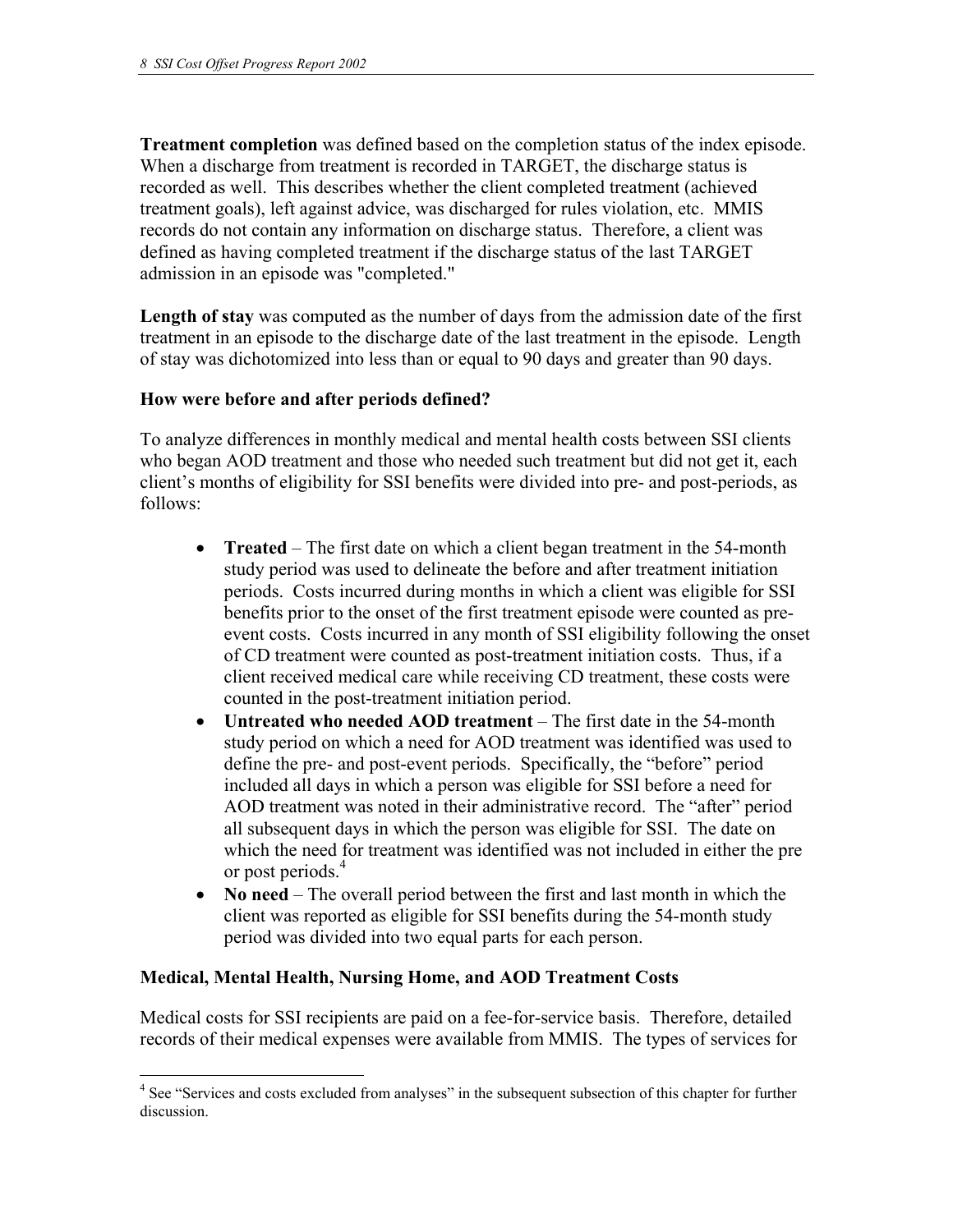**Treatment completion** was defined based on the completion status of the index episode. When a discharge from treatment is recorded in TARGET, the discharge status is recorded as well. This describes whether the client completed treatment (achieved treatment goals), left against advice, was discharged for rules violation, etc. MMIS records do not contain any information on discharge status. Therefore, a client was defined as having completed treatment if the discharge status of the last TARGET admission in an episode was "completed."

**Length of stay** was computed as the number of days from the admission date of the first treatment in an episode to the discharge date of the last treatment in the episode. Length of stay was dichotomized into less than or equal to 90 days and greater than 90 days.

### How were before and after periods defined?

To analyze differences in monthly medical and mental health costs between SSI clients who began AOD treatment and those who needed such treatment but did not get it, each client's months of eligibility for SSI benefits were divided into pre- and post-periods, as follows:

- **Treated** – The first date on which a client began treatment in the 54-month study period was used to delineate the before and after treatment initiation periods. Costs incurred during months in which a client was eligible for SSI benefits prior to the onset of the first treatment episode were counted as pre-event costs. Costs incurred in any month of SSI eligibility following the onset of CD treatment were counted as post-treatment initiation costs. Thus, if a client received medical care while receiving CD treatment, these costs were counted in the post-treatment initiation period.
- **Untreated who needed AOD treatment** – The first date in the 54-month study period on which a need for AOD treatment was identified was used to define the pre- and post-event periods. Specifically, the "before" period included all days in which a person was eligible for SSI before a need for AOD treatment was noted in their administrative record. The "after" period all subsequent days in which the person was eligible for SSI. The date on which the need for treatment was identified was not included in either the pre or post periods.[4]
- **No need** – The overall period between the first and last month in which the client was reported as eligible for SSI benefits during the 54-month study period was divided into two equal parts for each person.

### Medical, Mental Health, Nursing Home, and AOD Treatment Costs

Medical costs for SSI recipients are paid on a fee-for-service basis. Therefore, detailed records of their medical expenses were available from MMIS. The types of services for

[4] See "Services and costs excluded from analyses" in the subsequent subsection of this chapter for further discussion.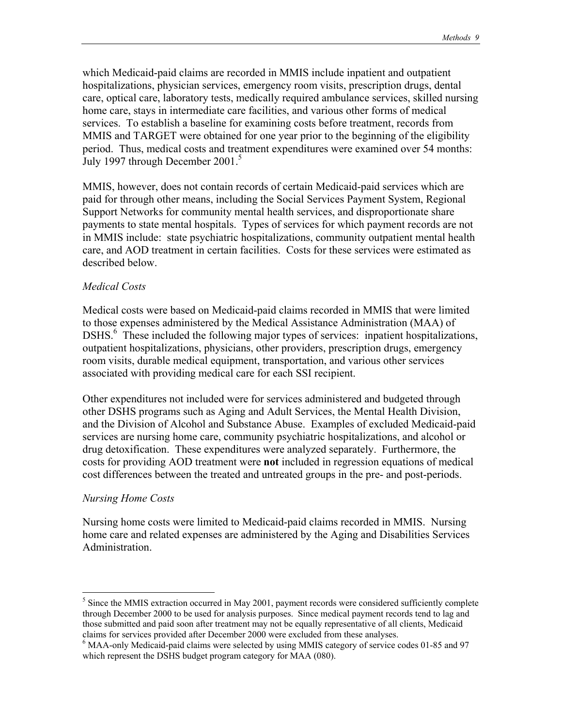which Medicaid-paid claims are recorded in MMIS include inpatient and outpatient hospitalizations, physician services, emergency room visits, prescription drugs, dental care, optical care, laboratory tests, medically required ambulance services, skilled nursing home care, stays in intermediate care facilities, and various other forms of medical services. To establish a baseline for examining costs before treatment, records from MMIS and TARGET were obtained for one year prior to the beginning of the eligibility period. Thus, medical costs and treatment expenditures were examined over 54 months: July 1997 through December 2001.[5]

MMIS, however, does not contain records of certain Medicaid-paid services which are paid for through other means, including the Social Services Payment System, Regional Support Networks for community mental health services, and disproportionate share payments to state mental hospitals. Types of services for which payment records are not in MMIS include: state psychiatric hospitalizations, community outpatient mental health care, and AOD treatment in certain facilities. Costs for these services were estimated as described below.

*Medical Costs*

Medical costs were based on Medicaid-paid claims recorded in MMIS that were limited to those expenses administered by the Medical Assistance Administration (MAA) of DSHS.[6] These included the following major types of services: inpatient hospitalizations, outpatient hospitalizations, physicians, other providers, prescription drugs, emergency room visits, durable medical equipment, transportation, and various other services associated with providing medical care for each SSI recipient.

Other expenditures not included were for services administered and budgeted through other DSHS programs such as Aging and Adult Services, the Mental Health Division, and the Division of Alcohol and Substance Abuse. Examples of excluded Medicaid-paid services are nursing home care, community psychiatric hospitalizations, and alcohol or drug detoxification. These expenditures were analyzed separately. Furthermore, the costs for providing AOD treatment were **not** included in regression equations of medical cost differences between the treated and untreated groups in the pre- and post-periods.

*Nursing Home Costs*

Nursing home costs were limited to Medicaid-paid claims recorded in MMIS. Nursing home care and related expenses are administered by the Aging and Disabilities Services Administration.

---

[5] Since the MMIS extraction occurred in May 2001, payment records were considered sufficiently complete through December 2000 to be used for analysis purposes. Since medical payment records tend to lag and those submitted and paid soon after treatment may not be equally representative of all clients, Medicaid claims for services provided after December 2000 were excluded from these analyses.

[6] MAA-only Medicaid-paid claims were selected by using MMIS category of service codes 01-85 and 97 which represent the DSHS budget program category for MAA (080).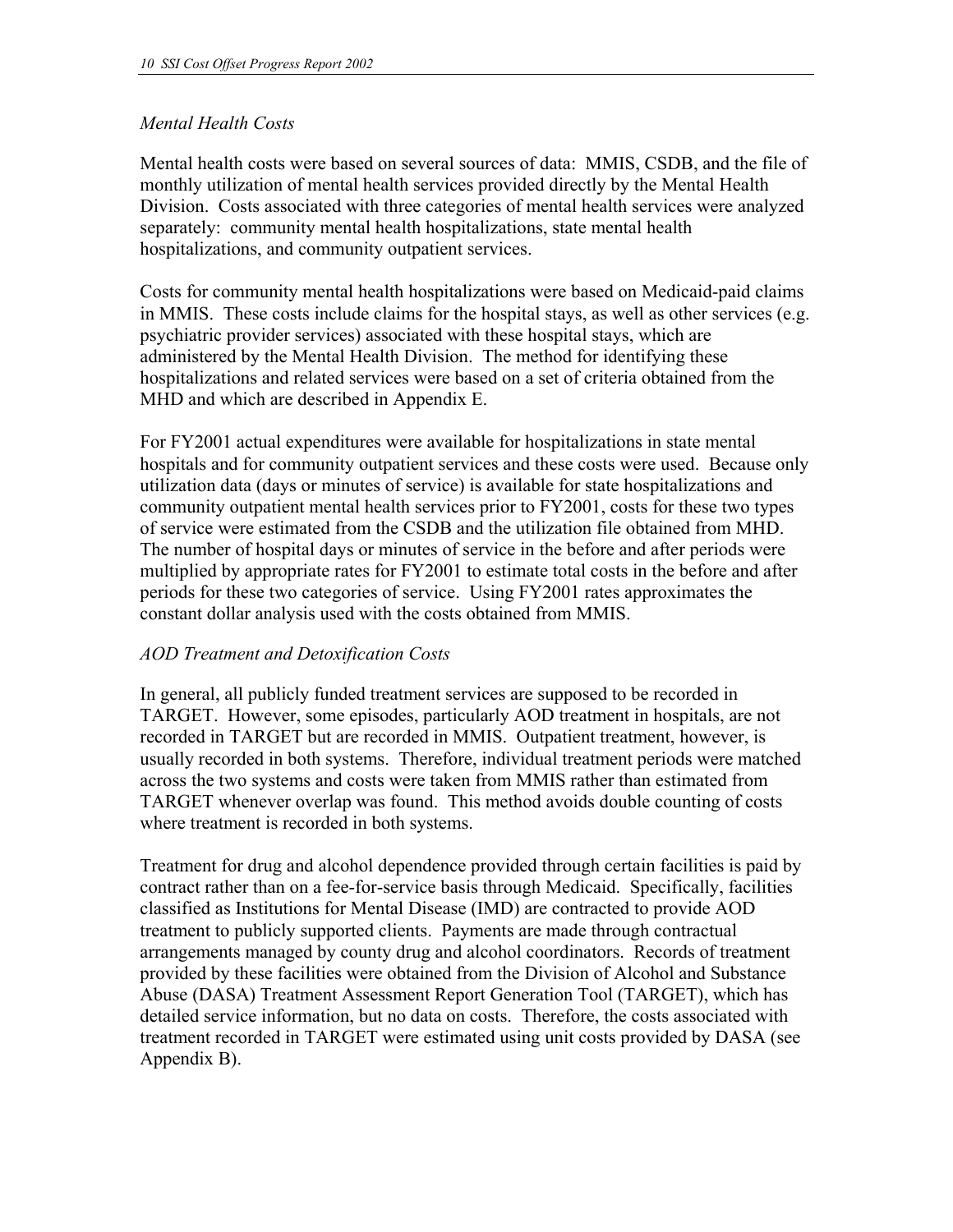*Mental Health Costs*

Mental health costs were based on several sources of data: MMIS, CSDB, and the file of monthly utilization of mental health services provided directly by the Mental Health Division. Costs associated with three categories of mental health services were analyzed separately: community mental health hospitalizations, state mental health hospitalizations, and community outpatient services.

Costs for community mental health hospitalizations were based on Medicaid-paid claims in MMIS. These costs include claims for the hospital stays, as well as other services (e.g. psychiatric provider services) associated with these hospital stays, which are administered by the Mental Health Division. The method for identifying these hospitalizations and related services were based on a set of criteria obtained from the MHD and which are described in Appendix E.

For FY2001 actual expenditures were available for hospitalizations in state mental hospitals and for community outpatient services and these costs were used. Because only utilization data (days or minutes of service) is available for state hospitalizations and community outpatient mental health services prior to FY2001, costs for these two types of service were estimated from the CSDB and the utilization file obtained from MHD. The number of hospital days or minutes of service in the before and after periods were multiplied by appropriate rates for FY2001 to estimate total costs in the before and after periods for these two categories of service. Using FY2001 rates approximates the constant dollar analysis used with the costs obtained from MMIS.

*AOD Treatment and Detoxification Costs*

In general, all publicly funded treatment services are supposed to be recorded in TARGET. However, some episodes, particularly AOD treatment in hospitals, are not recorded in TARGET but are recorded in MMIS. Outpatient treatment, however, is usually recorded in both systems. Therefore, individual treatment periods were matched across the two systems and costs were taken from MMIS rather than estimated from TARGET whenever overlap was found. This method avoids double counting of costs where treatment is recorded in both systems.

Treatment for drug and alcohol dependence provided through certain facilities is paid by contract rather than on a fee-for-service basis through Medicaid. Specifically, facilities classified as Institutions for Mental Disease (IMD) are contracted to provide AOD treatment to publicly supported clients. Payments are made through contractual arrangements managed by county drug and alcohol coordinators. Records of treatment provided by these facilities were obtained from the Division of Alcohol and Substance Abuse (DASA) Treatment Assessment Report Generation Tool (TARGET), which has detailed service information, but no data on costs. Therefore, the costs associated with treatment recorded in TARGET were estimated using unit costs provided by DASA (see Appendix B).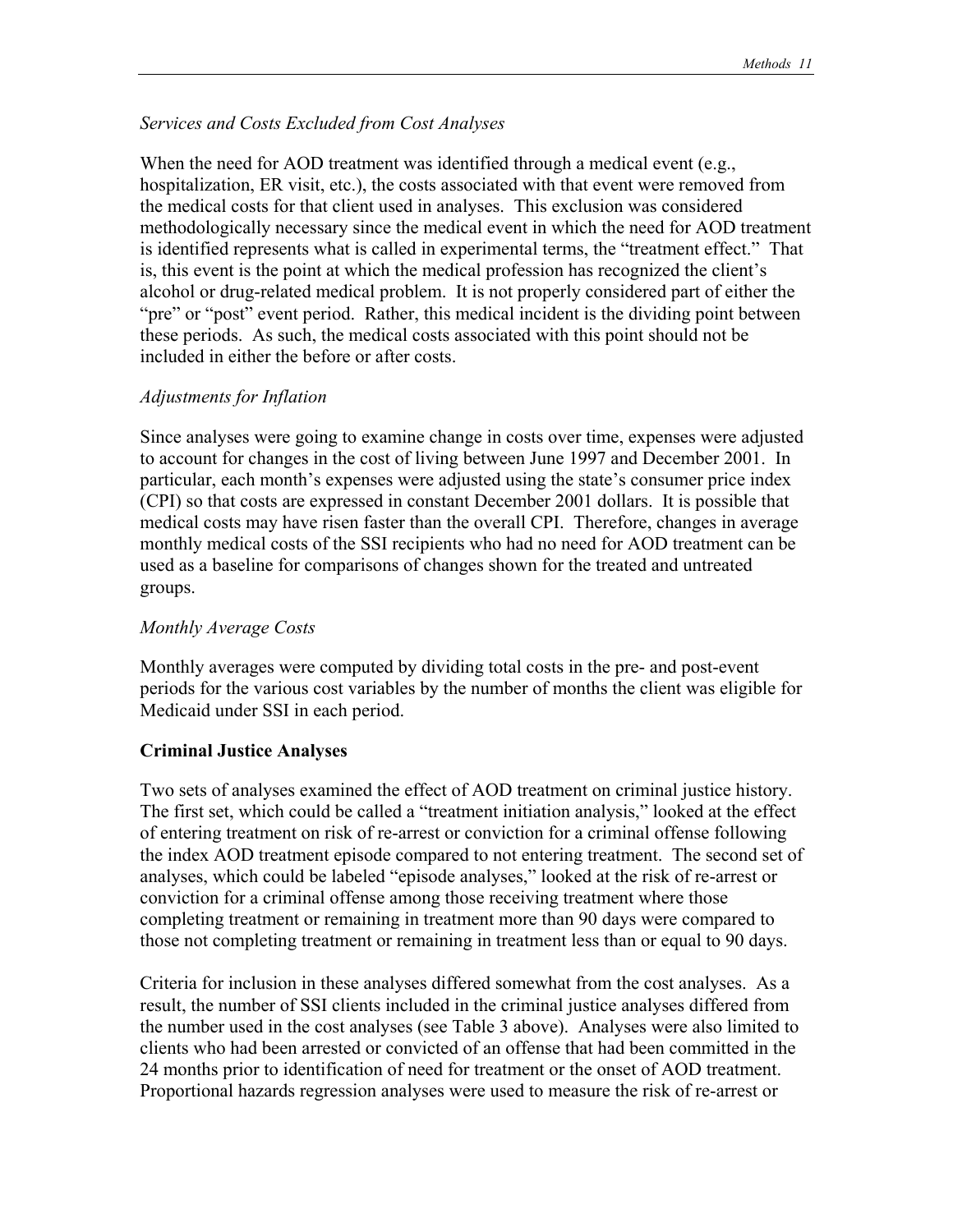*Services and Costs Excluded from Cost Analyses*

When the need for AOD treatment was identified through a medical event (e.g., hospitalization, ER visit, etc.), the costs associated with that event were removed from the medical costs for that client used in analyses. This exclusion was considered methodologically necessary since the medical event in which the need for AOD treatment is identified represents what is called in experimental terms, the "treatment effect." That is, this event is the point at which the medical profession has recognized the client's alcohol or drug-related medical problem. It is not properly considered part of either the "pre" or "post" event period. Rather, this medical incident is the dividing point between these periods. As such, the medical costs associated with this point should not be included in either the before or after costs.

*Adjustments for Inflation*

Since analyses were going to examine change in costs over time, expenses were adjusted to account for changes in the cost of living between June 1997 and December 2001. In particular, each month's expenses were adjusted using the state's consumer price index (CPI) so that costs are expressed in constant December 2001 dollars. It is possible that medical costs may have risen faster than the overall CPI. Therefore, changes in average monthly medical costs of the SSI recipients who had no need for AOD treatment can be used as a baseline for comparisons of changes shown for the treated and untreated groups.

*Monthly Average Costs*

Monthly averages were computed by dividing total costs in the pre- and post-event periods for the various cost variables by the number of months the client was eligible for Medicaid under SSI in each period.

**Criminal Justice Analyses**

Two sets of analyses examined the effect of AOD treatment on criminal justice history. The first set, which could be called a "treatment initiation analysis," looked at the effect of entering treatment on risk of re-arrest or conviction for a criminal offense following the index AOD treatment episode compared to not entering treatment. The second set of analyses, which could be labeled "episode analyses," looked at the risk of re-arrest or conviction for a criminal offense among those receiving treatment where those completing treatment or remaining in treatment more than 90 days were compared to those not completing treatment or remaining in treatment less than or equal to 90 days.

Criteria for inclusion in these analyses differed somewhat from the cost analyses. As a result, the number of SSI clients included in the criminal justice analyses differed from the number used in the cost analyses (see Table 3 above). Analyses were also limited to clients who had been arrested or convicted of an offense that had been committed in the 24 months prior to identification of need for treatment or the onset of AOD treatment. Proportional hazards regression analyses were used to measure the risk of re-arrest or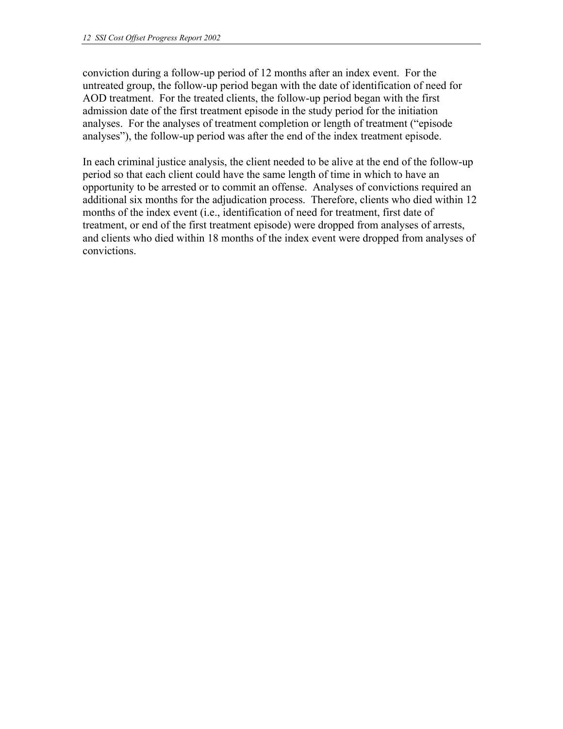conviction during a follow-up period of 12 months after an index event. For the untreated group, the follow-up period began with the date of identification of need for AOD treatment. For the treated clients, the follow-up period began with the first admission date of the first treatment episode in the study period for the initiation analyses. For the analyses of treatment completion or length of treatment ("episode analyses"), the follow-up period was after the end of the index treatment episode.

In each criminal justice analysis, the client needed to be alive at the end of the follow-up period so that each client could have the same length of time in which to have an opportunity to be arrested or to commit an offense. Analyses of convictions required an additional six months for the adjudication process. Therefore, clients who died within 12 months of the index event (i.e., identification of need for treatment, first date of treatment, or end of the first treatment episode) were dropped from analyses of arrests, and clients who died within 18 months of the index event were dropped from analyses of convictions.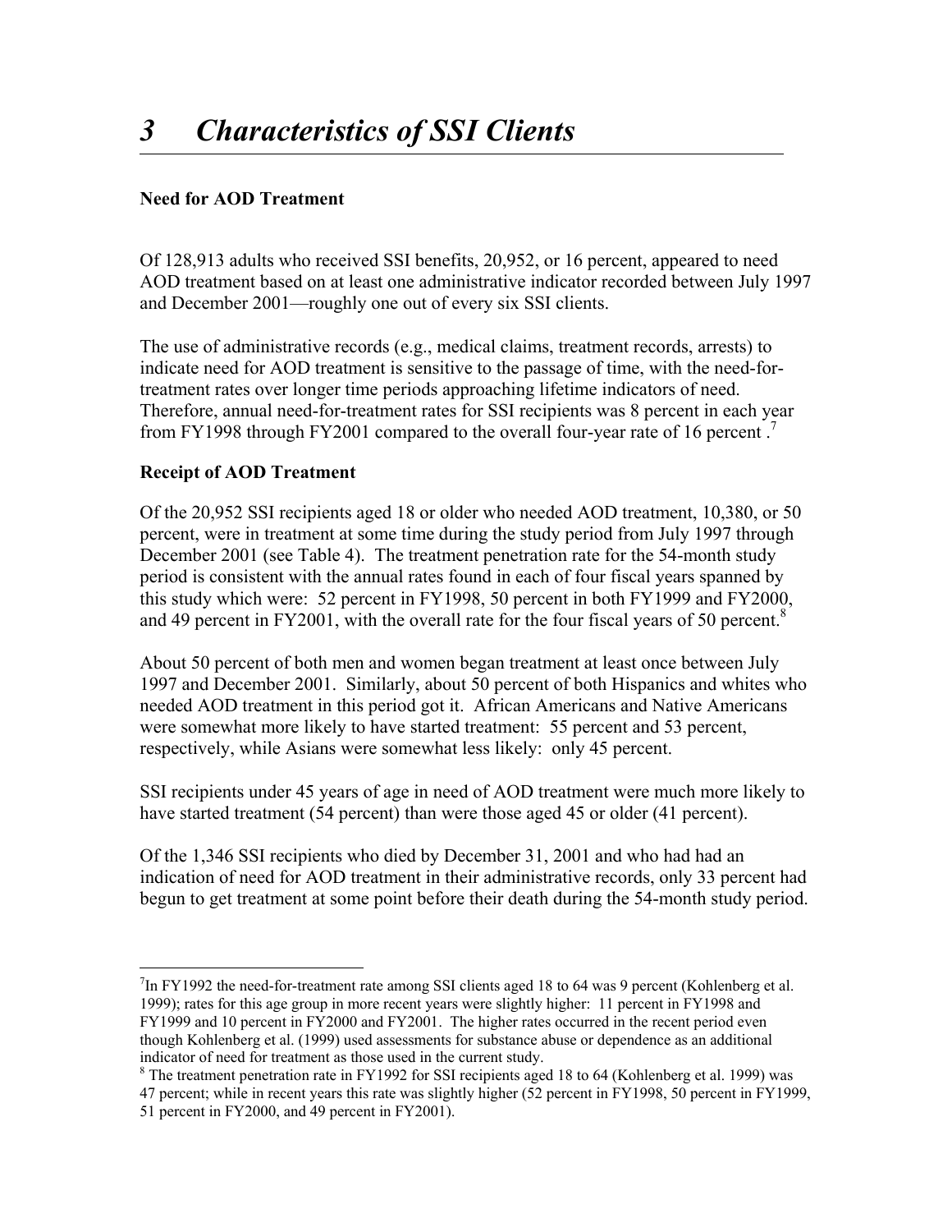# *3 Characteristics of SSI Clients*

**Need for AOD Treatment**

Of 128,913 adults who received SSI benefits, 20,952, or 16 percent, appeared to need AOD treatment based on at least one administrative indicator recorded between July 1997 and December 2001—roughly one out of every six SSI clients.

The use of administrative records (e.g., medical claims, treatment records, arrests) to indicate need for AOD treatment is sensitive to the passage of time, with the need-for-treatment rates over longer time periods approaching lifetime indicators of need. Therefore, annual need-for-treatment rates for SSI recipients was 8 percent in each year from FY1998 through FY2001 compared to the overall four-year rate of 16 percent .[7]

**Receipt of AOD Treatment**

Of the 20,952 SSI recipients aged 18 or older who needed AOD treatment, 10,380, or 50 percent, were in treatment at some time during the study period from July 1997 through December 2001 (see Table 4). The treatment penetration rate for the 54-month study period is consistent with the annual rates found in each of four fiscal years spanned by this study which were: 52 percent in FY1998, 50 percent in both FY1999 and FY2000, and 49 percent in FY2001, with the overall rate for the four fiscal years of 50 percent.[8]

About 50 percent of both men and women began treatment at least once between July 1997 and December 2001. Similarly, about 50 percent of both Hispanics and whites who needed AOD treatment in this period got it. African Americans and Native Americans were somewhat more likely to have started treatment: 55 percent and 53 percent, respectively, while Asians were somewhat less likely: only 45 percent.

SSI recipients under 45 years of age in need of AOD treatment were much more likely to have started treatment (54 percent) than were those aged 45 or older (41 percent).

Of the 1,346 SSI recipients who died by December 31, 2001 and who had had an indication of need for AOD treatment in their administrative records, only 33 percent had begun to get treatment at some point before their death during the 54-month study period.

---

[7] In FY1992 the need-for-treatment rate among SSI clients aged 18 to 64 was 9 percent (Kohlenberg et al. 1999); rates for this age group in more recent years were slightly higher: 11 percent in FY1998 and FY1999 and 10 percent in FY2000 and FY2001. The higher rates occurred in the recent period even though Kohlenberg et al. (1999) used assessments for substance abuse or dependence as an additional indicator of need for treatment as those used in the current study.

[8] The treatment penetration rate in FY1992 for SSI recipients aged 18 to 64 (Kohlenberg et al. 1999) was 47 percent; while in recent years this rate was slightly higher (52 percent in FY1998, 50 percent in FY1999, 51 percent in FY2000, and 49 percent in FY2001).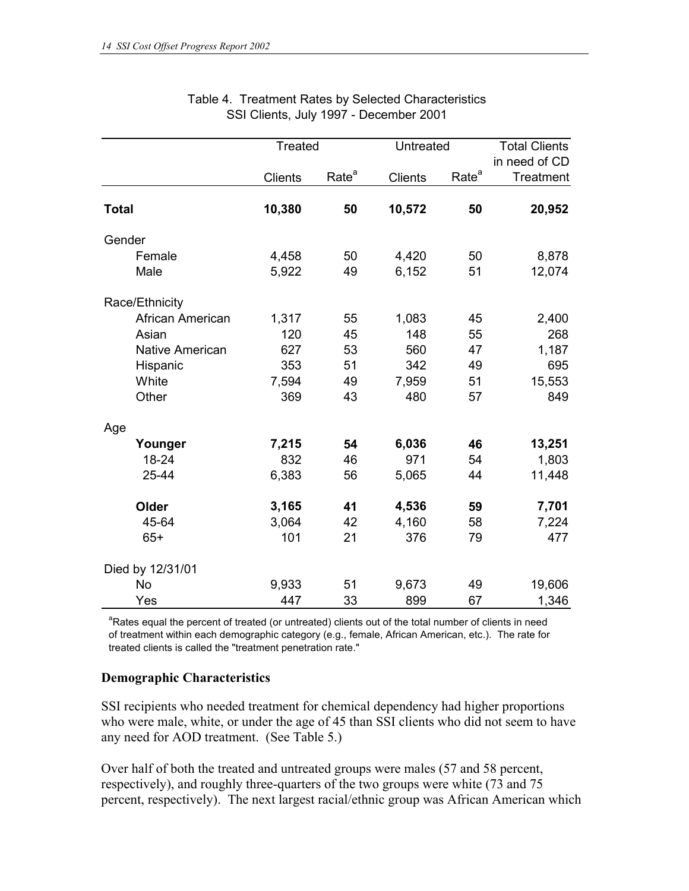Table 4. Treatment Rates by Selected Characteristics
SSI Clients, July 1997 - December 2001

| | Treated | | Untreated | | Total Clients in need of CD Treatment |
|---|---|---|---|---|---|
| | Clients | Rate[a] | Clients | Rate[a] | |
| **Total** | **10,380** | **50** | **10,572** | **50** | **20,952** |
| Gender | | | | | |
| Female | 4,458 | 50 | 4,420 | 50 | 8,878 |
| Male | 5,922 | 49 | 6,152 | 51 | 12,074 |
| Race/Ethnicity | | | | | |
| African American | 1,317 | 55 | 1,083 | 45 | 2,400 |
| Asian | 120 | 45 | 148 | 55 | 268 |
| Native American | 627 | 53 | 560 | 47 | 1,187 |
| Hispanic | 353 | 51 | 342 | 49 | 695 |
| White | 7,594 | 49 | 7,959 | 51 | 15,553 |
| Other | 369 | 43 | 480 | 57 | 849 |
| Age | | | | | |
| **Younger** | **7,215** | **54** | **6,036** | **46** | **13,251** |
| 18-24 | 832 | 46 | 971 | 54 | 1,803 |
| 25-44 | 6,383 | 56 | 5,065 | 44 | 11,448 |
| **Older** | **3,165** | **41** | **4,536** | **59** | **7,701** |
| 45-64 | 3,064 | 42 | 4,160 | 58 | 7,224 |
| 65+ | 101 | 21 | 376 | 79 | 477 |
| Died by 12/31/01 | | | | | |
| No | 9,933 | 51 | 9,673 | 49 | 19,606 |
| Yes | 447 | 33 | 899 | 67 | 1,346 |

[a]Rates equal the percent of treated (or untreated) clients out of the total number of clients in need of treatment within each demographic category (e.g., female, African American, etc.). The rate for treated clients is called the "treatment penetration rate."

### Demographic Characteristics

SSI recipients who needed treatment for chemical dependency had higher proportions who were male, white, or under the age of 45 than SSI clients who did not seem to have any need for AOD treatment. (See Table 5.)

Over half of both the treated and untreated groups were males (57 and 58 percent, respectively), and roughly three-quarters of the two groups were white (73 and 75 percent, respectively). The next largest racial/ethnic group was African American which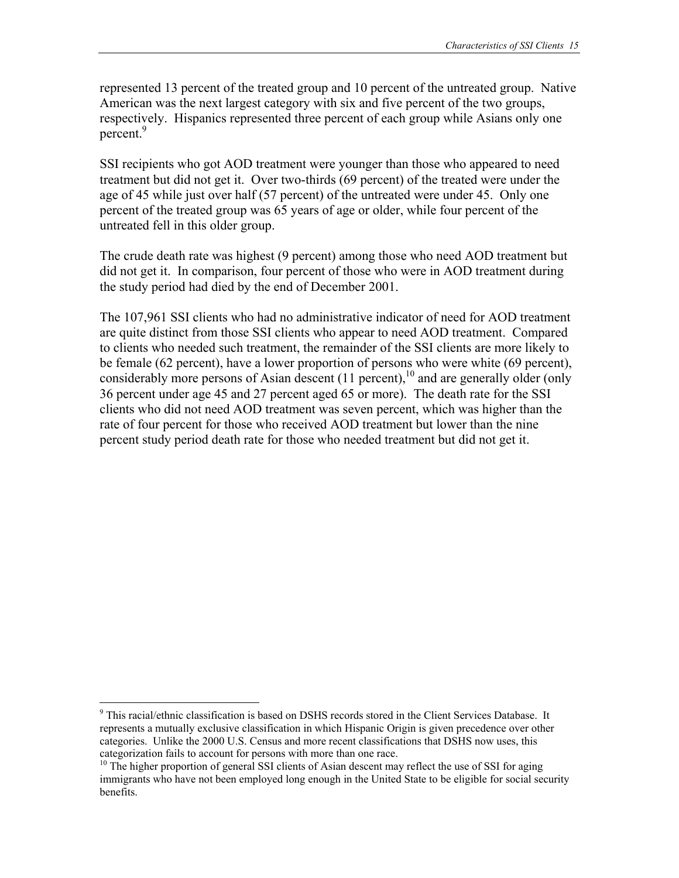represented 13 percent of the treated group and 10 percent of the untreated group. Native American was the next largest category with six and five percent of the two groups, respectively. Hispanics represented three percent of each group while Asians only one percent.[9]

SSI recipients who got AOD treatment were younger than those who appeared to need treatment but did not get it. Over two-thirds (69 percent) of the treated were under the age of 45 while just over half (57 percent) of the untreated were under 45. Only one percent of the treated group was 65 years of age or older, while four percent of the untreated fell in this older group.

The crude death rate was highest (9 percent) among those who need AOD treatment but did not get it. In comparison, four percent of those who were in AOD treatment during the study period had died by the end of December 2001.

The 107,961 SSI clients who had no administrative indicator of need for AOD treatment are quite distinct from those SSI clients who appear to need AOD treatment. Compared to clients who needed such treatment, the remainder of the SSI clients are more likely to be female (62 percent), have a lower proportion of persons who were white (69 percent), considerably more persons of Asian descent (11 percent),[10] and are generally older (only 36 percent under age 45 and 27 percent aged 65 or more). The death rate for the SSI clients who did not need AOD treatment was seven percent, which was higher than the rate of four percent for those who received AOD treatment but lower than the nine percent study period death rate for those who needed treatment but did not get it.

---

[9] This racial/ethnic classification is based on DSHS records stored in the Client Services Database. It represents a mutually exclusive classification in which Hispanic Origin is given precedence over other categories. Unlike the 2000 U.S. Census and more recent classifications that DSHS now uses, this categorization fails to account for persons with more than one race.

[10] The higher proportion of general SSI clients of Asian descent may reflect the use of SSI for aging immigrants who have not been employed long enough in the United State to be eligible for social security benefits.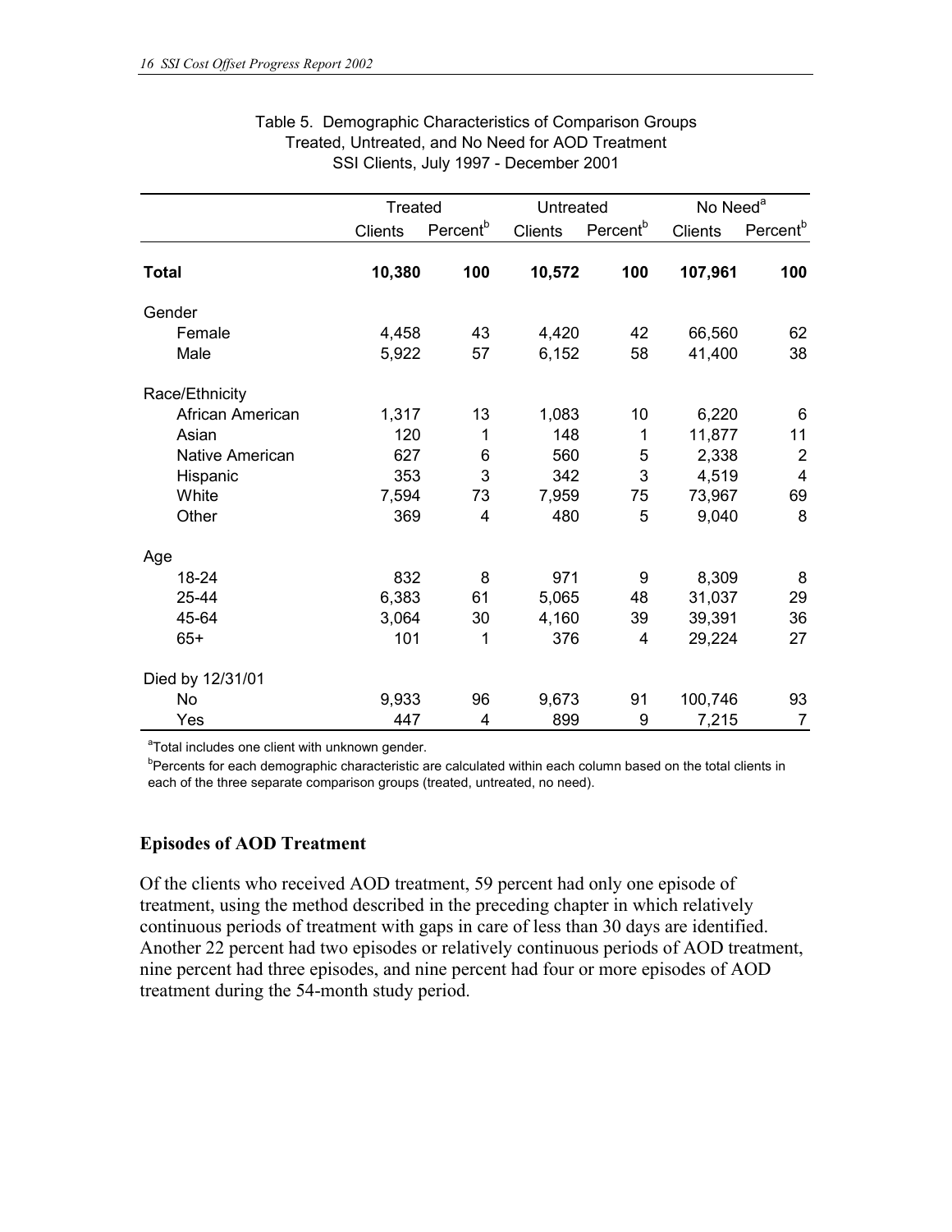Table 5. Demographic Characteristics of Comparison Groups
Treated, Untreated, and No Need for AOD Treatment
SSI Clients, July 1997 - December 2001

| | Treated | | Untreated | | No Need[a] | |
|---|---|---|---|---|---|---|
| | Clients | Percent[b] | Clients | Percent[b] | Clients | Percent[b] |
| **Total** | **10,380** | **100** | **10,572** | **100** | **107,961** | **100** |
| Gender | | | | | | |
| Female | 4,458 | 43 | 4,420 | 42 | 66,560 | 62 |
| Male | 5,922 | 57 | 6,152 | 58 | 41,400 | 38 |
| Race/Ethnicity | | | | | | |
| African American | 1,317 | 13 | 1,083 | 10 | 6,220 | 6 |
| Asian | 120 | 1 | 148 | 1 | 11,877 | 11 |
| Native American | 627 | 6 | 560 | 5 | 2,338 | 2 |
| Hispanic | 353 | 3 | 342 | 3 | 4,519 | 4 |
| White | 7,594 | 73 | 7,959 | 75 | 73,967 | 69 |
| Other | 369 | 4 | 480 | 5 | 9,040 | 8 |
| Age | | | | | | |
| 18-24 | 832 | 8 | 971 | 9 | 8,309 | 8 |
| 25-44 | 6,383 | 61 | 5,065 | 48 | 31,037 | 29 |
| 45-64 | 3,064 | 30 | 4,160 | 39 | 39,391 | 36 |
| 65+ | 101 | 1 | 376 | 4 | 29,224 | 27 |
| Died by 12/31/01 | | | | | | |
| No | 9,933 | 96 | 9,673 | 91 | 100,746 | 93 |
| Yes | 447 | 4 | 899 | 9 | 7,215 | 7 |

[a]Total includes one client with unknown gender.

[b]Percents for each demographic characteristic are calculated within each column based on the total clients in each of the three separate comparison groups (treated, untreated, no need).

### Episodes of AOD Treatment

Of the clients who received AOD treatment, 59 percent had only one episode of treatment, using the method described in the preceding chapter in which relatively continuous periods of treatment with gaps in care of less than 30 days are identified. Another 22 percent had two episodes or relatively continuous periods of AOD treatment, nine percent had three episodes, and nine percent had four or more episodes of AOD treatment during the 54-month study period.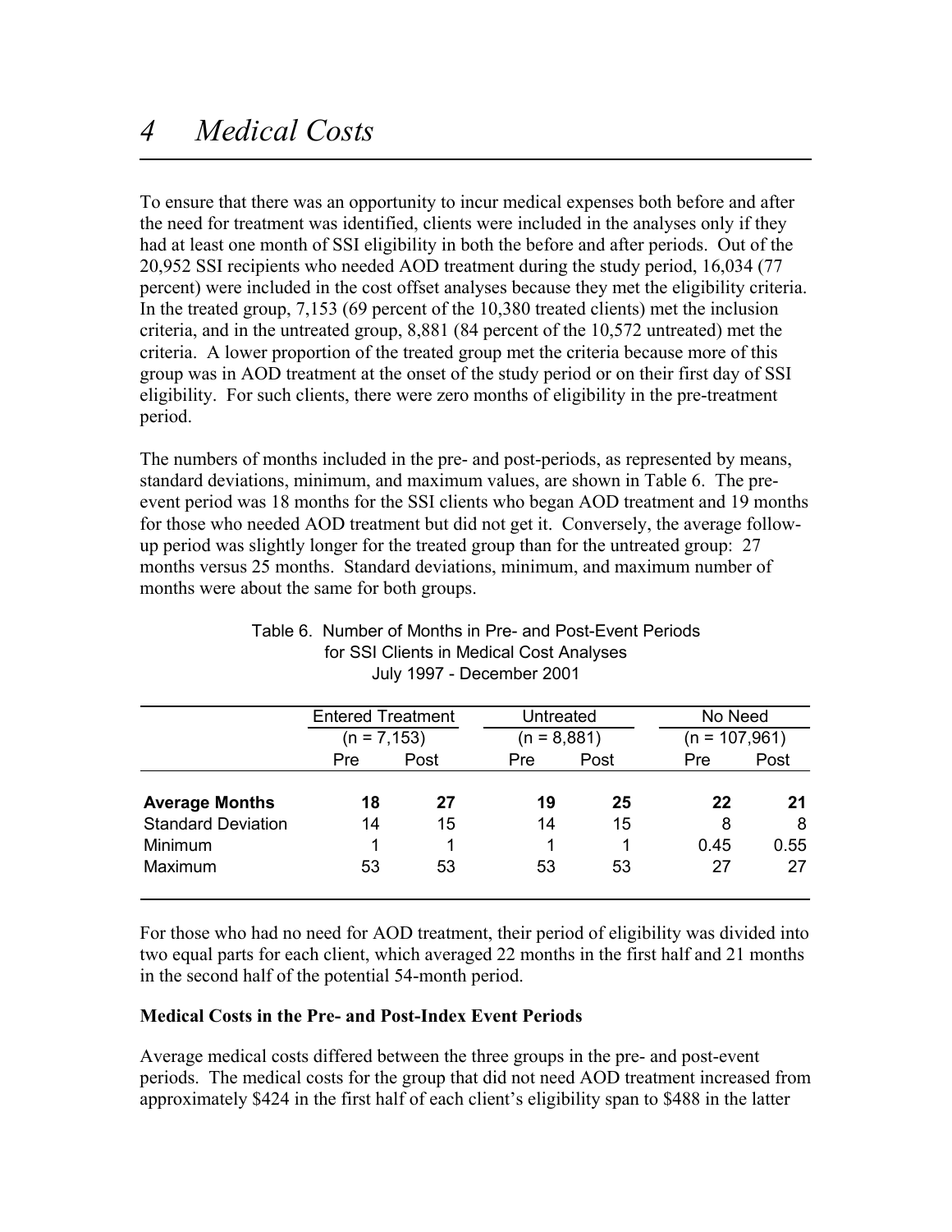# 4 Medical Costs

To ensure that there was an opportunity to incur medical expenses both before and after the need for treatment was identified, clients were included in the analyses only if they had at least one month of SSI eligibility in both the before and after periods. Out of the 20,952 SSI recipients who needed AOD treatment during the study period, 16,034 (77 percent) were included in the cost offset analyses because they met the eligibility criteria. In the treated group, 7,153 (69 percent of the 10,380 treated clients) met the inclusion criteria, and in the untreated group, 8,881 (84 percent of the 10,572 untreated) met the criteria. A lower proportion of the treated group met the criteria because more of this group was in AOD treatment at the onset of the study period or on their first day of SSI eligibility. For such clients, there were zero months of eligibility in the pre-treatment period.

The numbers of months included in the pre- and post-periods, as represented by means, standard deviations, minimum, and maximum values, are shown in Table 6. The pre-event period was 18 months for the SSI clients who began AOD treatment and 19 months for those who needed AOD treatment but did not get it. Conversely, the average follow-up period was slightly longer for the treated group than for the untreated group: 27 months versus 25 months. Standard deviations, minimum, and maximum number of months were about the same for both groups.

Table 6. Number of Months in Pre- and Post-Event Periods for SSI Clients in Medical Cost Analyses July 1997 - December 2001

| | Entered Treatment (n = 7,153) | | Untreated (n = 8,881) | | No Need (n = 107,961) | |
|---|---|---|---|---|---|---|
| | Pre | Post | Pre | Post | Pre | Post |
| **Average Months** | **18** | **27** | **19** | **25** | **22** | **21** |
| Standard Deviation | 14 | 15 | 14 | 15 | 8 | 8 |
| Minimum | 1 | 1 | 1 | 1 | 0.45 | 0.55 |
| Maximum | 53 | 53 | 53 | 53 | 27 | 27 |

For those who had no need for AOD treatment, their period of eligibility was divided into two equal parts for each client, which averaged 22 months in the first half and 21 months in the second half of the potential 54-month period.

**Medical Costs in the Pre- and Post-Index Event Periods**

Average medical costs differed between the three groups in the pre- and post-event periods. The medical costs for the group that did not need AOD treatment increased from approximately $424 in the first half of each client's eligibility span to $488 in the latter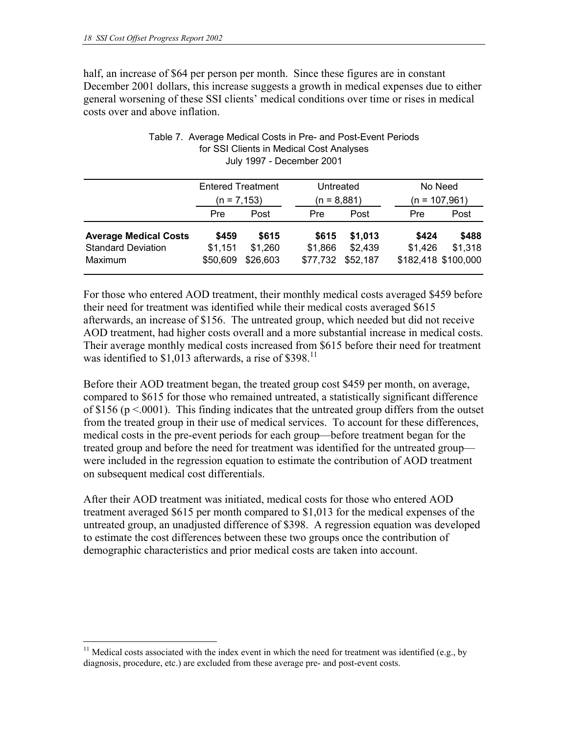half, an increase of $64 per person per month. Since these figures are in constant December 2001 dollars, this increase suggests a growth in medical expenses due to either general worsening of these SSI clients' medical conditions over time or rises in medical costs over and above inflation.

Table 7. Average Medical Costs in Pre- and Post-Event Periods for SSI Clients in Medical Cost Analyses July 1997 - December 2001

| | Entered Treatment (n = 7,153) | | Untreated (n = 8,881) | | No Need (n = 107,961) | |
|---|---|---|---|---|---|---|
| | Pre | Post | Pre | Post | Pre | Post |
| **Average Medical Costs** | **$459** | **$615** | **$615** | **$1,013** | **$424** | **$488** |
| Standard Deviation | $1,151 | $1,260 | $1,866 | $2,439 | $1,426 | $1,318 |
| Maximum | $50,609 | $26,603 | $77,732 | $52,187 | $182,418 | $100,000 |

For those who entered AOD treatment, their monthly medical costs averaged $459 before their need for treatment was identified while their medical costs averaged $615 afterwards, an increase of $156. The untreated group, which needed but did not receive AOD treatment, had higher costs overall and a more substantial increase in medical costs. Their average monthly medical costs increased from $615 before their need for treatment was identified to $1,013 afterwards, a rise of $398.[11]

Before their AOD treatment began, the treated group cost $459 per month, on average, compared to $615 for those who remained untreated, a statistically significant difference of $156 ($p < .0001$). This finding indicates that the untreated group differs from the outset from the treated group in their use of medical services. To account for these differences, medical costs in the pre-event periods for each group—before treatment began for the treated group and before the need for treatment was identified for the untreated group—were included in the regression equation to estimate the contribution of AOD treatment on subsequent medical cost differentials.

After their AOD treatment was initiated, medical costs for those who entered AOD treatment averaged $615 per month compared to $1,013 for the medical expenses of the untreated group, an unadjusted difference of $398. A regression equation was developed to estimate the cost differences between these two groups once the contribution of demographic characteristics and prior medical costs are taken into account.

[11] Medical costs associated with the index event in which the need for treatment was identified (e.g., by diagnosis, procedure, etc.) are excluded from these average pre- and post-event costs.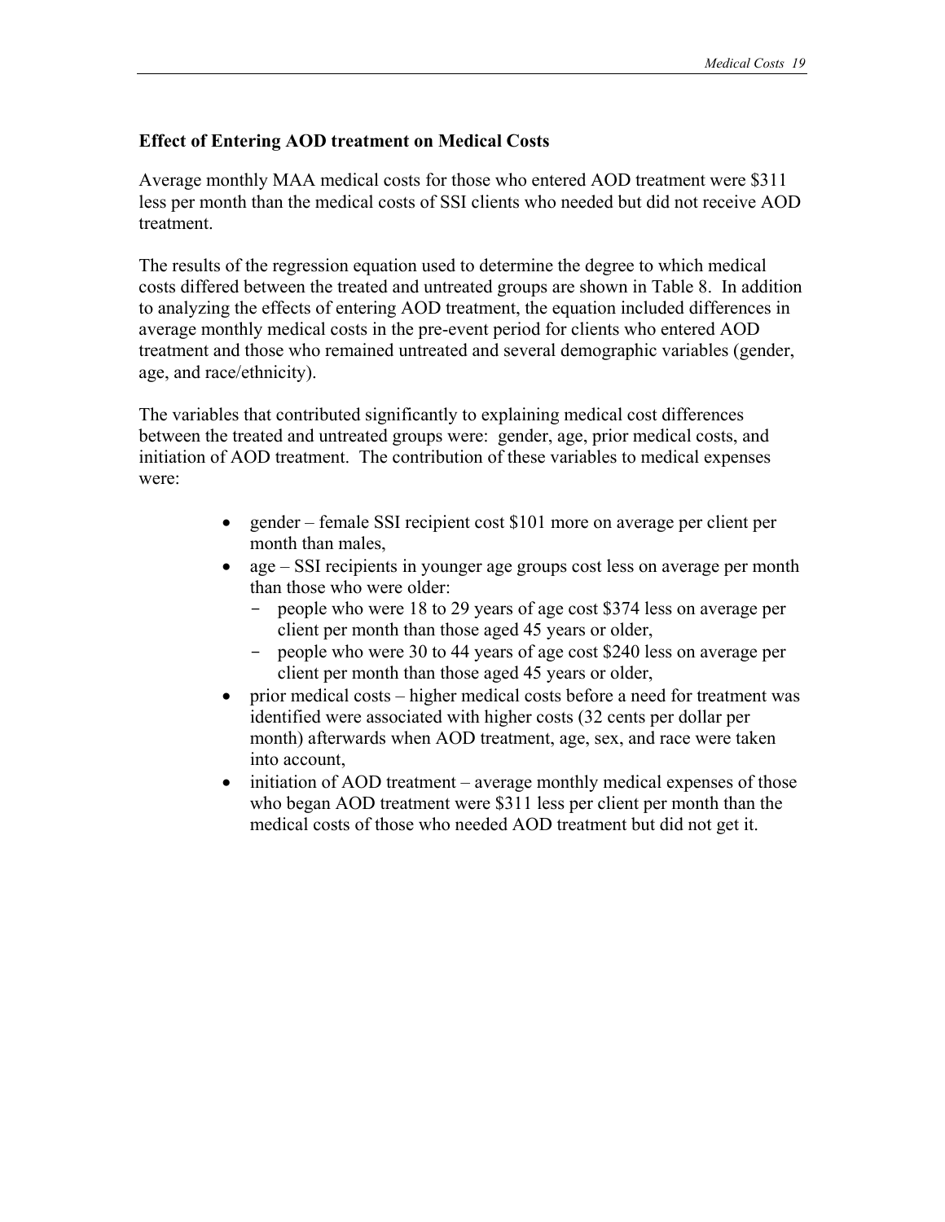### Effect of Entering AOD treatment on Medical Costs

Average monthly MAA medical costs for those who entered AOD treatment were $311 less per month than the medical costs of SSI clients who needed but did not receive AOD treatment.

The results of the regression equation used to determine the degree to which medical costs differed between the treated and untreated groups are shown in Table 8. In addition to analyzing the effects of entering AOD treatment, the equation included differences in average monthly medical costs in the pre-event period for clients who entered AOD treatment and those who remained untreated and several demographic variables (gender, age, and race/ethnicity).

The variables that contributed significantly to explaining medical cost differences between the treated and untreated groups were: gender, age, prior medical costs, and initiation of AOD treatment. The contribution of these variables to medical expenses were:

- gender – female SSI recipient cost $101 more on average per client per month than males,
- age – SSI recipients in younger age groups cost less on average per month than those who were older:
  - people who were 18 to 29 years of age cost $374 less on average per client per month than those aged 45 years or older,
  - people who were 30 to 44 years of age cost $240 less on average per client per month than those aged 45 years or older,
- prior medical costs – higher medical costs before a need for treatment was identified were associated with higher costs (32 cents per dollar per month) afterwards when AOD treatment, age, sex, and race were taken into account,
- initiation of AOD treatment – average monthly medical expenses of those who began AOD treatment were $311 less per client per month than the medical costs of those who needed AOD treatment but did not get it.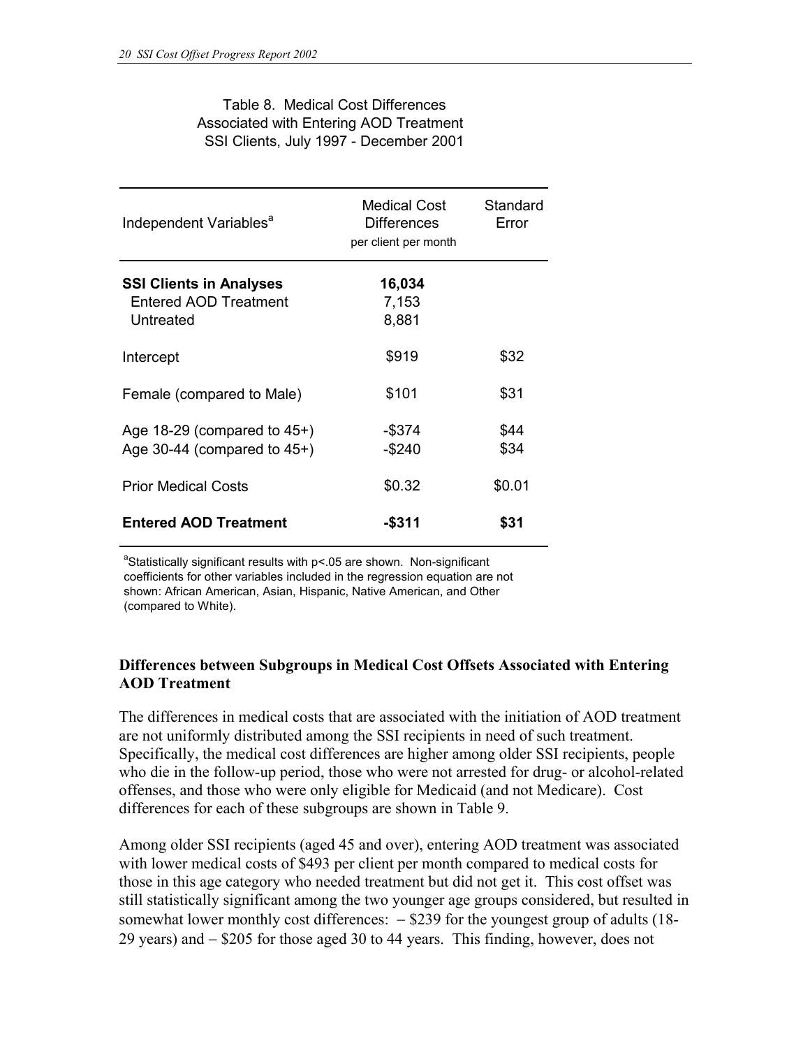Table 8. Medical Cost Differences Associated with Entering AOD Treatment SSI Clients, July 1997 - December 2001

| Independent Variables[a] | Medical Cost Differences per client per month | Standard Error |
|---|---|---|
| **SSI Clients in Analyses** | **16,034** | |
| Entered AOD Treatment | 7,153 | |
| Untreated | 8,881 | |
| Intercept | $919 | $32 |
| Female (compared to Male) | $101 | $31 |
| Age 18-29 (compared to 45+) | -$374 | $44 |
| Age 30-44 (compared to 45+) | -$240 | $34 |
| Prior Medical Costs | $0.32 | $0.01 |
| **Entered AOD Treatment** | **-$311** | **$31** |

[a]Statistically significant results with p<.05 are shown. Non-significant coefficients for other variables included in the regression equation are not shown: African American, Asian, Hispanic, Native American, and Other (compared to White).

### Differences between Subgroups in Medical Cost Offsets Associated with Entering AOD Treatment

The differences in medical costs that are associated with the initiation of AOD treatment are not uniformly distributed among the SSI recipients in need of such treatment. Specifically, the medical cost differences are higher among older SSI recipients, people who die in the follow-up period, those who were not arrested for drug- or alcohol-related offenses, and those who were only eligible for Medicaid (and not Medicare). Cost differences for each of these subgroups are shown in Table 9.

Among older SSI recipients (aged 45 and over), entering AOD treatment was associated with lower medical costs of $493 per client per month compared to medical costs for those in this age category who needed treatment but did not get it. This cost offset was still statistically significant among the two younger age groups considered, but resulted in somewhat lower monthly cost differences: – $239 for the youngest group of adults (18-29 years) and – $205 for those aged 30 to 44 years. This finding, however, does not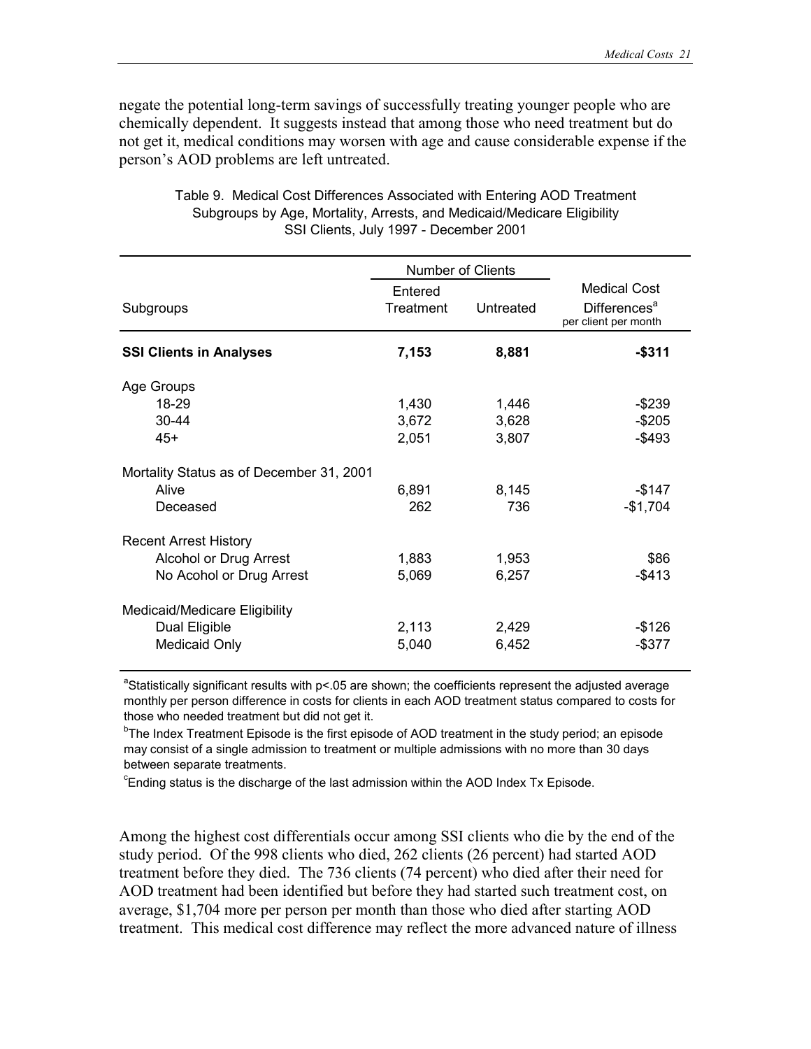negate the potential long-term savings of successfully treating younger people who are chemically dependent. It suggests instead that among those who need treatment but do not get it, medical conditions may worsen with age and cause considerable expense if the person's AOD problems are left untreated.

Table 9. Medical Cost Differences Associated with Entering AOD Treatment
Subgroups by Age, Mortality, Arrests, and Medicaid/Medicare Eligibility
SSI Clients, July 1997 - December 2001

| Subgroups | Number of Clients | | Medical Cost Differences[a] per client per month |
|---|---|---|---|
| | Entered Treatment | Untreated | |
| **SSI Clients in Analyses** | **7,153** | **8,881** | **-$311** |
| Age Groups | | | |
| 18-29 | 1,430 | 1,446 | -$239 |
| 30-44 | 3,672 | 3,628 | -$205 |
| 45+ | 2,051 | 3,807 | -$493 |
| Mortality Status as of December 31, 2001 | | | |
| Alive | 6,891 | 8,145 | -$147 |
| Deceased | 262 | 736 | -$1,704 |
| Recent Arrest History | | | |
| Alcohol or Drug Arrest | 1,883 | 1,953 | $86 |
| No Acohol or Drug Arrest | 5,069 | 6,257 | -$413 |
| Medicaid/Medicare Eligibility | | | |
| Dual Eligible | 2,113 | 2,429 | -$126 |
| Medicaid Only | 5,040 | 6,452 | -$377 |

[a]Statistically significant results with p<.05 are shown; the coefficients represent the adjusted average monthly per person difference in costs for clients in each AOD treatment status compared to costs for those who needed treatment but did not get it.

[b]The Index Treatment Episode is the first episode of AOD treatment in the study period; an episode may consist of a single admission to treatment or multiple admissions with no more than 30 days between separate treatments.

[c]Ending status is the discharge of the last admission within the AOD Index Tx Episode.

Among the highest cost differentials occur among SSI clients who die by the end of the study period. Of the 998 clients who died, 262 clients (26 percent) had started AOD treatment before they died. The 736 clients (74 percent) who died after their need for AOD treatment had been identified but before they had started such treatment cost, on average, $1,704 more per person per month than those who died after starting AOD treatment. This medical cost difference may reflect the more advanced nature of illness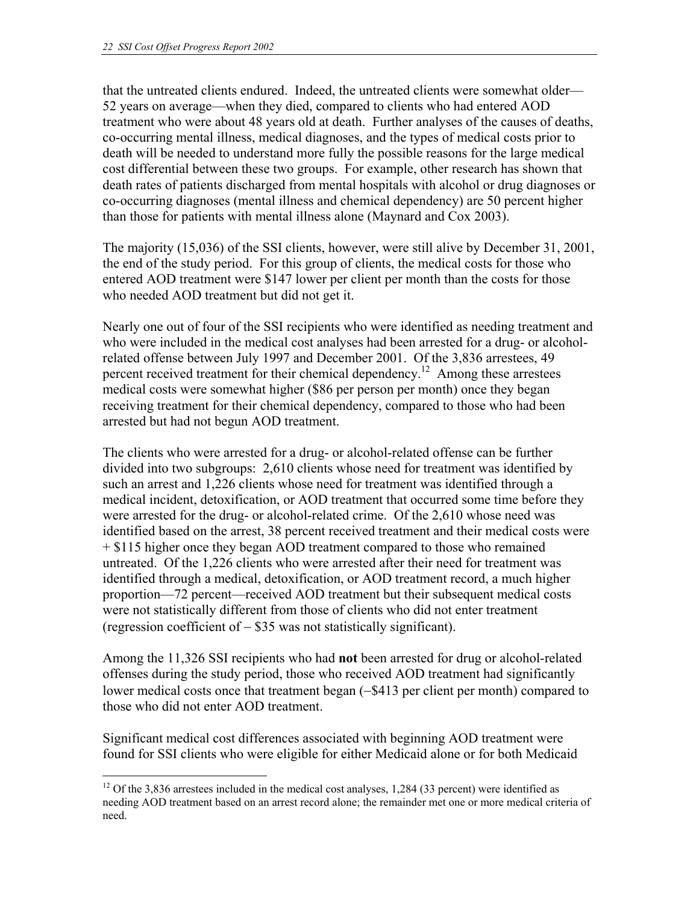that the untreated clients endured. Indeed, the untreated clients were somewhat older—52 years on average—when they died, compared to clients who had entered AOD treatment who were about 48 years old at death. Further analyses of the causes of deaths, co-occurring mental illness, medical diagnoses, and the types of medical costs prior to death will be needed to understand more fully the possible reasons for the large medical cost differential between these two groups. For example, other research has shown that death rates of patients discharged from mental hospitals with alcohol or drug diagnoses or co-occurring diagnoses (mental illness and chemical dependency) are 50 percent higher than those for patients with mental illness alone (Maynard and Cox 2003).

The majority (15,036) of the SSI clients, however, were still alive by December 31, 2001, the end of the study period. For this group of clients, the medical costs for those who entered AOD treatment were $147 lower per client per month than the costs for those who needed AOD treatment but did not get it.

Nearly one out of four of the SSI recipients who were identified as needing treatment and who were included in the medical cost analyses had been arrested for a drug- or alcohol-related offense between July 1997 and December 2001. Of the 3,836 arrestees, 49 percent received treatment for their chemical dependency.[12] Among these arrestees medical costs were somewhat higher ($86 per person per month) once they began receiving treatment for their chemical dependency, compared to those who had been arrested but had not begun AOD treatment.

The clients who were arrested for a drug- or alcohol-related offense can be further divided into two subgroups: 2,610 clients whose need for treatment was identified by such an arrest and 1,226 clients whose need for treatment was identified through a medical incident, detoxification, or AOD treatment that occurred some time before they were arrested for the drug- or alcohol-related crime. Of the 2,610 whose need was identified based on the arrest, 38 percent received treatment and their medical costs were + $115 higher once they began AOD treatment compared to those who remained untreated. Of the 1,226 clients who were arrested after their need for treatment was identified through a medical, detoxification, or AOD treatment record, a much higher proportion—72 percent—received AOD treatment but their subsequent medical costs were not statistically different from those of clients who did not enter treatment (regression coefficient of – $35 was not statistically significant).

Among the 11,326 SSI recipients who had **not** been arrested for drug or alcohol-related offenses during the study period, those who received AOD treatment had significantly lower medical costs once that treatment began (–$413 per client per month) compared to those who did not enter AOD treatment.

Significant medical cost differences associated with beginning AOD treatment were found for SSI clients who were eligible for either Medicaid alone or for both Medicaid

---

[12] Of the 3,836 arrestees included in the medical cost analyses, 1,284 (33 percent) were identified as needing AOD treatment based on an arrest record alone; the remainder met one or more medical criteria of need.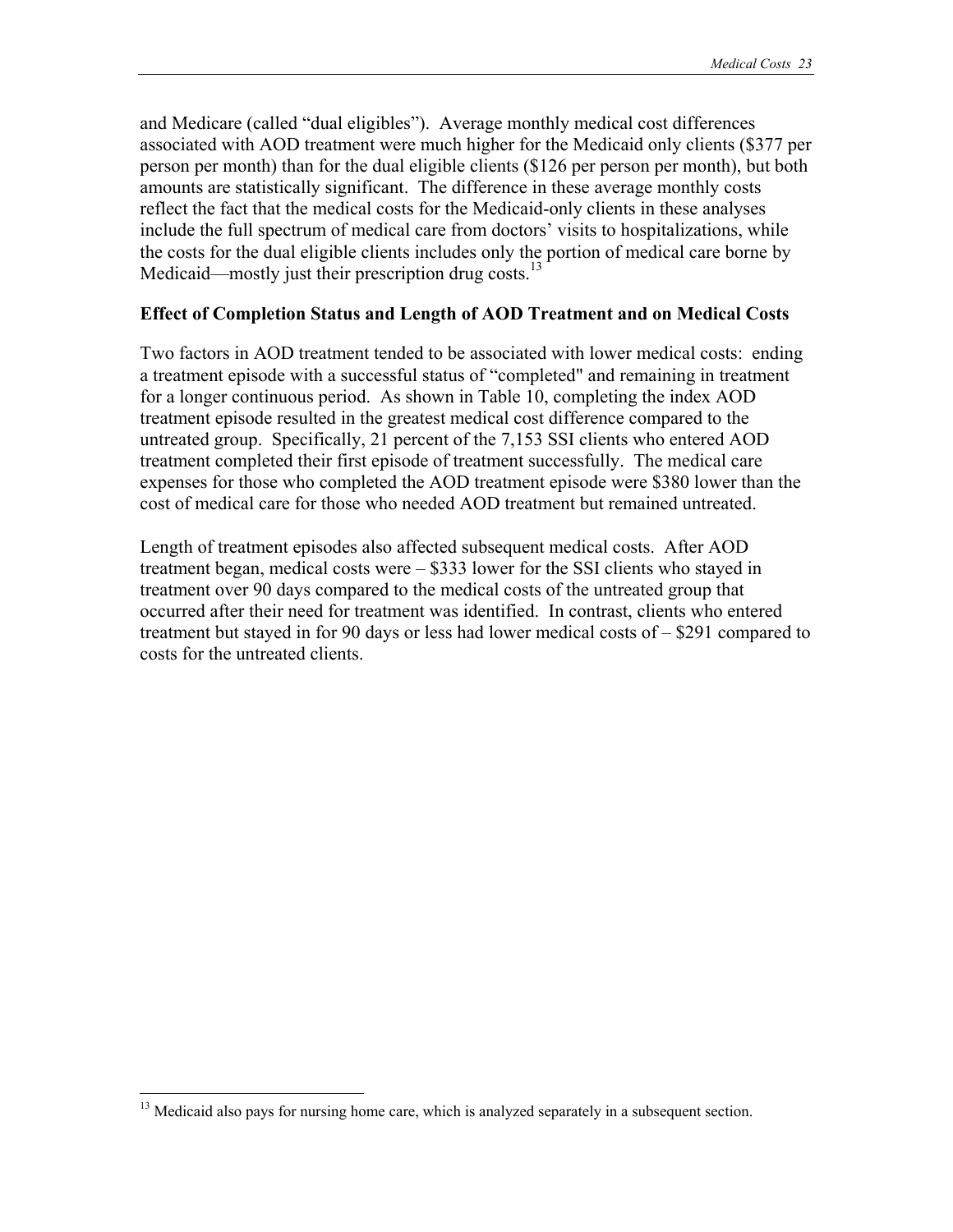and Medicare (called "dual eligibles"). Average monthly medical cost differences associated with AOD treatment were much higher for the Medicaid only clients ($377 per person per month) than for the dual eligible clients ($126 per person per month), but both amounts are statistically significant. The difference in these average monthly costs reflect the fact that the medical costs for the Medicaid-only clients in these analyses include the full spectrum of medical care from doctors' visits to hospitalizations, while the costs for the dual eligible clients includes only the portion of medical care borne by Medicaid—mostly just their prescription drug costs.[13]

### Effect of Completion Status and Length of AOD Treatment and on Medical Costs

Two factors in AOD treatment tended to be associated with lower medical costs: ending a treatment episode with a successful status of "completed" and remaining in treatment for a longer continuous period. As shown in Table 10, completing the index AOD treatment episode resulted in the greatest medical cost difference compared to the untreated group. Specifically, 21 percent of the 7,153 SSI clients who entered AOD treatment completed their first episode of treatment successfully. The medical care expenses for those who completed the AOD treatment episode were $380 lower than the cost of medical care for those who needed AOD treatment but remained untreated.

Length of treatment episodes also affected subsequent medical costs. After AOD treatment began, medical costs were – $333 lower for the SSI clients who stayed in treatment over 90 days compared to the medical costs of the untreated group that occurred after their need for treatment was identified. In contrast, clients who entered treatment but stayed in for 90 days or less had lower medical costs of – $291 compared to costs for the untreated clients.

---

[13] Medicaid also pays for nursing home care, which is analyzed separately in a subsequent section.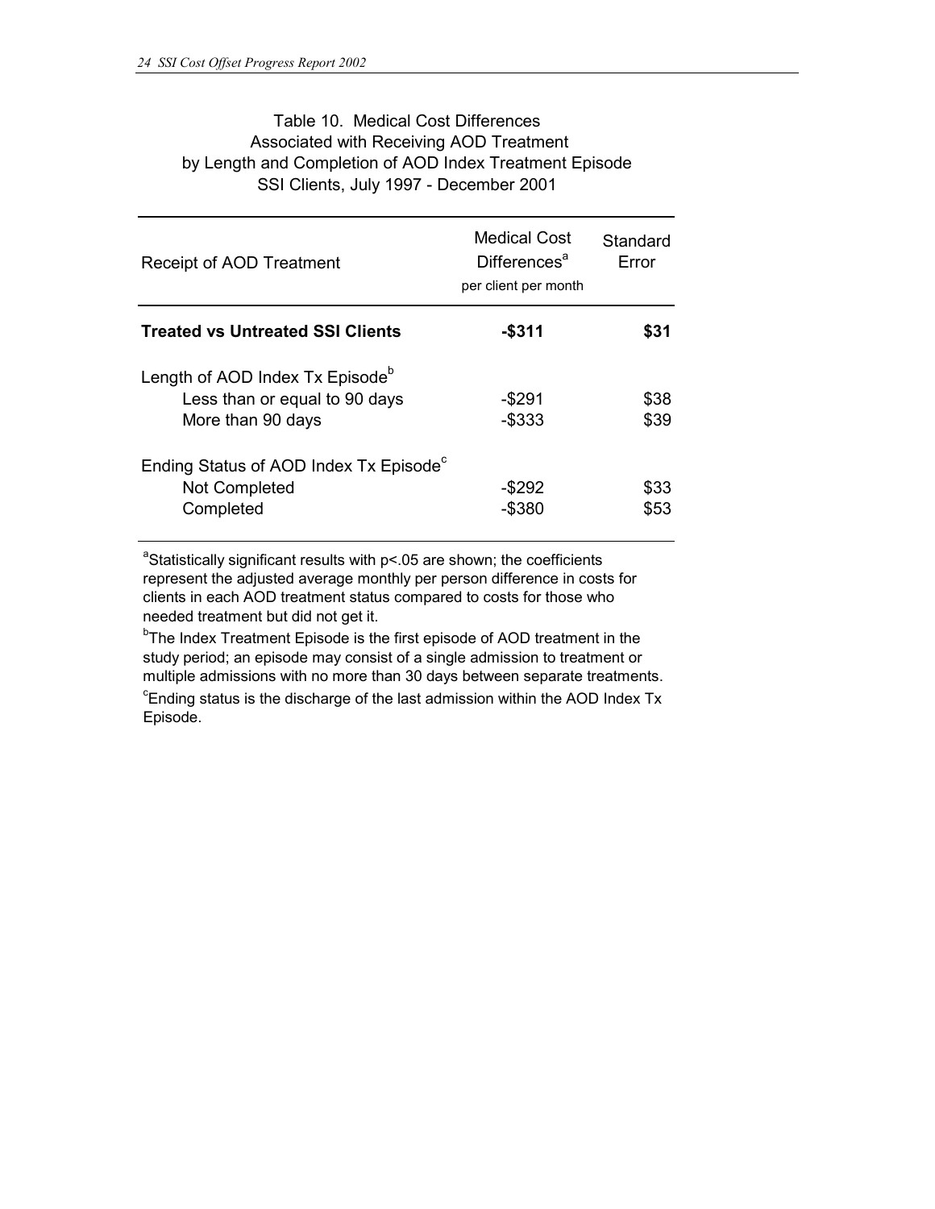Table 10. Medical Cost Differences Associated with Receiving AOD Treatment by Length and Completion of AOD Index Treatment Episode SSI Clients, July 1997 - December 2001

| Receipt of AOD Treatment | Medical Cost Differences[a] per client per month | Standard Error |
|---|---|---|
| **Treated vs Untreated SSI Clients** | **-$311** | **$31** |
| Length of AOD Index Tx Episode[b] | | |
| Less than or equal to 90 days | -$291 | $38 |
| More than 90 days | -$333 | $39 |
| Ending Status of AOD Index Tx Episode[c] | | |
| Not Completed | -$292 | $33 |
| Completed | -$380 | $53 |

[a]Statistically significant results with $p<.05$ are shown; the coefficients represent the adjusted average monthly per person difference in costs for clients in each AOD treatment status compared to costs for those who needed treatment but did not get it.

[b]The Index Treatment Episode is the first episode of AOD treatment in the study period; an episode may consist of a single admission to treatment or multiple admissions with no more than 30 days between separate treatments.

[c]Ending status is the discharge of the last admission within the AOD Index Tx Episode.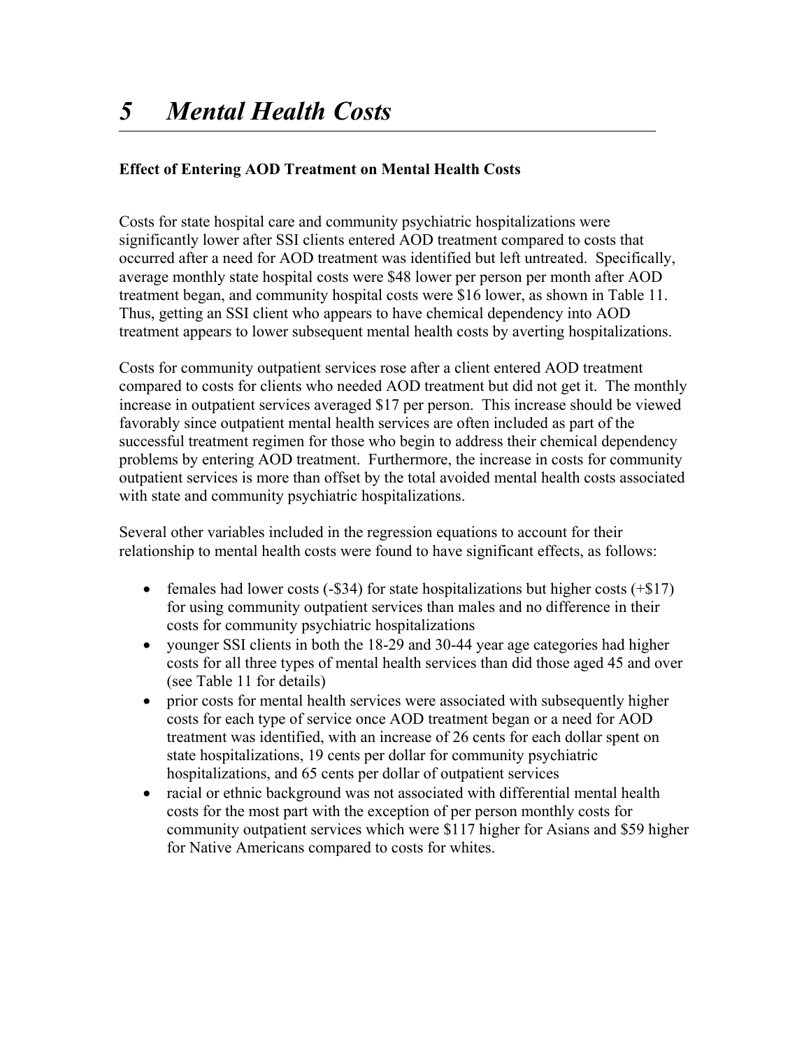# *5 Mental Health Costs*

**Effect of Entering AOD Treatment on Mental Health Costs**

Costs for state hospital care and community psychiatric hospitalizations were significantly lower after SSI clients entered AOD treatment compared to costs that occurred after a need for AOD treatment was identified but left untreated. Specifically, average monthly state hospital costs were $48 lower per person per month after AOD treatment began, and community hospital costs were $16 lower, as shown in Table 11. Thus, getting an SSI client who appears to have chemical dependency into AOD treatment appears to lower subsequent mental health costs by averting hospitalizations.

Costs for community outpatient services rose after a client entered AOD treatment compared to costs for clients who needed AOD treatment but did not get it. The monthly increase in outpatient services averaged $17 per person. This increase should be viewed favorably since outpatient mental health services are often included as part of the successful treatment regimen for those who begin to address their chemical dependency problems by entering AOD treatment. Furthermore, the increase in costs for community outpatient services is more than offset by the total avoided mental health costs associated with state and community psychiatric hospitalizations.

Several other variables included in the regression equations to account for their relationship to mental health costs were found to have significant effects, as follows:

- females had lower costs (-$34) for state hospitalizations but higher costs (+$17) for using community outpatient services than males and no difference in their costs for community psychiatric hospitalizations
- younger SSI clients in both the 18-29 and 30-44 year age categories had higher costs for all three types of mental health services than did those aged 45 and over (see Table 11 for details)
- prior costs for mental health services were associated with subsequently higher costs for each type of service once AOD treatment began or a need for AOD treatment was identified, with an increase of 26 cents for each dollar spent on state hospitalizations, 19 cents per dollar for community psychiatric hospitalizations, and 65 cents per dollar of outpatient services
- racial or ethnic background was not associated with differential mental health costs for the most part with the exception of per person monthly costs for community outpatient services which were $117 higher for Asians and $59 higher for Native Americans compared to costs for whites.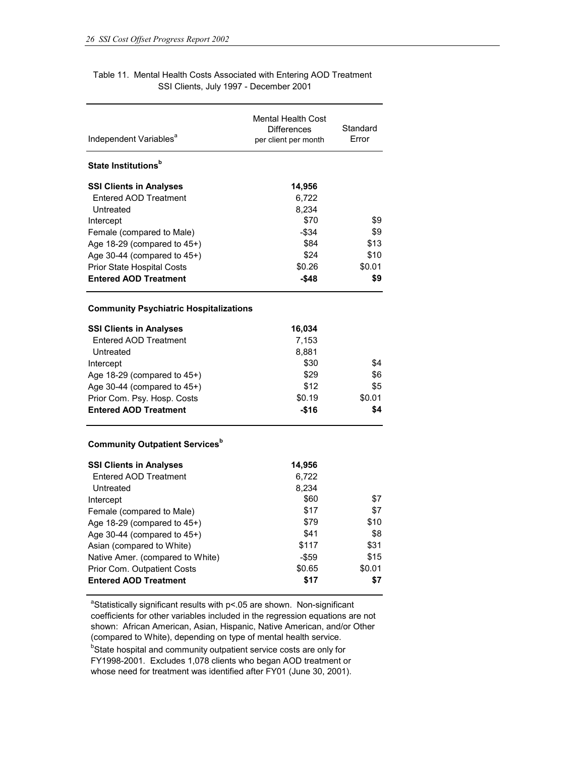Table 11. Mental Health Costs Associated with Entering AOD Treatment SSI Clients, July 1997 - December 2001

| Independent Variables[a] | Mental Health Cost Differences per client per month | Standard Error |
|---|---|---|
| **State Institutions[b]** | | |
| **SSI Clients in Analyses** | **14,956** | |
| Entered AOD Treatment | 6,722 | |
| Untreated | 8,234 | |
| Intercept | $70 | $9 |
| Female (compared to Male) | -$34 | $9 |
| Age 18-29 (compared to 45+) | $84 | $13 |
| Age 30-44 (compared to 45+) | $24 | $10 |
| Prior State Hospital Costs | $0.26 | $0.01 |
| **Entered AOD Treatment** | **-$48** | **$9** |
| **Community Psychiatric Hospitalizations** | | |
| **SSI Clients in Analyses** | **16,034** | |
| Entered AOD Treatment | 7,153 | |
| Untreated | 8,881 | |
| Intercept | $30 | $4 |
| Age 18-29 (compared to 45+) | $29 | $6 |
| Age 30-44 (compared to 45+) | $12 | $5 |
| Prior Com. Psy. Hosp. Costs | $0.19 | $0.01 |
| **Entered AOD Treatment** | **-$16** | **$4** |
| **Community Outpatient Services[b]** | | |
| **SSI Clients in Analyses** | **14,956** | |
| Entered AOD Treatment | 6,722 | |
| Untreated | 8,234 | |
| Intercept | $60 | $7 |
| Female (compared to Male) | $17 | $7 |
| Age 18-29 (compared to 45+) | $79 | $10 |
| Age 30-44 (compared to 45+) | $41 | $8 |
| Asian (compared to White) | $117 | $31 |
| Native Amer. (compared to White) | -$59 | $15 |
| Prior Com. Outpatient Costs | $0.65 | $0.01 |
| **Entered AOD Treatment** | **$17** | **$7** |

[a]Statistically significant results with $p<.05$ are shown. Non-significant coefficients for other variables included in the regression equations are not shown: African American, Asian, Hispanic, Native American, and/or Other (compared to White), depending on type of mental health service.

[b]State hospital and community outpatient service costs are only for FY1998-2001. Excludes 1,078 clients who began AOD treatment or whose need for treatment was identified after FY01 (June 30, 2001).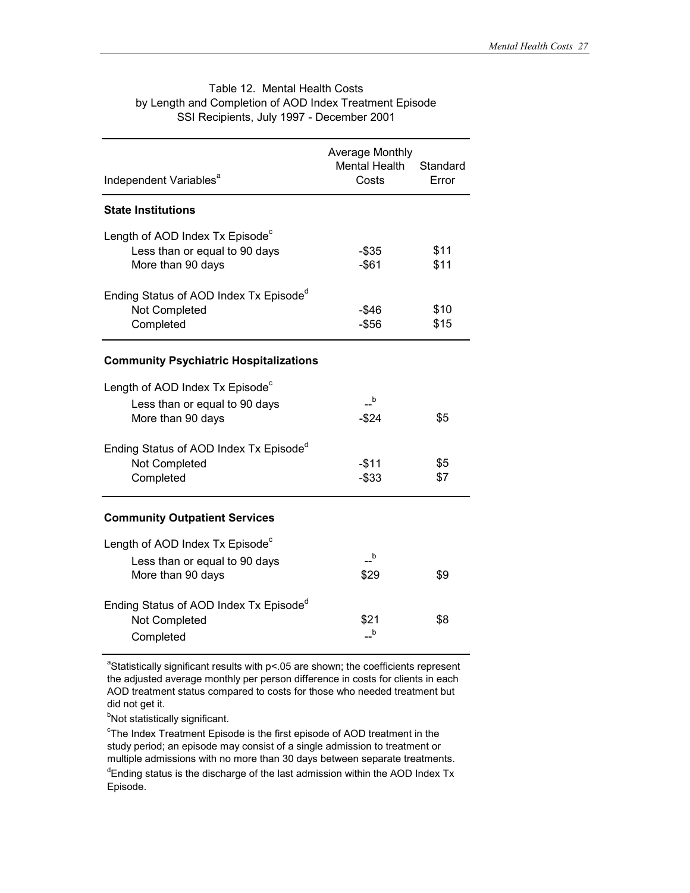Table 12. Mental Health Costs
by Length and Completion of AOD Index Treatment Episode
SSI Recipients, July 1997 - December 2001

| Independent Variables[a] | Average Monthly Mental Health Costs | Standard Error |
|---|---|---|
| **State Institutions** | | |
| Length of AOD Index Tx Episode[c] | | |
| Less than or equal to 90 days | -$35 | $11 |
| More than 90 days | -$61 | $11 |
| Ending Status of AOD Index Tx Episode[d] | | |
| Not Completed | -$46 | $10 |
| Completed | -$56 | $15 |
| **Community Psychiatric Hospitalizations** | | |
| Length of AOD Index Tx Episode[c] | | |
| Less than or equal to 90 days | --[b] | |
| More than 90 days | -$24 | $5 |
| Ending Status of AOD Index Tx Episode[d] | | |
| Not Completed | -$11 | $5 |
| Completed | -$33 | $7 |
| **Community Outpatient Services** | | |
| Length of AOD Index Tx Episode[c] | | |
| Less than or equal to 90 days | --[b] | |
| More than 90 days | $29 | $9 |
| Ending Status of AOD Index Tx Episode[d] | | |
| Not Completed | $21 | $8 |
| Completed | --[b] | |

[a]Statistically significant results with p<.05 are shown; the coefficients represent the adjusted average monthly per person difference in costs for clients in each AOD treatment status compared to costs for those who needed treatment but did not get it.

[b]Not statistically significant.

[c]The Index Treatment Episode is the first episode of AOD treatment in the study period; an episode may consist of a single admission to treatment or multiple admissions with no more than 30 days between separate treatments.

[d]Ending status is the discharge of the last admission within the AOD Index Tx Episode.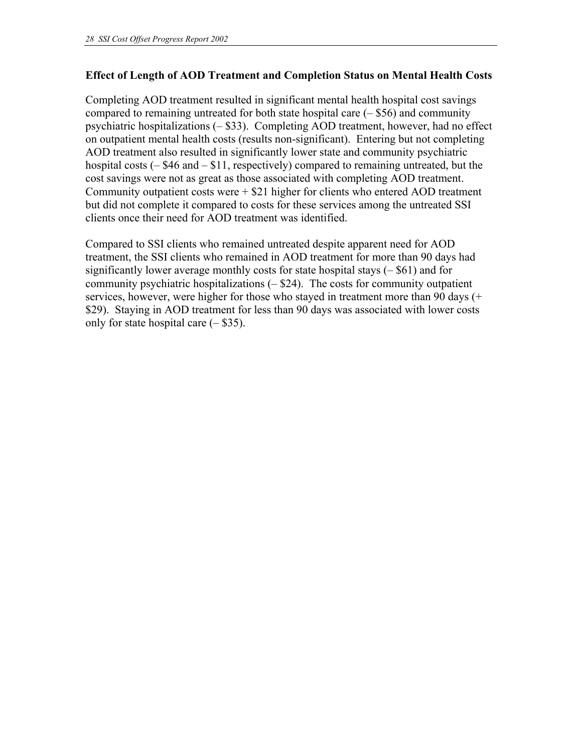### Effect of Length of AOD Treatment and Completion Status on Mental Health Costs

Completing AOD treatment resulted in significant mental health hospital cost savings compared to remaining untreated for both state hospital care (– $56) and community psychiatric hospitalizations (– $33). Completing AOD treatment, however, had no effect on outpatient mental health costs (results non-significant). Entering but not completing AOD treatment also resulted in significantly lower state and community psychiatric hospital costs (– $46 and – $11, respectively) compared to remaining untreated, but the cost savings were not as great as those associated with completing AOD treatment. Community outpatient costs were + $21 higher for clients who entered AOD treatment but did not complete it compared to costs for these services among the untreated SSI clients once their need for AOD treatment was identified.

Compared to SSI clients who remained untreated despite apparent need for AOD treatment, the SSI clients who remained in AOD treatment for more than 90 days had significantly lower average monthly costs for state hospital stays (– $61) and for community psychiatric hospitalizations (– $24). The costs for community outpatient services, however, were higher for those who stayed in treatment more than 90 days (+ $29). Staying in AOD treatment for less than 90 days was associated with lower costs only for state hospital care (– $35).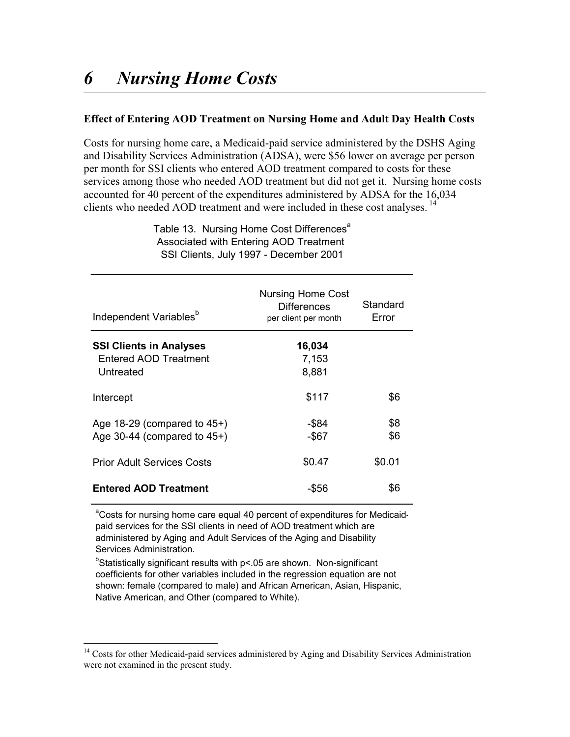# 6 Nursing Home Costs

**Effect of Entering AOD Treatment on Nursing Home and Adult Day Health Costs**

Costs for nursing home care, a Medicaid-paid service administered by the DSHS Aging and Disability Services Administration (ADSA), were $56 lower on average per person per month for SSI clients who entered AOD treatment compared to costs for these services among those who needed AOD treatment but did not get it. Nursing home costs accounted for 40 percent of the expenditures administered by ADSA for the 16,034 clients who needed AOD treatment and were included in these cost analyses.[14]

Table 13. Nursing Home Cost Differences[a] Associated with Entering AOD Treatment SSI Clients, July 1997 - December 2001

| Independent Variables[b] | Nursing Home Cost Differences per client per month | Standard Error |
|---|---|---|
| **SSI Clients in Analyses** | **16,034** | |
| Entered AOD Treatment | 7,153 | |
| Untreated | 8,881 | |
| Intercept | $117 | $6 |
| Age 18-29 (compared to 45+) | -$84 | $8 |
| Age 30-44 (compared to 45+) | -$67 | $6 |
| Prior Adult Services Costs | $0.47 | $0.01 |
| **Entered AOD Treatment** | -$56 | $6 |

[a]Costs for nursing home care equal 40 percent of expenditures for Medicaid-paid services for the SSI clients in need of AOD treatment which are administered by Aging and Adult Services of the Aging and Disability Services Administration.

[b]Statistically significant results with $p<.05$ are shown. Non-significant coefficients for other variables included in the regression equation are not shown: female (compared to male) and African American, Asian, Hispanic, Native American, and Other (compared to White).

[14] Costs for other Medicaid-paid services administered by Aging and Disability Services Administration were not examined in the present study.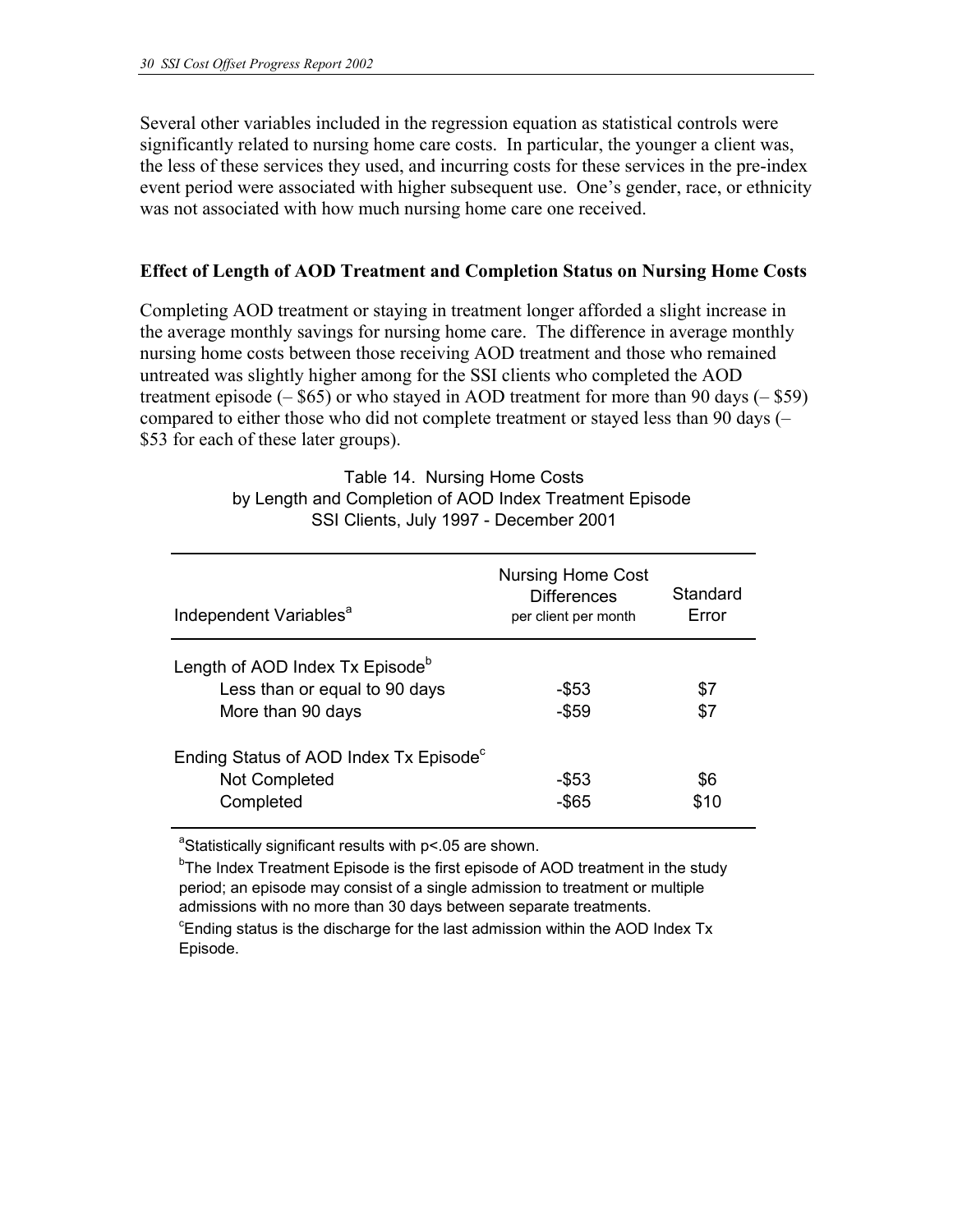Several other variables included in the regression equation as statistical controls were significantly related to nursing home care costs. In particular, the younger a client was, the less of these services they used, and incurring costs for these services in the pre-index event period were associated with higher subsequent use. One's gender, race, or ethnicity was not associated with how much nursing home care one received.

### Effect of Length of AOD Treatment and Completion Status on Nursing Home Costs

Completing AOD treatment or staying in treatment longer afforded a slight increase in the average monthly savings for nursing home care. The difference in average monthly nursing home costs between those receiving AOD treatment and those who remained untreated was slightly higher among for the SSI clients who completed the AOD treatment episode (– $65) or who stayed in AOD treatment for more than 90 days (– $59) compared to either those who did not complete treatment or stayed less than 90 days (– $53 for each of these later groups).

Table 14. Nursing Home Costs
by Length and Completion of AOD Index Treatment Episode
SSI Clients, July 1997 - December 2001

| Independent Variables[a] | Nursing Home Cost Differences per client per month | Standard Error |
|---|---|---|
| Length of AOD Index Tx Episode[b] | | |
| Less than or equal to 90 days | -$53 | $7 |
| More than 90 days | -$59 | $7 |
| Ending Status of AOD Index Tx Episode[c] | | |
| Not Completed | -$53 | $6 |
| Completed | -$65 | $10 |

[a]Statistically significant results with p<.05 are shown.

[b]The Index Treatment Episode is the first episode of AOD treatment in the study period; an episode may consist of a single admission to treatment or multiple admissions with no more than 30 days between separate treatments.

[c]Ending status is the discharge for the last admission within the AOD Index Tx Episode.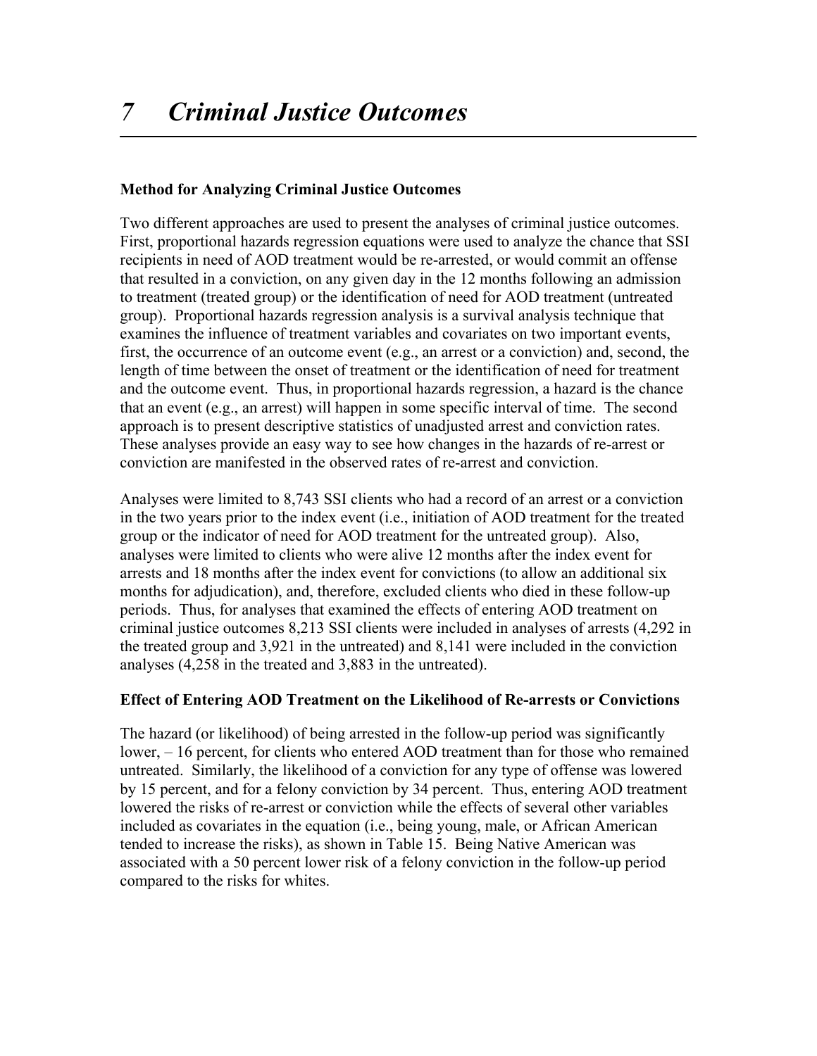# 7 *Criminal Justice Outcomes*

**Method for Analyzing Criminal Justice Outcomes**

Two different approaches are used to present the analyses of criminal justice outcomes. First, proportional hazards regression equations were used to analyze the chance that SSI recipients in need of AOD treatment would be re-arrested, or would commit an offense that resulted in a conviction, on any given day in the 12 months following an admission to treatment (treated group) or the identification of need for AOD treatment (untreated group). Proportional hazards regression analysis is a survival analysis technique that examines the influence of treatment variables and covariates on two important events, first, the occurrence of an outcome event (e.g., an arrest or a conviction) and, second, the length of time between the onset of treatment or the identification of need for treatment and the outcome event. Thus, in proportional hazards regression, a hazard is the chance that an event (e.g., an arrest) will happen in some specific interval of time. The second approach is to present descriptive statistics of unadjusted arrest and conviction rates. These analyses provide an easy way to see how changes in the hazards of re-arrest or conviction are manifested in the observed rates of re-arrest and conviction.

Analyses were limited to 8,743 SSI clients who had a record of an arrest or a conviction in the two years prior to the index event (i.e., initiation of AOD treatment for the treated group or the indicator of need for AOD treatment for the untreated group). Also, analyses were limited to clients who were alive 12 months after the index event for arrests and 18 months after the index event for convictions (to allow an additional six months for adjudication), and, therefore, excluded clients who died in these follow-up periods. Thus, for analyses that examined the effects of entering AOD treatment on criminal justice outcomes 8,213 SSI clients were included in analyses of arrests (4,292 in the treated group and 3,921 in the untreated) and 8,141 were included in the conviction analyses (4,258 in the treated and 3,883 in the untreated).

**Effect of Entering AOD Treatment on the Likelihood of Re-arrests or Convictions**

The hazard (or likelihood) of being arrested in the follow-up period was significantly lower, – 16 percent, for clients who entered AOD treatment than for those who remained untreated. Similarly, the likelihood of a conviction for any type of offense was lowered by 15 percent, and for a felony conviction by 34 percent. Thus, entering AOD treatment lowered the risks of re-arrest or conviction while the effects of several other variables included as covariates in the equation (i.e., being young, male, or African American tended to increase the risks), as shown in Table 15. Being Native American was associated with a 50 percent lower risk of a felony conviction in the follow-up period compared to the risks for whites.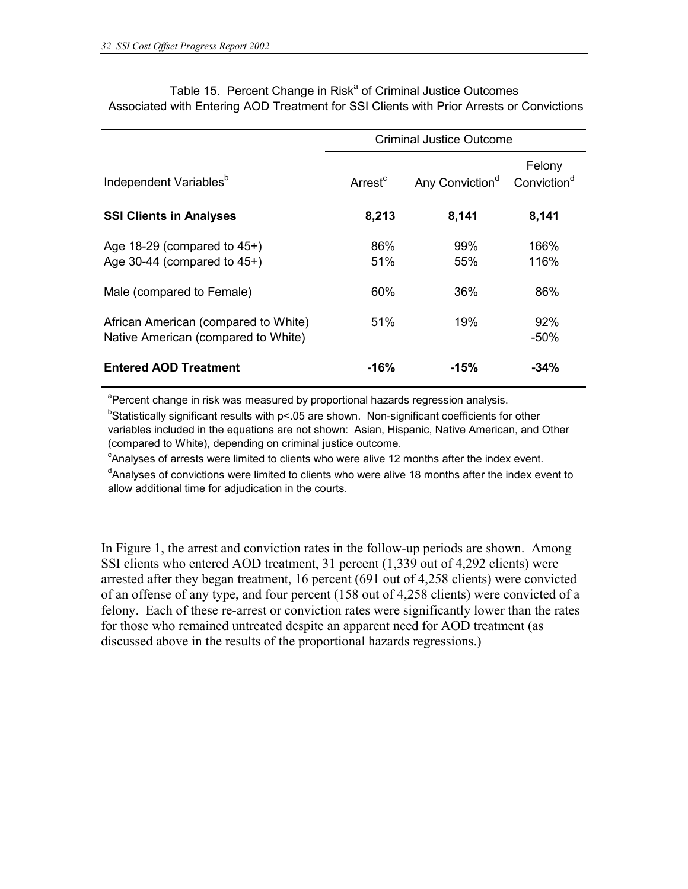Table 15. Percent Change in Risk[a] of Criminal Justice Outcomes Associated with Entering AOD Treatment for SSI Clients with Prior Arrests or Convictions

| | Criminal Justice Outcome | | |
|---|---|---|---|
| Independent Variables[b] | Arrest[c] | Any Conviction[d] | Felony Conviction[d] |
| **SSI Clients in Analyses** | **8,213** | **8,141** | **8,141** |
| Age 18-29 (compared to 45+) | 86% | 99% | 166% |
| Age 30-44 (compared to 45+) | 51% | 55% | 116% |
| Male (compared to Female) | 60% | 36% | 86% |
| African American (compared to White) | 51% | 19% | 92% |
| Native American (compared to White) | | | -50% |
| **Entered AOD Treatment** | **-16%** | **-15%** | **-34%** |

[a]Percent change in risk was measured by proportional hazards regression analysis.

[b]Statistically significant results with p<.05 are shown. Non-significant coefficients for other variables included in the equations are not shown: Asian, Hispanic, Native American, and Other (compared to White), depending on criminal justice outcome.

[c]Analyses of arrests were limited to clients who were alive 12 months after the index event.

[d]Analyses of convictions were limited to clients who were alive 18 months after the index event to allow additional time for adjudication in the courts.

In Figure 1, the arrest and conviction rates in the follow-up periods are shown. Among SSI clients who entered AOD treatment, 31 percent (1,339 out of 4,292 clients) were arrested after they began treatment, 16 percent (691 out of 4,258 clients) were convicted of an offense of any type, and four percent (158 out of 4,258 clients) were convicted of a felony. Each of these re-arrest or conviction rates were significantly lower than the rates for those who remained untreated despite an apparent need for AOD treatment (as discussed above in the results of the proportional hazards regressions.)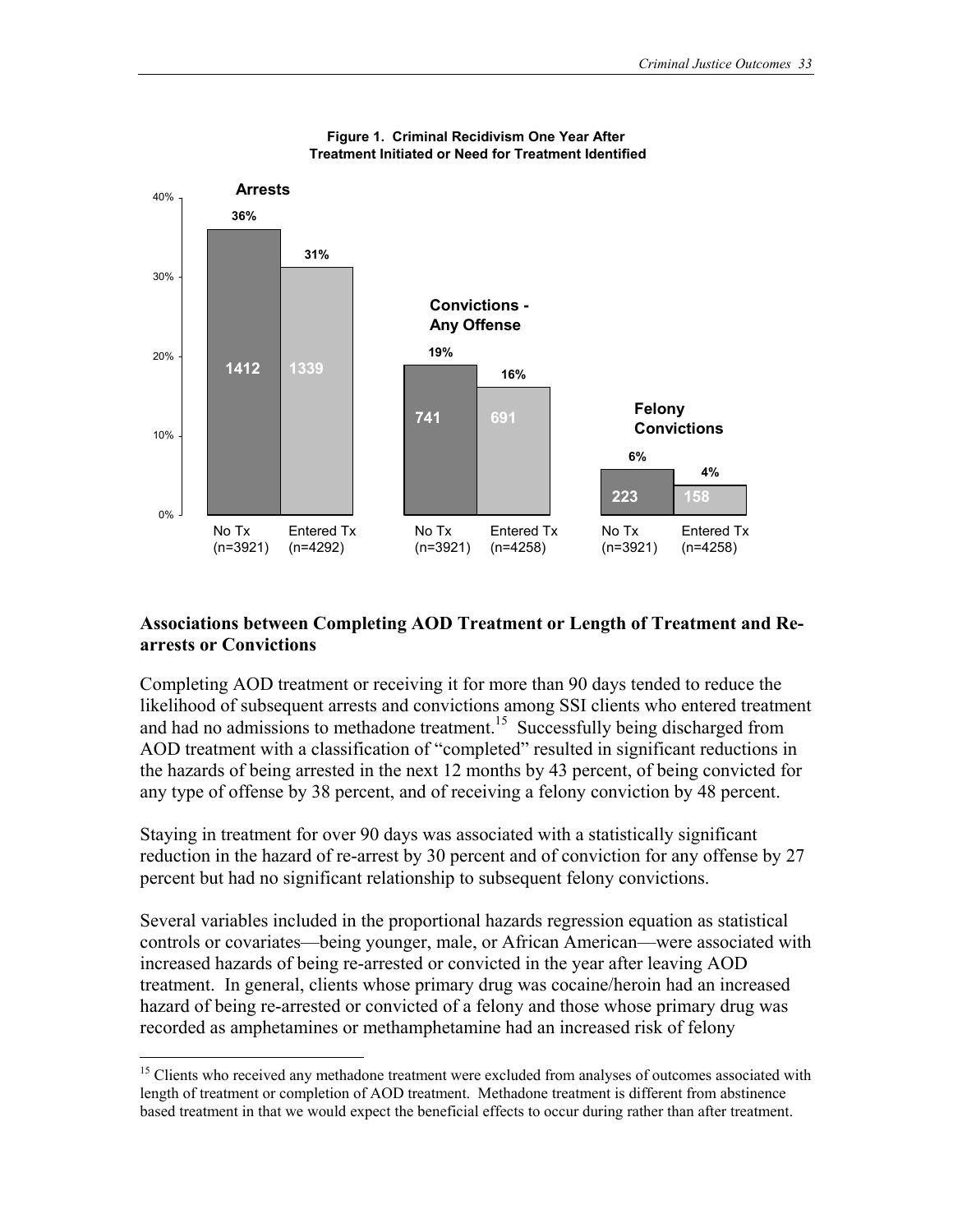**Figure 1. Criminal Recidivism One Year After Treatment Initiated or Need for Treatment Identified**

| | Arrests | | Convictions - Any Offense | | Felony Convictions | |
|---|---|---|---|---|---|---|
| | No Tx (n=3921) | Entered Tx (n=4292) | No Tx (n=3921) | Entered Tx (n=4258) | No Tx (n=3921) | Entered Tx (n=4258) |
| Percent | 36% | 31% | 19% | 16% | 6% | 4% |
| Number | 1412 | 1339 | 741 | 691 | 223 | 158 |

## Associations between Completing AOD Treatment or Length of Treatment and Re-arrests or Convictions

Completing AOD treatment or receiving it for more than 90 days tended to reduce the likelihood of subsequent arrests and convictions among SSI clients who entered treatment and had no admissions to methadone treatment.[15] Successfully being discharged from AOD treatment with a classification of "completed" resulted in significant reductions in the hazards of being arrested in the next 12 months by 43 percent, of being convicted for any type of offense by 38 percent, and of receiving a felony conviction by 48 percent.

Staying in treatment for over 90 days was associated with a statistically significant reduction in the hazard of re-arrest by 30 percent and of conviction for any offense by 27 percent but had no significant relationship to subsequent felony convictions.

Several variables included in the proportional hazards regression equation as statistical controls or covariates—being younger, male, or African American—were associated with increased hazards of being re-arrested or convicted in the year after leaving AOD treatment. In general, clients whose primary drug was cocaine/heroin had an increased hazard of being re-arrested or convicted of a felony and those whose primary drug was recorded as amphetamines or methamphetamine had an increased risk of felony

[15] Clients who received any methadone treatment were excluded from analyses of outcomes associated with length of treatment or completion of AOD treatment. Methadone treatment is different from abstinence based treatment in that we would expect the beneficial effects to occur during rather than after treatment.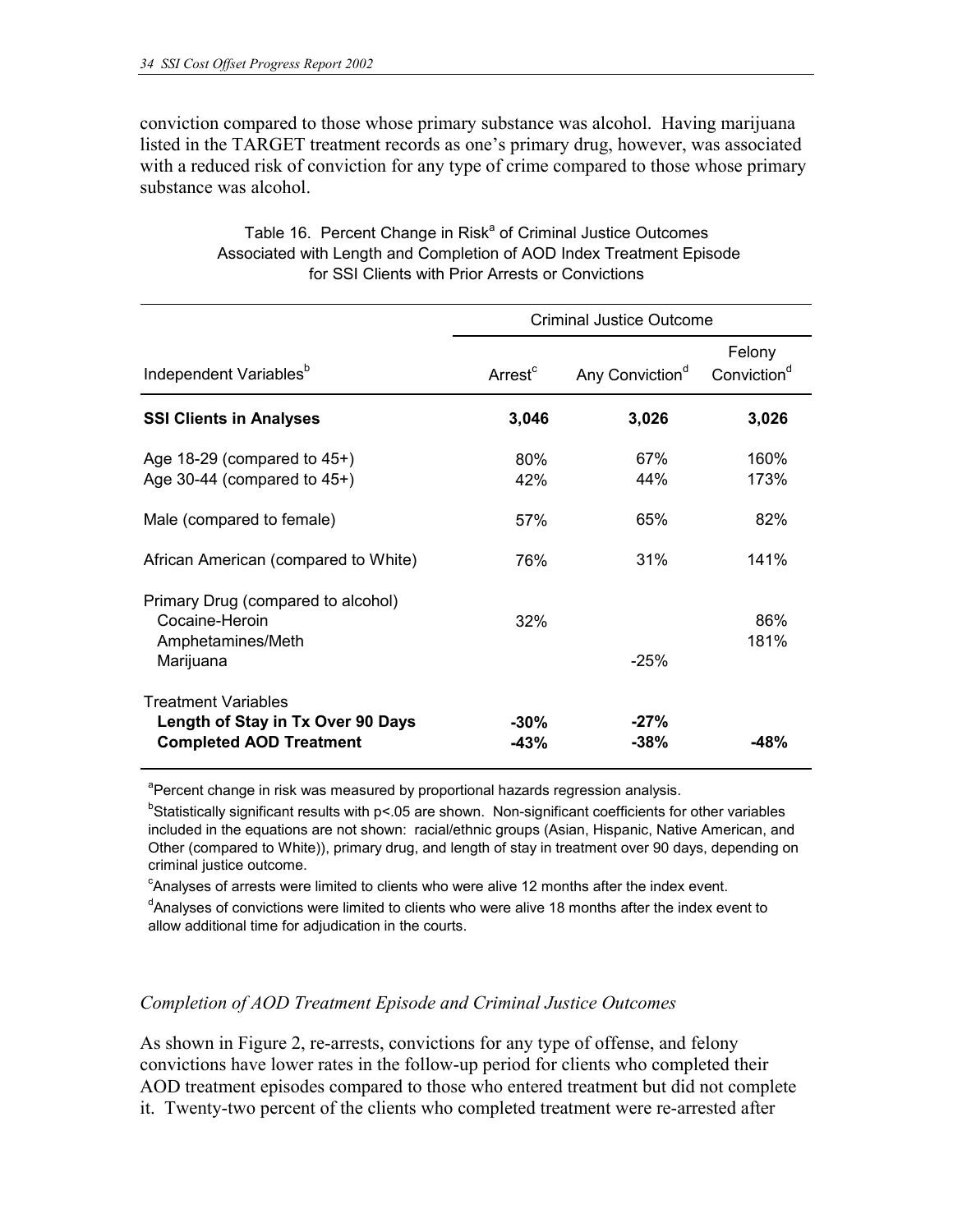conviction compared to those whose primary substance was alcohol. Having marijuana listed in the TARGET treatment records as one's primary drug, however, was associated with a reduced risk of conviction for any type of crime compared to those whose primary substance was alcohol.

Table 16. Percent Change in Risk[a] of Criminal Justice Outcomes Associated with Length and Completion of AOD Index Treatment Episode for SSI Clients with Prior Arrests or Convictions

| | Criminal Justice Outcome | | |
|---|---|---|---|
| Independent Variables[b] | Arrest[c] | Any Conviction[d] | Felony Conviction[d] |
| **SSI Clients in Analyses** | **3,046** | **3,026** | **3,026** |
| Age 18-29 (compared to 45+) | 80% | 67% | 160% |
| Age 30-44 (compared to 45+) | 42% | 44% | 173% |
| Male (compared to female) | 57% | 65% | 82% |
| African American (compared to White) | 76% | 31% | 141% |
| Primary Drug (compared to alcohol) | | | |
| Cocaine-Heroin | 32% | | 86% |
| Amphetamines/Meth | | | 181% |
| Marijuana | | -25% | |
| Treatment Variables | | | |
| **Length of Stay in Tx Over 90 Days** | **-30%** | **-27%** | |
| **Completed AOD Treatment** | **-43%** | **-38%** | **-48%** |

[a]Percent change in risk was measured by proportional hazards regression analysis.

[b]Statistically significant results with $p<.05$ are shown. Non-significant coefficients for other variables included in the equations are not shown: racial/ethnic groups (Asian, Hispanic, Native American, and Other (compared to White)), primary drug, and length of stay in treatment over 90 days, depending on criminal justice outcome.

[c]Analyses of arrests were limited to clients who were alive 12 months after the index event.

[d]Analyses of convictions were limited to clients who were alive 18 months after the index event to allow additional time for adjudication in the courts.

### *Completion of AOD Treatment Episode and Criminal Justice Outcomes*

As shown in Figure 2, re-arrests, convictions for any type of offense, and felony convictions have lower rates in the follow-up period for clients who completed their AOD treatment episodes compared to those who entered treatment but did not complete it. Twenty-two percent of the clients who completed treatment were re-arrested after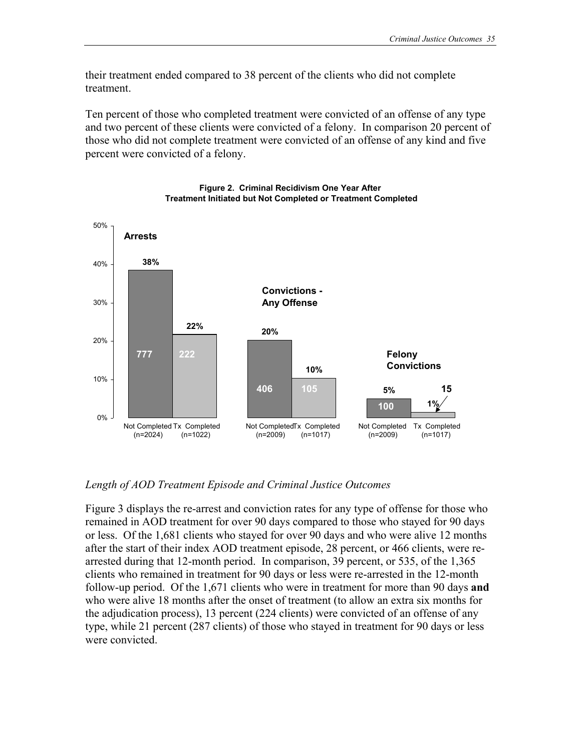their treatment ended compared to 38 percent of the clients who did not complete treatment.

Ten percent of those who completed treatment were convicted of an offense of any type and two percent of these clients were convicted of a felony. In comparison 20 percent of those who did not complete treatment were convicted of an offense of any kind and five percent were convicted of a felony.

**Figure 2. Criminal Recidivism One Year After Treatment Initiated but Not Completed or Treatment Completed**

| | Not Completed | Tx Completed |
|---|---|---|
| Arrests | 38% (777; n=2024) | 22% (222; n=1022) |
| Convictions - Any Offense | 20% (406; n=2009) | 10% (105; n=1017) |
| Felony Convictions | 5% (100; n=2009) | 1% (15; n=1017) |

*Length of AOD Treatment Episode and Criminal Justice Outcomes*

Figure 3 displays the re-arrest and conviction rates for any type of offense for those who remained in AOD treatment for over 90 days compared to those who stayed for 90 days or less. Of the 1,681 clients who stayed for over 90 days and who were alive 12 months after the start of their index AOD treatment episode, 28 percent, or 466 clients, were re-arrested during that 12-month period. In comparison, 39 percent, or 535, of the 1,365 clients who remained in treatment for 90 days or less were re-arrested in the 12-month follow-up period. Of the 1,671 clients who were in treatment for more than 90 days **and** who were alive 18 months after the onset of treatment (to allow an extra six months for the adjudication process), 13 percent (224 clients) were convicted of an offense of any type, while 21 percent (287 clients) of those who stayed in treatment for 90 days or less were convicted.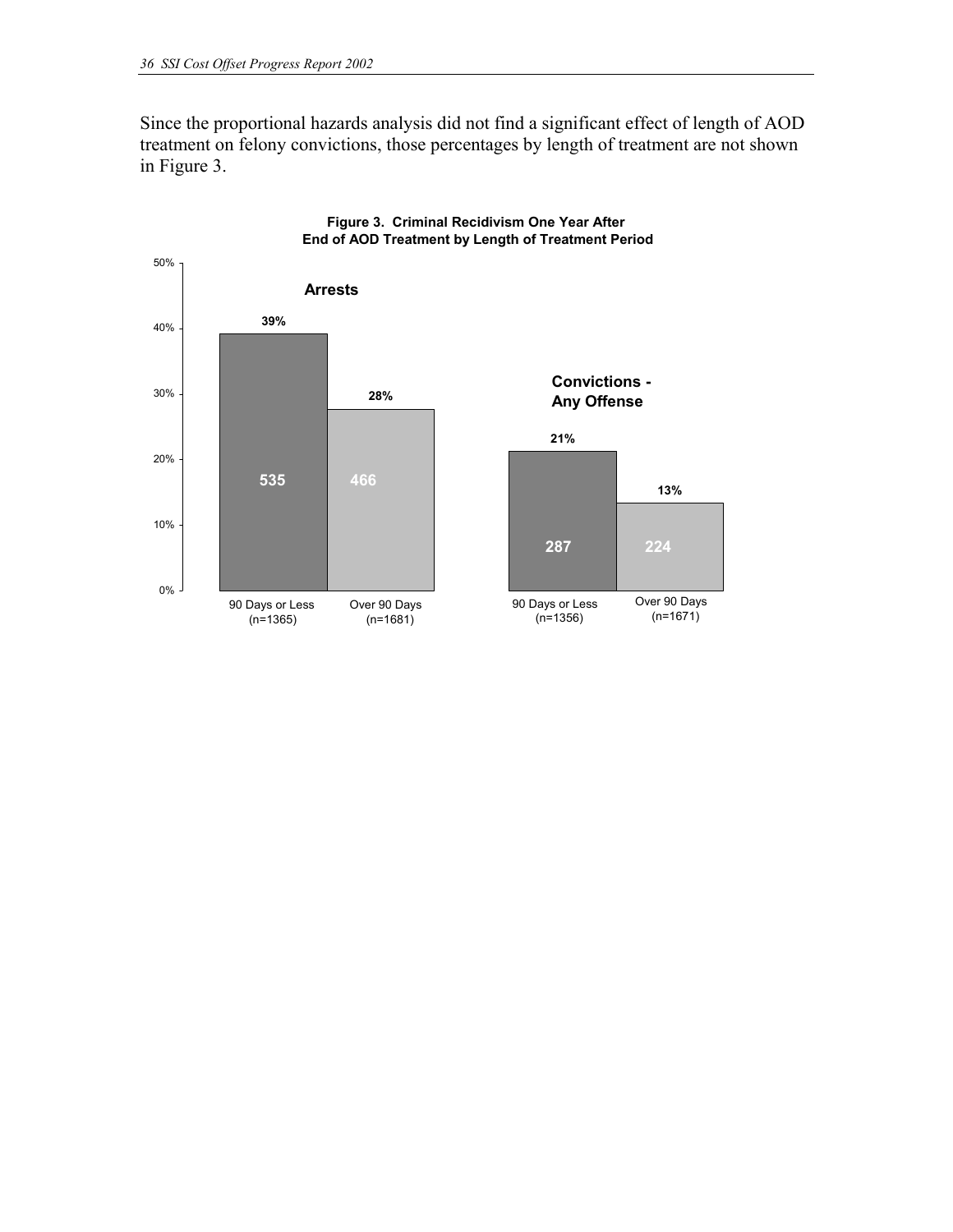Since the proportional hazards analysis did not find a significant effect of length of AOD treatment on felony convictions, those percentages by length of treatment are not shown in Figure 3.

**Figure 3. Criminal Recidivism One Year After End of AOD Treatment by Length of Treatment Period**

| | Arrests | | Convictions - Any Offense | |
|---|---|---|---|---|
| | 90 Days or Less (n=1365) | Over 90 Days (n=1681) | 90 Days or Less (n=1356) | Over 90 Days (n=1671) |
| Percent | 39% | 28% | 21% | 13% |
| Count | 535 | 466 | 287 | 224 |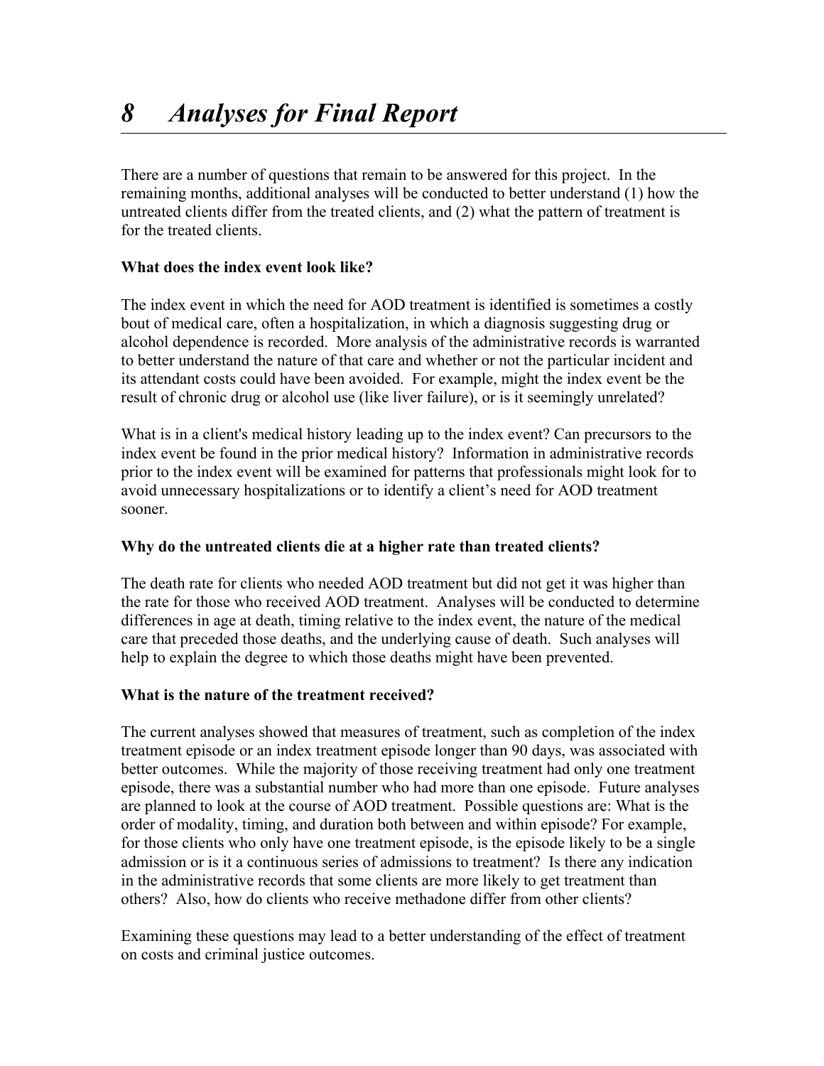# *8 Analyses for Final Report*

There are a number of questions that remain to be answered for this project. In the remaining months, additional analyses will be conducted to better understand (1) how the untreated clients differ from the treated clients, and (2) what the pattern of treatment is for the treated clients.

**What does the index event look like?**

The index event in which the need for AOD treatment is identified is sometimes a costly bout of medical care, often a hospitalization, in which a diagnosis suggesting drug or alcohol dependence is recorded. More analysis of the administrative records is warranted to better understand the nature of that care and whether or not the particular incident and its attendant costs could have been avoided. For example, might the index event be the result of chronic drug or alcohol use (like liver failure), or is it seemingly unrelated?

What is in a client's medical history leading up to the index event? Can precursors to the index event be found in the prior medical history? Information in administrative records prior to the index event will be examined for patterns that professionals might look for to avoid unnecessary hospitalizations or to identify a client's need for AOD treatment sooner.

**Why do the untreated clients die at a higher rate than treated clients?**

The death rate for clients who needed AOD treatment but did not get it was higher than the rate for those who received AOD treatment. Analyses will be conducted to determine differences in age at death, timing relative to the index event, the nature of the medical care that preceded those deaths, and the underlying cause of death. Such analyses will help to explain the degree to which those deaths might have been prevented.

**What is the nature of the treatment received?**

The current analyses showed that measures of treatment, such as completion of the index treatment episode or an index treatment episode longer than 90 days, was associated with better outcomes. While the majority of those receiving treatment had only one treatment episode, there was a substantial number who had more than one episode. Future analyses are planned to look at the course of AOD treatment. Possible questions are: What is the order of modality, timing, and duration both between and within episode? For example, for those clients who only have one treatment episode, is the episode likely to be a single admission or is it a continuous series of admissions to treatment? Is there any indication in the administrative records that some clients are more likely to get treatment than others? Also, how do clients who receive methadone differ from other clients?

Examining these questions may lead to a better understanding of the effect of treatment on costs and criminal justice outcomes.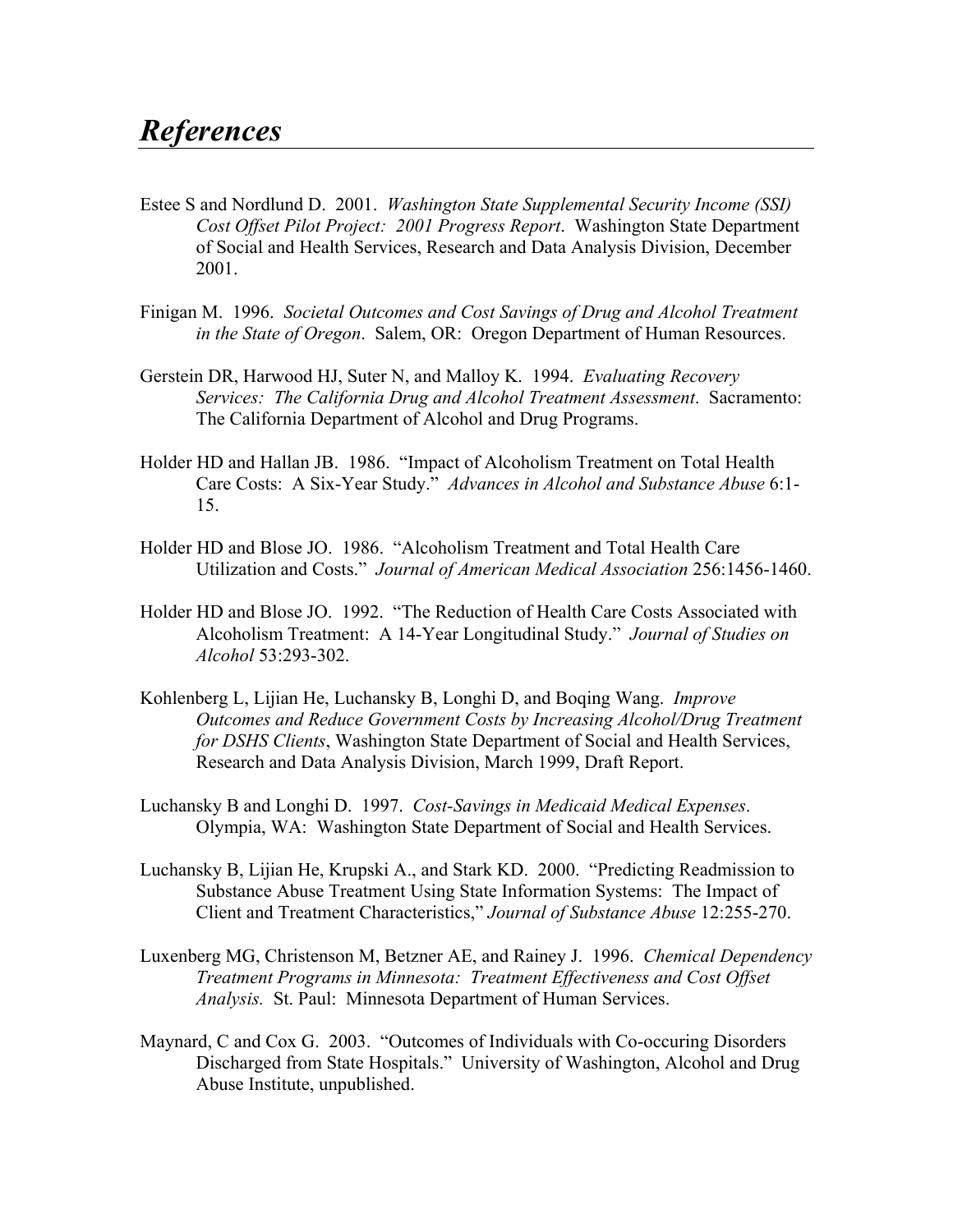# *References*

Estee S and Nordlund D. 2001. *Washington State Supplemental Security Income (SSI) Cost Offset Pilot Project: 2001 Progress Report*. Washington State Department of Social and Health Services, Research and Data Analysis Division, December 2001.

Finigan M. 1996. *Societal Outcomes and Cost Savings of Drug and Alcohol Treatment in the State of Oregon*. Salem, OR: Oregon Department of Human Resources.

Gerstein DR, Harwood HJ, Suter N, and Malloy K. 1994. *Evaluating Recovery Services: The California Drug and Alcohol Treatment Assessment*. Sacramento: The California Department of Alcohol and Drug Programs.

Holder HD and Hallan JB. 1986. "Impact of Alcoholism Treatment on Total Health Care Costs: A Six-Year Study." *Advances in Alcohol and Substance Abuse* 6:1-15.

Holder HD and Blose JO. 1986. "Alcoholism Treatment and Total Health Care Utilization and Costs." *Journal of American Medical Association* 256:1456-1460.

Holder HD and Blose JO. 1992. "The Reduction of Health Care Costs Associated with Alcoholism Treatment: A 14-Year Longitudinal Study." *Journal of Studies on Alcohol* 53:293-302.

Kohlenberg L, Lijian He, Luchansky B, Longhi D, and Boqing Wang. *Improve Outcomes and Reduce Government Costs by Increasing Alcohol/Drug Treatment for DSHS Clients*, Washington State Department of Social and Health Services, Research and Data Analysis Division, March 1999, Draft Report.

Luchansky B and Longhi D. 1997. *Cost-Savings in Medicaid Medical Expenses*. Olympia, WA: Washington State Department of Social and Health Services.

Luchansky B, Lijian He, Krupski A., and Stark KD. 2000. "Predicting Readmission to Substance Abuse Treatment Using State Information Systems: The Impact of Client and Treatment Characteristics," *Journal of Substance Abuse* 12:255-270.

Luxenberg MG, Christenson M, Betzner AE, and Rainey J. 1996. *Chemical Dependency Treatment Programs in Minnesota: Treatment Effectiveness and Cost Offset Analysis.* St. Paul: Minnesota Department of Human Services.

Maynard, C and Cox G. 2003. "Outcomes of Individuals with Co-occuring Disorders Discharged from State Hospitals." University of Washington, Alcohol and Drug Abuse Institute, unpublished.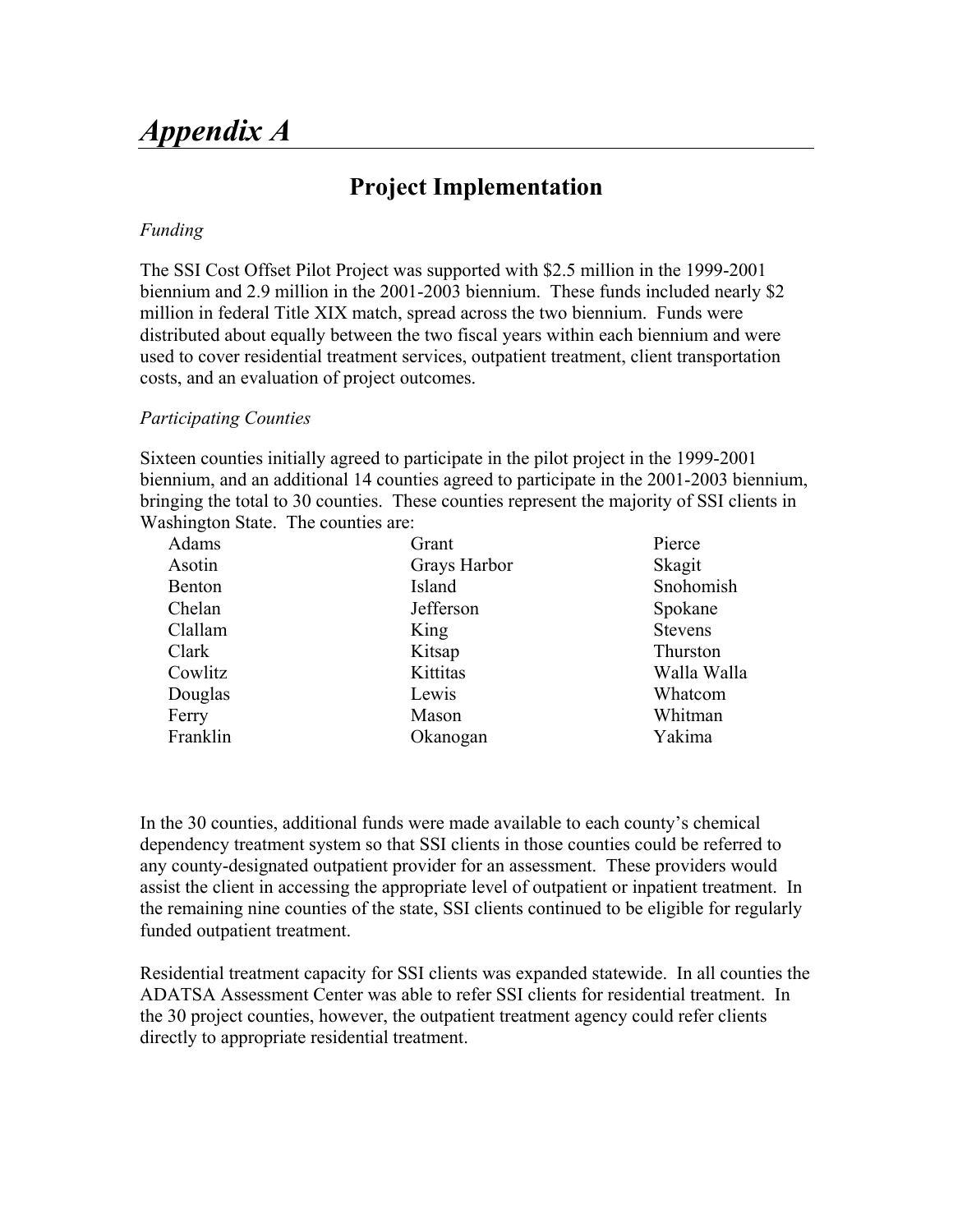# *Appendix A*

## Project Implementation

*Funding*

The SSI Cost Offset Pilot Project was supported with $2.5 million in the 1999-2001 biennium and 2.9 million in the 2001-2003 biennium. These funds included nearly $2 million in federal Title XIX match, spread across the two biennium. Funds were distributed about equally between the two fiscal years within each biennium and were used to cover residential treatment services, outpatient treatment, client transportation costs, and an evaluation of project outcomes.

*Participating Counties*

Sixteen counties initially agreed to participate in the pilot project in the 1999-2001 biennium, and an additional 14 counties agreed to participate in the 2001-2003 biennium, bringing the total to 30 counties. These counties represent the majority of SSI clients in Washington State. The counties are:

| | | |
|---|---|---|
| Adams | Grant | Pierce |
| Asotin | Grays Harbor | Skagit |
| Benton | Island | Snohomish |
| Chelan | Jefferson | Spokane |
| Clallam | King | Stevens |
| Clark | Kitsap | Thurston |
| Cowlitz | Kittitas | Walla Walla |
| Douglas | Lewis | Whatcom |
| Ferry | Mason | Whitman |
| Franklin | Okanogan | Yakima |

In the 30 counties, additional funds were made available to each county's chemical dependency treatment system so that SSI clients in those counties could be referred to any county-designated outpatient provider for an assessment. These providers would assist the client in accessing the appropriate level of outpatient or inpatient treatment. In the remaining nine counties of the state, SSI clients continued to be eligible for regularly funded outpatient treatment.

Residential treatment capacity for SSI clients was expanded statewide. In all counties the ADATSA Assessment Center was able to refer SSI clients for residential treatment. In the 30 project counties, however, the outpatient treatment agency could refer clients directly to appropriate residential treatment.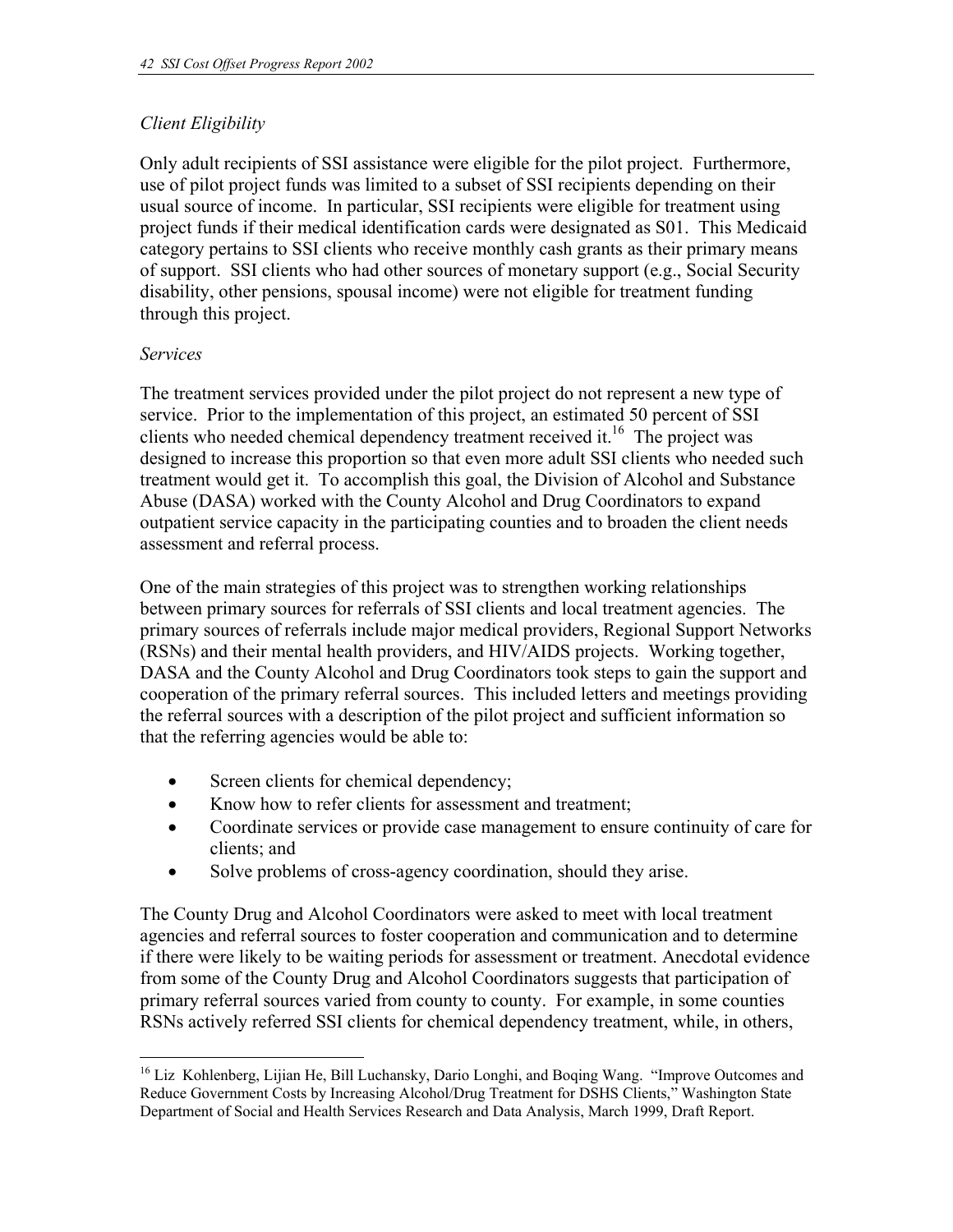*Client Eligibility*

Only adult recipients of SSI assistance were eligible for the pilot project. Furthermore, use of pilot project funds was limited to a subset of SSI recipients depending on their usual source of income. In particular, SSI recipients were eligible for treatment using project funds if their medical identification cards were designated as S01. This Medicaid category pertains to SSI clients who receive monthly cash grants as their primary means of support. SSI clients who had other sources of monetary support (e.g., Social Security disability, other pensions, spousal income) were not eligible for treatment funding through this project.

*Services*

The treatment services provided under the pilot project do not represent a new type of service. Prior to the implementation of this project, an estimated 50 percent of SSI clients who needed chemical dependency treatment received it.[16] The project was designed to increase this proportion so that even more adult SSI clients who needed such treatment would get it. To accomplish this goal, the Division of Alcohol and Substance Abuse (DASA) worked with the County Alcohol and Drug Coordinators to expand outpatient service capacity in the participating counties and to broaden the client needs assessment and referral process.

One of the main strategies of this project was to strengthen working relationships between primary sources for referrals of SSI clients and local treatment agencies. The primary sources of referrals include major medical providers, Regional Support Networks (RSNs) and their mental health providers, and HIV/AIDS projects. Working together, DASA and the County Alcohol and Drug Coordinators took steps to gain the support and cooperation of the primary referral sources. This included letters and meetings providing the referral sources with a description of the pilot project and sufficient information so that the referring agencies would be able to:

- Screen clients for chemical dependency;
- Know how to refer clients for assessment and treatment;
- Coordinate services or provide case management to ensure continuity of care for clients; and
- Solve problems of cross-agency coordination, should they arise.

The County Drug and Alcohol Coordinators were asked to meet with local treatment agencies and referral sources to foster cooperation and communication and to determine if there were likely to be waiting periods for assessment or treatment. Anecdotal evidence from some of the County Drug and Alcohol Coordinators suggests that participation of primary referral sources varied from county to county. For example, in some counties RSNs actively referred SSI clients for chemical dependency treatment, while, in others,

[16] Liz Kohlenberg, Lijian He, Bill Luchansky, Dario Longhi, and Boqing Wang. "Improve Outcomes and Reduce Government Costs by Increasing Alcohol/Drug Treatment for DSHS Clients," Washington State Department of Social and Health Services Research and Data Analysis, March 1999, Draft Report.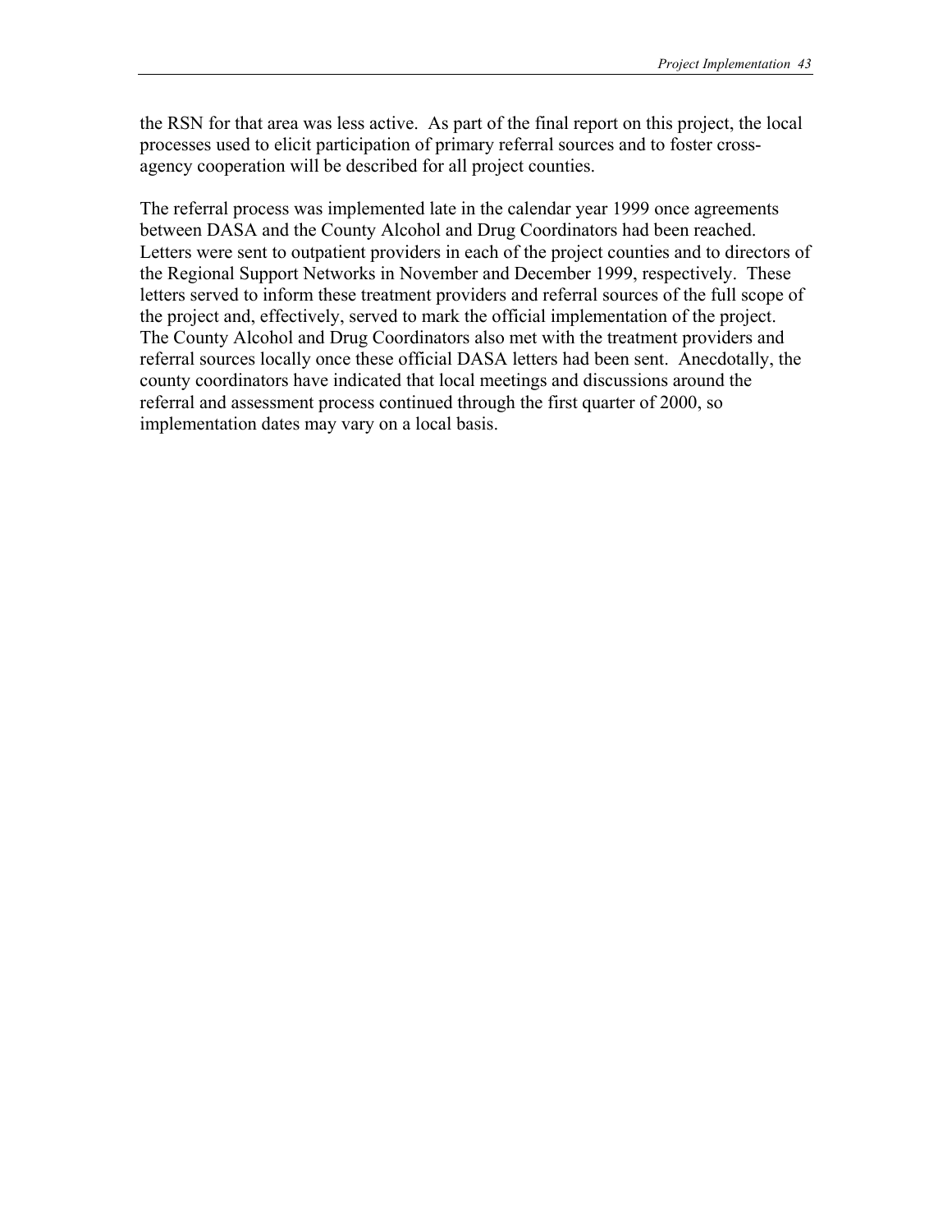the RSN for that area was less active. As part of the final report on this project, the local processes used to elicit participation of primary referral sources and to foster cross-agency cooperation will be described for all project counties.

The referral process was implemented late in the calendar year 1999 once agreements between DASA and the County Alcohol and Drug Coordinators had been reached. Letters were sent to outpatient providers in each of the project counties and to directors of the Regional Support Networks in November and December 1999, respectively. These letters served to inform these treatment providers and referral sources of the full scope of the project and, effectively, served to mark the official implementation of the project. The County Alcohol and Drug Coordinators also met with the treatment providers and referral sources locally once these official DASA letters had been sent. Anecdotally, the county coordinators have indicated that local meetings and discussions around the referral and assessment process continued through the first quarter of 2000, so implementation dates may vary on a local basis.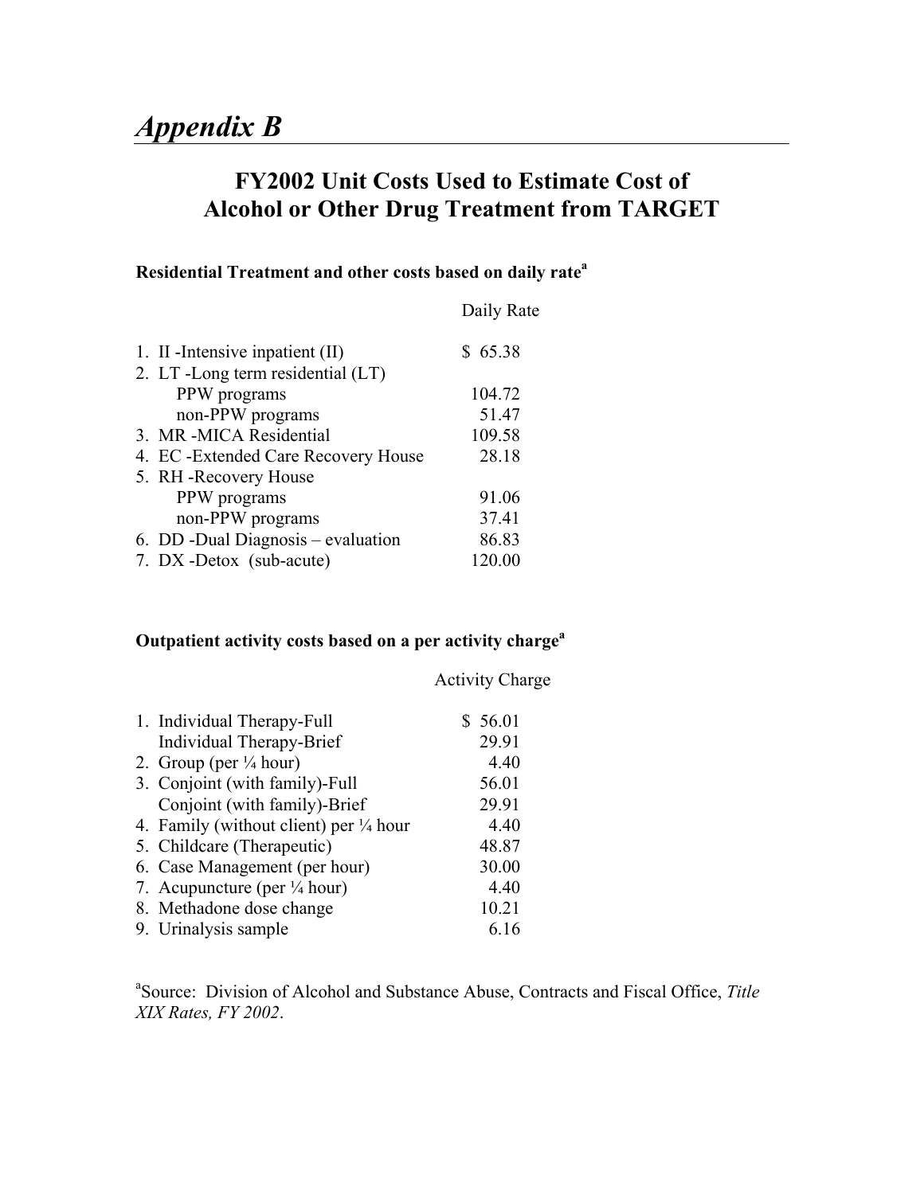# *Appendix B*

## FY2002 Unit Costs Used to Estimate Cost of Alcohol or Other Drug Treatment from TARGET

**Residential Treatment and other costs based on daily rate[a]**

| | Daily Rate |
|---|---|
| 1. II -Intensive inpatient (II) | $ 65.38 |
| 2. LT -Long term residential (LT) | |
| PPW programs | 104.72 |
| non-PPW programs | 51.47 |
| 3. MR -MICA Residential | 109.58 |
| 4. EC -Extended Care Recovery House | 28.18 |
| 5. RH -Recovery House | |
| PPW programs | 91.06 |
| non-PPW programs | 37.41 |
| 6. DD -Dual Diagnosis – evaluation | 86.83 |
| 7. DX -Detox (sub-acute) | 120.00 |

**Outpatient activity costs based on a per activity charge[a]**

| | Activity Charge |
|---|---|
| 1. Individual Therapy-Full | $ 56.01 |
| Individual Therapy-Brief | 29.91 |
| 2. Group (per ¼ hour) | 4.40 |
| 3. Conjoint (with family)-Full | 56.01 |
| Conjoint (with family)-Brief | 29.91 |
| 4. Family (without client) per ¼ hour | 4.40 |
| 5. Childcare (Therapeutic) | 48.87 |
| 6. Case Management (per hour) | 30.00 |
| 7. Acupuncture (per ¼ hour) | 4.40 |
| 8. Methadone dose change | 10.21 |
| 9. Urinalysis sample | 6.16 |

[a]Source: Division of Alcohol and Substance Abuse, Contracts and Fiscal Office, *Title XIX Rates, FY 2002*.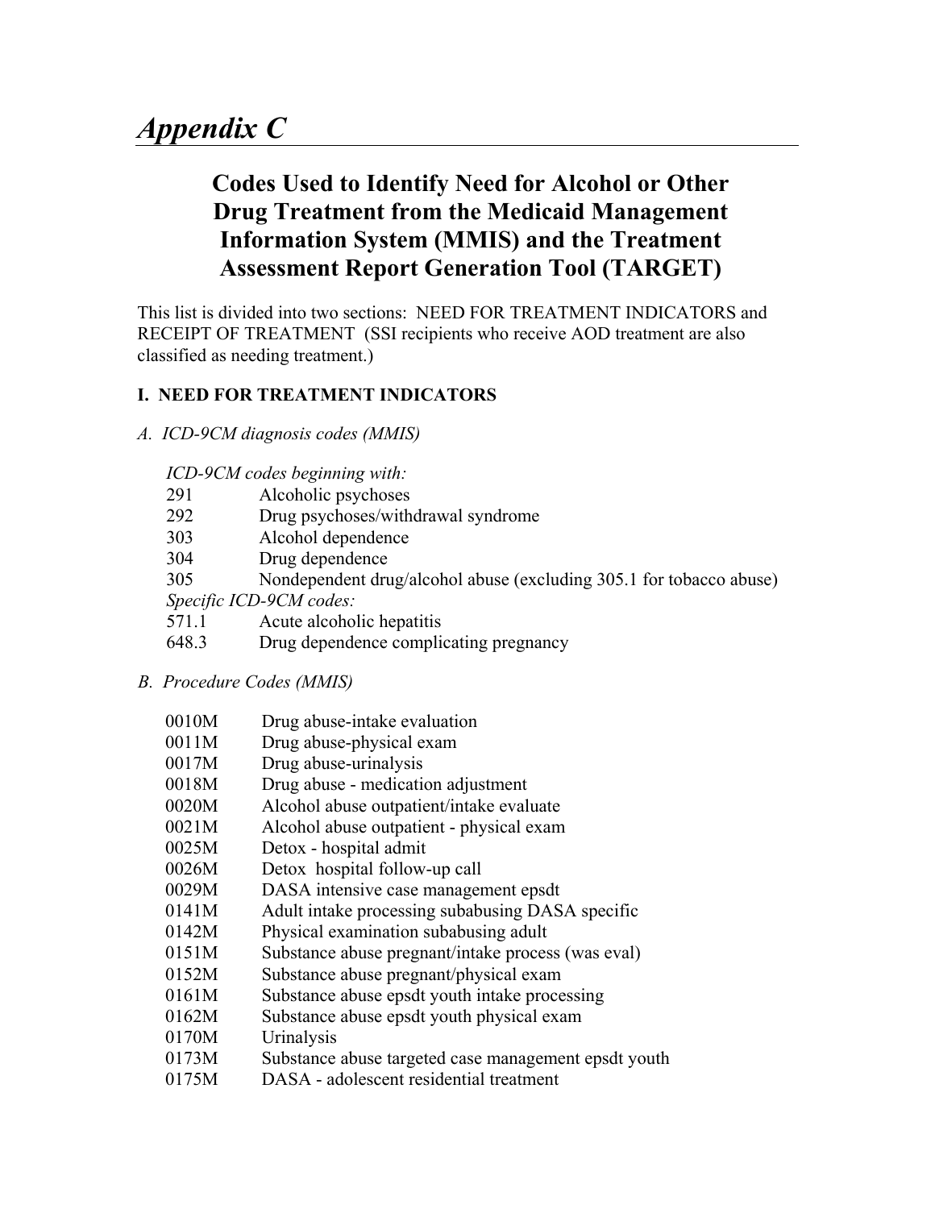# *Appendix C*

## Codes Used to Identify Need for Alcohol or Other Drug Treatment from the Medicaid Management Information System (MMIS) and the Treatment Assessment Report Generation Tool (TARGET)

This list is divided into two sections: NEED FOR TREATMENT INDICATORS and RECEIPT OF TREATMENT (SSI recipients who receive AOD treatment are also classified as needing treatment.)

### I. NEED FOR TREATMENT INDICATORS

*A. ICD-9CM diagnosis codes (MMIS)*

*ICD-9CM codes beginning with:*

| | |
|---|---|
| 291 | Alcoholic psychoses |
| 292 | Drug psychoses/withdrawal syndrome |
| 303 | Alcohol dependence |
| 304 | Drug dependence |
| 305 | Nondependent drug/alcohol abuse (excluding 305.1 for tobacco abuse) |

*Specific ICD-9CM codes:*

| | |
|---|---|
| 571.1 | Acute alcoholic hepatitis |
| 648.3 | Drug dependence complicating pregnancy |

*B. Procedure Codes (MMIS)*

| | |
|---|---|
| 0010M | Drug abuse-intake evaluation |
| 0011M | Drug abuse-physical exam |
| 0017M | Drug abuse-urinalysis |
| 0018M | Drug abuse - medication adjustment |
| 0020M | Alcohol abuse outpatient/intake evaluate |
| 0021M | Alcohol abuse outpatient - physical exam |
| 0025M | Detox - hospital admit |
| 0026M | Detox hospital follow-up call |
| 0029M | DASA intensive case management epsdt |
| 0141M | Adult intake processing subabusing DASA specific |
| 0142M | Physical examination subabusing adult |
| 0151M | Substance abuse pregnant/intake process (was eval) |
| 0152M | Substance abuse pregnant/physical exam |
| 0161M | Substance abuse epsdt youth intake processing |
| 0162M | Substance abuse epsdt youth physical exam |
| 0170M | Urinalysis |
| 0173M | Substance abuse targeted case management epsdt youth |
| 0175M | DASA - adolescent residential treatment |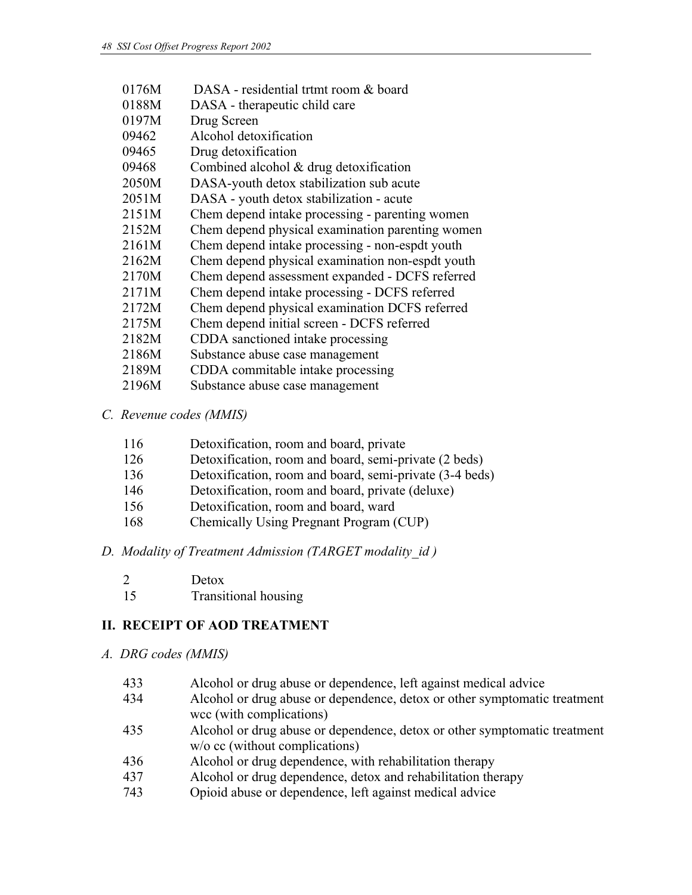| | |
|---|---|
| 0176M | DASA - residential trtmt room & board |
| 0188M | DASA - therapeutic child care |
| 0197M | Drug Screen |
| 09462 | Alcohol detoxification |
| 09465 | Drug detoxification |
| 09468 | Combined alcohol & drug detoxification |
| 2050M | DASA-youth detox stabilization sub acute |
| 2051M | DASA - youth detox stabilization - acute |
| 2151M | Chem depend intake processing - parenting women |
| 2152M | Chem depend physical examination parenting women |
| 2161M | Chem depend intake processing - non-espdt youth |
| 2162M | Chem depend physical examination non-espdt youth |
| 2170M | Chem depend assessment expanded - DCFS referred |
| 2171M | Chem depend intake processing - DCFS referred |
| 2172M | Chem depend physical examination DCFS referred |
| 2175M | Chem depend initial screen - DCFS referred |
| 2182M | CDDA sanctioned intake processing |
| 2186M | Substance abuse case management |
| 2189M | CDDA commitable intake processing |
| 2196M | Substance abuse case management |

*C. Revenue codes (MMIS)*

| | |
|---|---|
| 116 | Detoxification, room and board, private |
| 126 | Detoxification, room and board, semi-private (2 beds) |
| 136 | Detoxification, room and board, semi-private (3-4 beds) |
| 146 | Detoxification, room and board, private (deluxe) |
| 156 | Detoxification, room and board, ward |
| 168 | Chemically Using Pregnant Program (CUP) |

*D. Modality of Treatment Admission (TARGET modality_id )*

| | |
|---|---|
| 2 | Detox |
| 15 | Transitional housing |

## II. RECEIPT OF AOD TREATMENT

*A. DRG codes (MMIS)*

| | |
|---|---|
| 433 | Alcohol or drug abuse or dependence, left against medical advice |
| 434 | Alcohol or drug abuse or dependence, detox or other symptomatic treatment wcc (with complications) |
| 435 | Alcohol or drug abuse or dependence, detox or other symptomatic treatment w/o cc (without complications) |
| 436 | Alcohol or drug dependence, with rehabilitation therapy |
| 437 | Alcohol or drug dependence, detox and rehabilitation therapy |
| 743 | Opioid abuse or dependence, left against medical advice |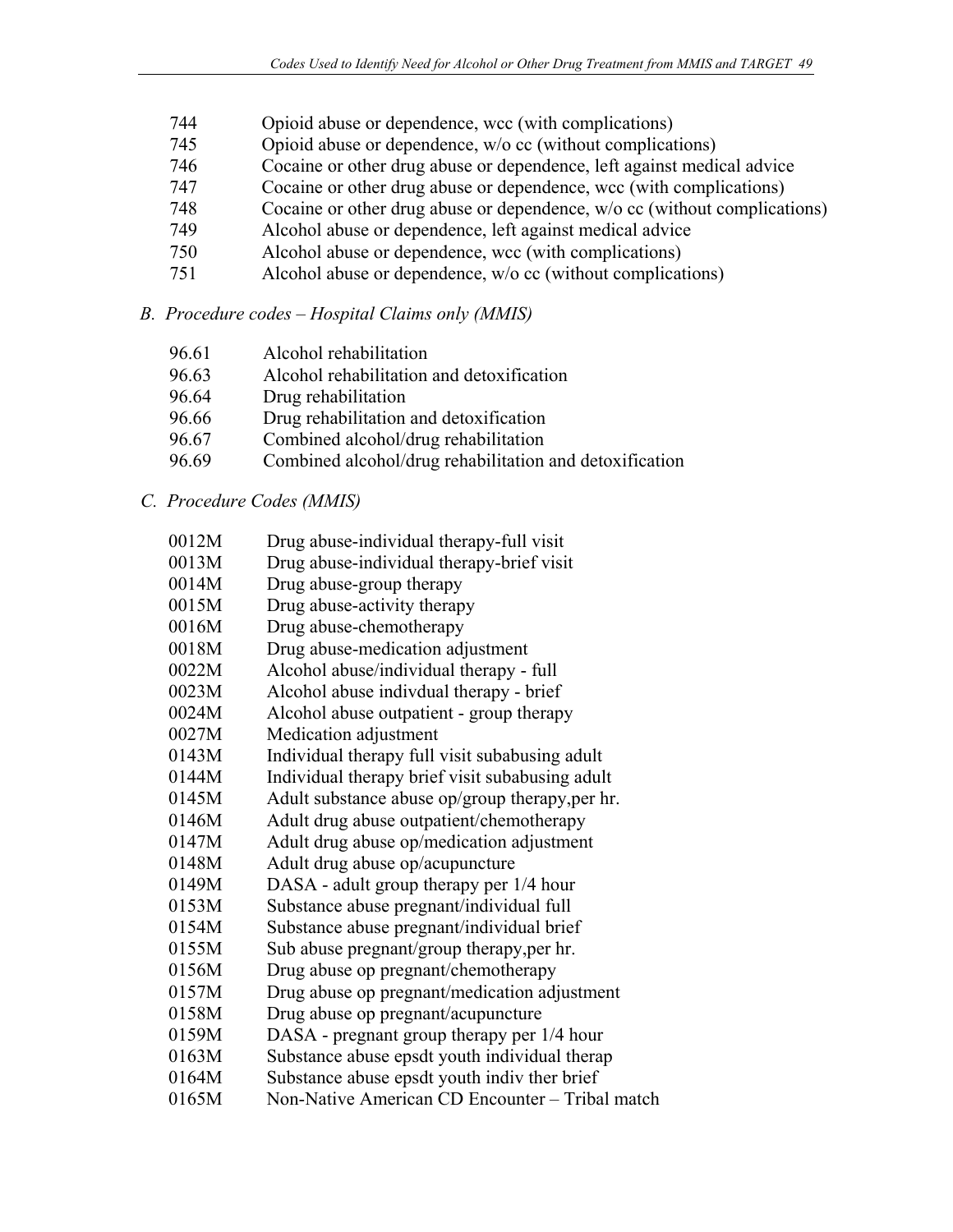| | |
|---|---|
| 744 | Opioid abuse or dependence, wcc (with complications) |
| 745 | Opioid abuse or dependence, w/o cc (without complications) |
| 746 | Cocaine or other drug abuse or dependence, left against medical advice |
| 747 | Cocaine or other drug abuse or dependence, wcc (with complications) |
| 748 | Cocaine or other drug abuse or dependence, w/o cc (without complications) |
| 749 | Alcohol abuse or dependence, left against medical advice |
| 750 | Alcohol abuse or dependence, wcc (with complications) |
| 751 | Alcohol abuse or dependence, w/o cc (without complications) |

*B. Procedure codes – Hospital Claims only (MMIS)*

| | |
|---|---|
| 96.61 | Alcohol rehabilitation |
| 96.63 | Alcohol rehabilitation and detoxification |
| 96.64 | Drug rehabilitation |
| 96.66 | Drug rehabilitation and detoxification |
| 96.67 | Combined alcohol/drug rehabilitation |
| 96.69 | Combined alcohol/drug rehabilitation and detoxification |

*C. Procedure Codes (MMIS)*

| | |
|---|---|
| 0012M | Drug abuse-individual therapy-full visit |
| 0013M | Drug abuse-individual therapy-brief visit |
| 0014M | Drug abuse-group therapy |
| 0015M | Drug abuse-activity therapy |
| 0016M | Drug abuse-chemotherapy |
| 0018M | Drug abuse-medication adjustment |
| 0022M | Alcohol abuse/individual therapy - full |
| 0023M | Alcohol abuse indivdual therapy - brief |
| 0024M | Alcohol abuse outpatient - group therapy |
| 0027M | Medication adjustment |
| 0143M | Individual therapy full visit subabusing adult |
| 0144M | Individual therapy brief visit subabusing adult |
| 0145M | Adult substance abuse op/group therapy,per hr. |
| 0146M | Adult drug abuse outpatient/chemotherapy |
| 0147M | Adult drug abuse op/medication adjustment |
| 0148M | Adult drug abuse op/acupuncture |
| 0149M | DASA - adult group therapy per 1/4 hour |
| 0153M | Substance abuse pregnant/individual full |
| 0154M | Substance abuse pregnant/individual brief |
| 0155M | Sub abuse pregnant/group therapy,per hr. |
| 0156M | Drug abuse op pregnant/chemotherapy |
| 0157M | Drug abuse op pregnant/medication adjustment |
| 0158M | Drug abuse op pregnant/acupuncture |
| 0159M | DASA - pregnant group therapy per 1/4 hour |
| 0163M | Substance abuse epsdt youth individual therap |
| 0164M | Substance abuse epsdt youth indiv ther brief |
| 0165M | Non-Native American CD Encounter – Tribal match |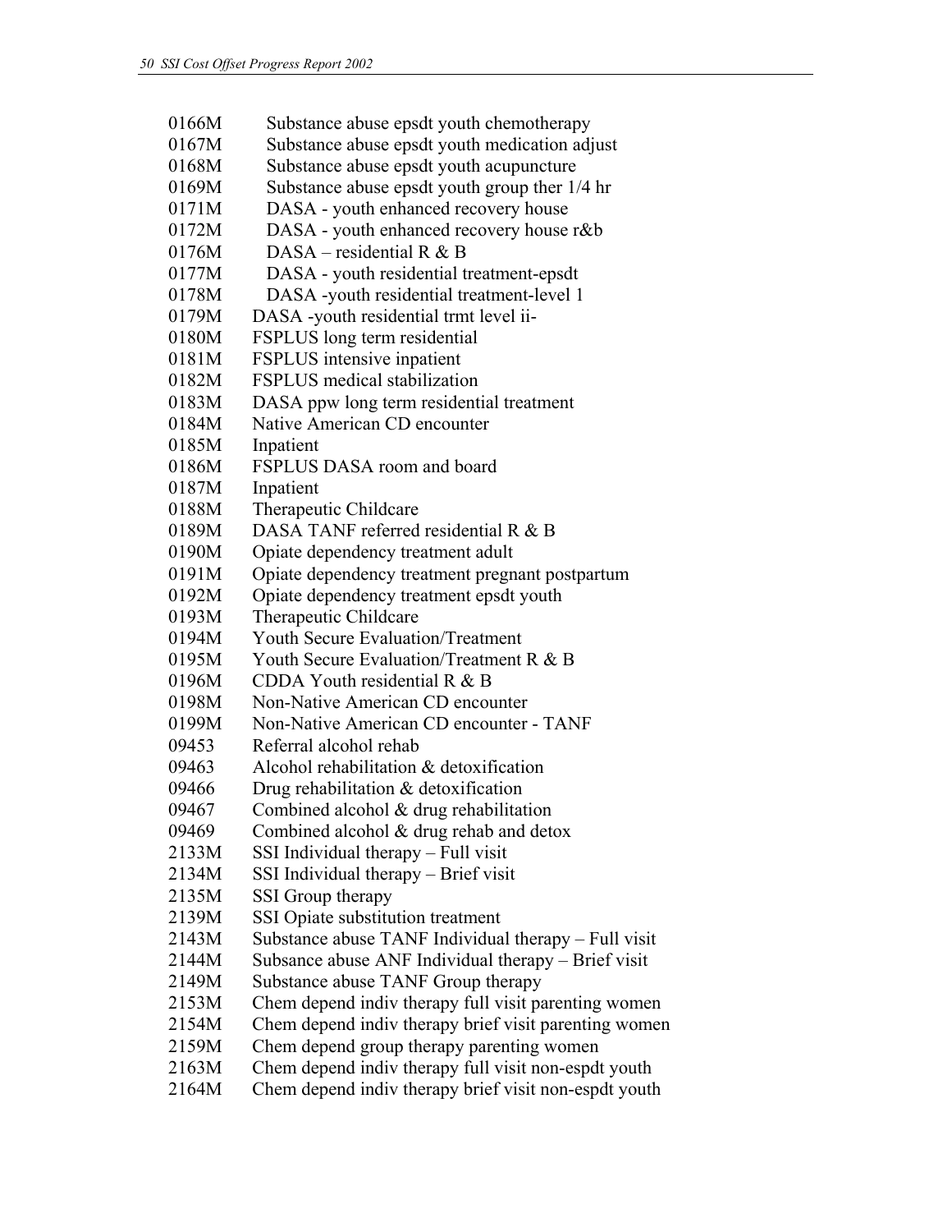| | |
|---|---|
| 0166M | Substance abuse epsdt youth chemotherapy |
| 0167M | Substance abuse epsdt youth medication adjust |
| 0168M | Substance abuse epsdt youth acupuncture |
| 0169M | Substance abuse epsdt youth group ther 1/4 hr |
| 0171M | DASA - youth enhanced recovery house |
| 0172M | DASA - youth enhanced recovery house r&b |
| 0176M | DASA – residential R & B |
| 0177M | DASA - youth residential treatment-epsdt |
| 0178M | DASA -youth residential treatment-level 1 |
| 0179M | DASA -youth residential trmt level ii- |
| 0180M | FSPLUS long term residential |
| 0181M | FSPLUS intensive inpatient |
| 0182M | FSPLUS medical stabilization |
| 0183M | DASA ppw long term residential treatment |
| 0184M | Native American CD encounter |
| 0185M | Inpatient |
| 0186M | FSPLUS DASA room and board |
| 0187M | Inpatient |
| 0188M | Therapeutic Childcare |
| 0189M | DASA TANF referred residential R & B |
| 0190M | Opiate dependency treatment adult |
| 0191M | Opiate dependency treatment pregnant postpartum |
| 0192M | Opiate dependency treatment epsdt youth |
| 0193M | Therapeutic Childcare |
| 0194M | Youth Secure Evaluation/Treatment |
| 0195M | Youth Secure Evaluation/Treatment R & B |
| 0196M | CDDA Youth residential R & B |
| 0198M | Non-Native American CD encounter |
| 0199M | Non-Native American CD encounter - TANF |
| 09453 | Referral alcohol rehab |
| 09463 | Alcohol rehabilitation & detoxification |
| 09466 | Drug rehabilitation & detoxification |
| 09467 | Combined alcohol & drug rehabilitation |
| 09469 | Combined alcohol & drug rehab and detox |
| 2133M | SSI Individual therapy – Full visit |
| 2134M | SSI Individual therapy – Brief visit |
| 2135M | SSI Group therapy |
| 2139M | SSI Opiate substitution treatment |
| 2143M | Substance abuse TANF Individual therapy – Full visit |
| 2144M | Subsance abuse ANF Individual therapy – Brief visit |
| 2149M | Substance abuse TANF Group therapy |
| 2153M | Chem depend indiv therapy full visit parenting women |
| 2154M | Chem depend indiv therapy brief visit parenting women |
| 2159M | Chem depend group therapy parenting women |
| 2163M | Chem depend indiv therapy full visit non-espdt youth |
| 2164M | Chem depend indiv therapy brief visit non-espdt youth |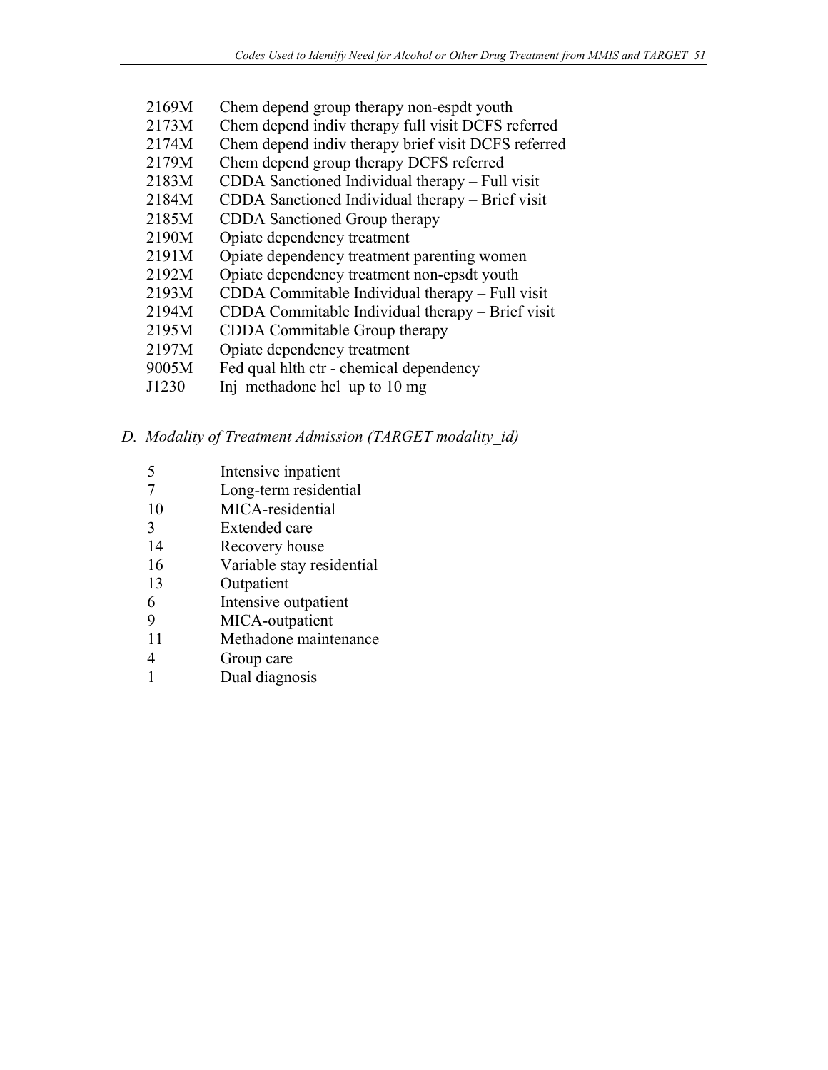| | |
|---|---|
| 2169M | Chem depend group therapy non-espdt youth |
| 2173M | Chem depend indiv therapy full visit DCFS referred |
| 2174M | Chem depend indiv therapy brief visit DCFS referred |
| 2179M | Chem depend group therapy DCFS referred |
| 2183M | CDDA Sanctioned Individual therapy – Full visit |
| 2184M | CDDA Sanctioned Individual therapy – Brief visit |
| 2185M | CDDA Sanctioned Group therapy |
| 2190M | Opiate dependency treatment |
| 2191M | Opiate dependency treatment parenting women |
| 2192M | Opiate dependency treatment non-epsdt youth |
| 2193M | CDDA Commitable Individual therapy – Full visit |
| 2194M | CDDA Commitable Individual therapy – Brief visit |
| 2195M | CDDA Commitable Group therapy |
| 2197M | Opiate dependency treatment |
| 9005M | Fed qual hlth ctr - chemical dependency |
| J1230 | Inj methadone hcl up to 10 mg |

*D. Modality of Treatment Admission (TARGET modality_id)*

| | |
|---|---|
| 5 | Intensive inpatient |
| 7 | Long-term residential |
| 10 | MICA-residential |
| 3 | Extended care |
| 14 | Recovery house |
| 16 | Variable stay residential |
| 13 | Outpatient |
| 6 | Intensive outpatient |
| 9 | MICA-outpatient |
| 11 | Methadone maintenance |
| 4 | Group care |
| 1 | Dual diagnosis |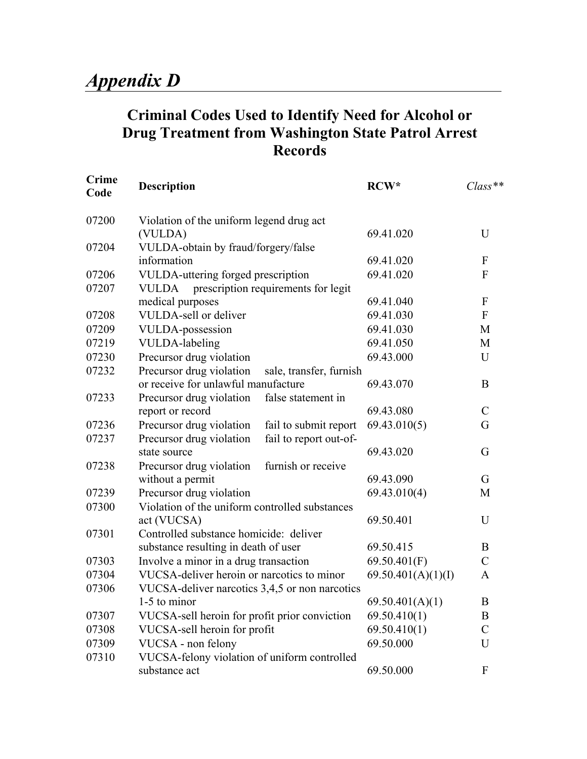# *Appendix D*

## Criminal Codes Used to Identify Need for Alcohol or Drug Treatment from Washington State Patrol Arrest Records

| Crime Code | Description | RCW* | *Class*** |
|---|---|---|---|
| 07200 | Violation of the uniform legend drug act (VULDA) | 69.41.020 | U |
| 07204 | VULDA-obtain by fraud/forgery/false information | 69.41.020 | F |
| 07206 | VULDA-uttering forged prescription | 69.41.020 | F |
| 07207 | VULDA prescription requirements for legit medical purposes | 69.41.040 | F |
| 07208 | VULDA-sell or deliver | 69.41.030 | F |
| 07209 | VULDA-possession | 69.41.030 | M |
| 07219 | VULDA-labeling | 69.41.050 | M |
| 07230 | Precursor drug violation | 69.43.000 | U |
| 07232 | Precursor drug violation sale, transfer, furnish or receive for unlawful manufacture | 69.43.070 | B |
| 07233 | Precursor drug violation false statement in report or record | 69.43.080 | C |
| 07236 | Precursor drug violation fail to submit report | 69.43.010(5) | G |
| 07237 | Precursor drug violation fail to report out-of-state source | 69.43.020 | G |
| 07238 | Precursor drug violation furnish or receive without a permit | 69.43.090 | G |
| 07239 | Precursor drug violation | 69.43.010(4) | M |
| 07300 | Violation of the uniform controlled substances act (VUCSA) | 69.50.401 | U |
| 07301 | Controlled substance homicide: deliver substance resulting in death of user | 69.50.415 | B |
| 07303 | Involve a minor in a drug transaction | 69.50.401(F) | C |
| 07304 | VUCSA-deliver heroin or narcotics to minor | 69.50.401(A)(1)(I) | A |
| 07306 | VUCSA-deliver narcotics 3,4,5 or non narcotics 1-5 to minor | 69.50.401(A)(1) | B |
| 07307 | VUCSA-sell heroin for profit prior conviction | 69.50.410(1) | B |
| 07308 | VUCSA-sell heroin for profit | 69.50.410(1) | C |
| 07309 | VUCSA - non felony | 69.50.000 | U |
| 07310 | VUCSA-felony violation of uniform controlled substance act | 69.50.000 | F |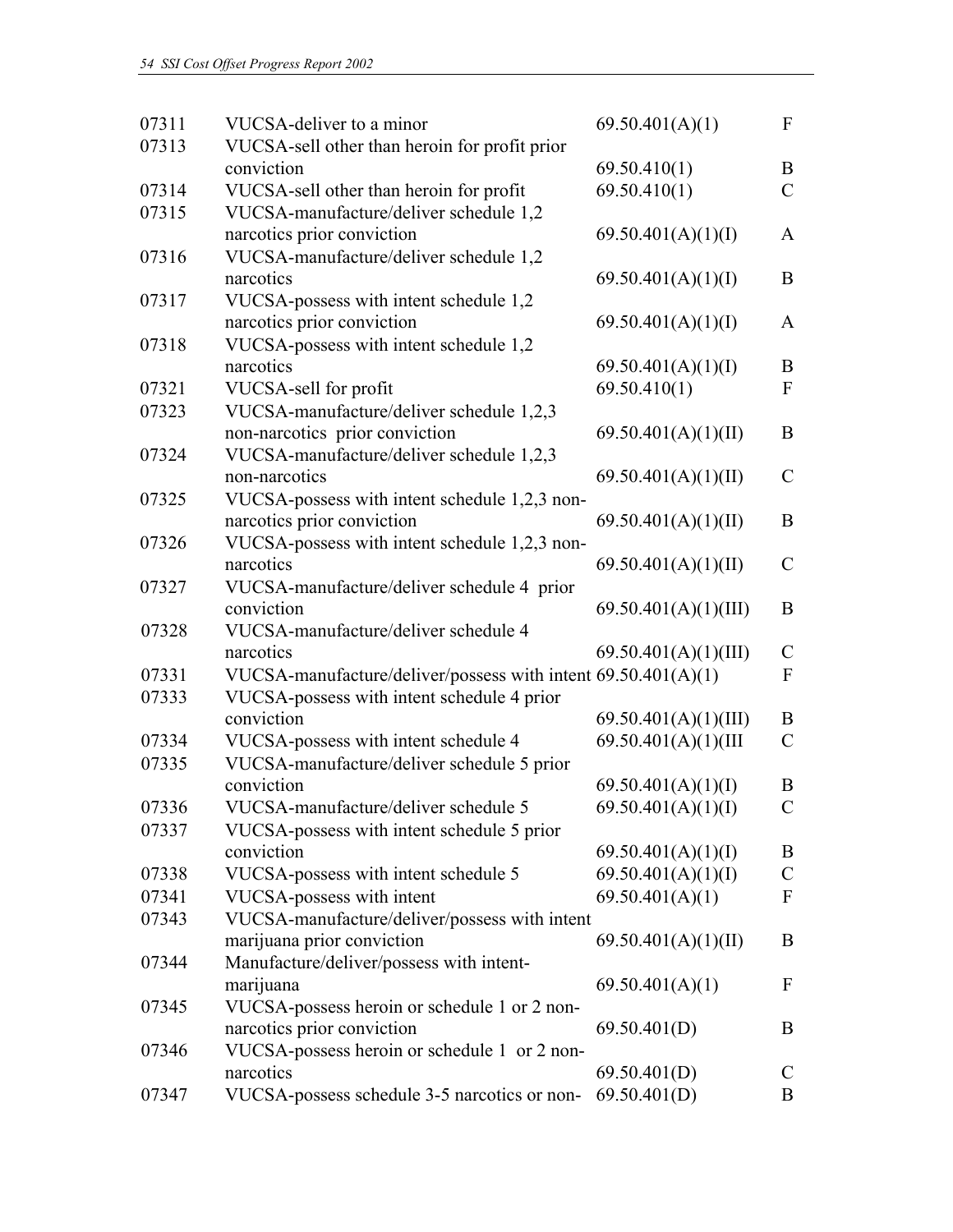| | | | |
|---|---|---|---|
| 07311 | VUCSA-deliver to a minor | 69.50.401(A)(1) | F |
| 07313 | VUCSA-sell other than heroin for profit prior conviction | 69.50.410(1) | B |
| 07314 | VUCSA-sell other than heroin for profit | 69.50.410(1) | C |
| 07315 | VUCSA-manufacture/deliver schedule 1,2 narcotics prior conviction | 69.50.401(A)(1)(I) | A |
| 07316 | VUCSA-manufacture/deliver schedule 1,2 narcotics | 69.50.401(A)(1)(I) | B |
| 07317 | VUCSA-possess with intent schedule 1,2 narcotics prior conviction | 69.50.401(A)(1)(I) | A |
| 07318 | VUCSA-possess with intent schedule 1,2 narcotics | 69.50.401(A)(1)(I) | B |
| 07321 | VUCSA-sell for profit | 69.50.410(1) | F |
| 07323 | VUCSA-manufacture/deliver schedule 1,2,3 non-narcotics prior conviction | 69.50.401(A)(1)(II) | B |
| 07324 | VUCSA-manufacture/deliver schedule 1,2,3 non-narcotics | 69.50.401(A)(1)(II) | C |
| 07325 | VUCSA-possess with intent schedule 1,2,3 non-narcotics prior conviction | 69.50.401(A)(1)(II) | B |
| 07326 | VUCSA-possess with intent schedule 1,2,3 non-narcotics | 69.50.401(A)(1)(II) | C |
| 07327 | VUCSA-manufacture/deliver schedule 4 prior conviction | 69.50.401(A)(1)(III) | B |
| 07328 | VUCSA-manufacture/deliver schedule 4 narcotics | 69.50.401(A)(1)(III) | C |
| 07331 | VUCSA-manufacture/deliver/possess with intent | 69.50.401(A)(1) | F |
| 07333 | VUCSA-possess with intent schedule 4 prior conviction | 69.50.401(A)(1)(III) | B |
| 07334 | VUCSA-possess with intent schedule 4 | 69.50.401(A)(1)(III | C |
| 07335 | VUCSA-manufacture/deliver schedule 5 prior conviction | 69.50.401(A)(1)(I) | B |
| 07336 | VUCSA-manufacture/deliver schedule 5 | 69.50.401(A)(1)(I) | C |
| 07337 | VUCSA-possess with intent schedule 5 prior conviction | 69.50.401(A)(1)(I) | B |
| 07338 | VUCSA-possess with intent schedule 5 | 69.50.401(A)(1)(I) | C |
| 07341 | VUCSA-possess with intent | 69.50.401(A)(1) | F |
| 07343 | VUCSA-manufacture/deliver/possess with intent marijuana prior conviction | 69.50.401(A)(1)(II) | B |
| 07344 | Manufacture/deliver/possess with intent-marijuana | 69.50.401(A)(1) | F |
| 07345 | VUCSA-possess heroin or schedule 1 or 2 non-narcotics prior conviction | 69.50.401(D) | B |
| 07346 | VUCSA-possess heroin or schedule 1 or 2 non-narcotics | 69.50.401(D) | C |
| 07347 | VUCSA-possess schedule 3-5 narcotics or non- | 69.50.401(D) | B |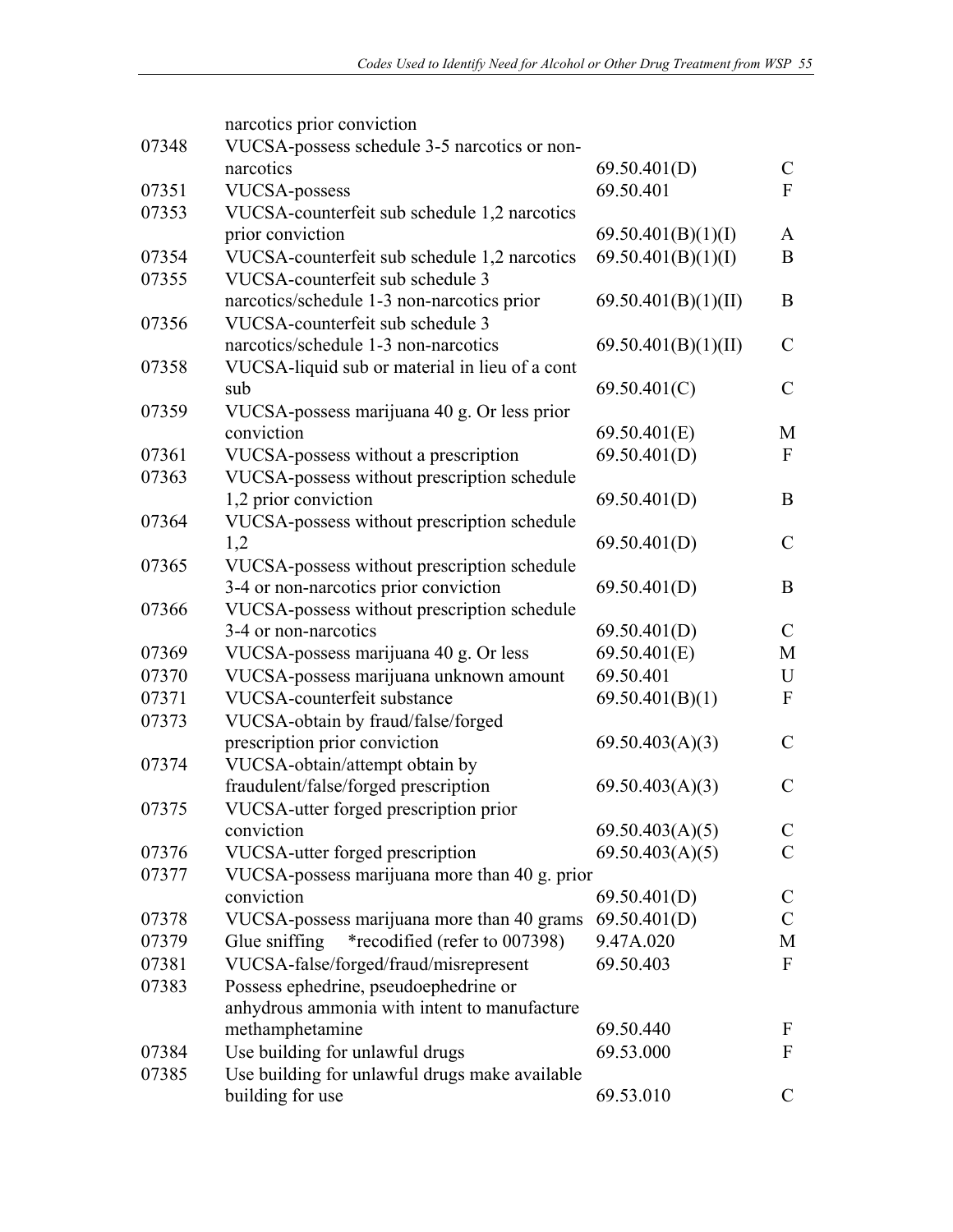| | | | |
|---|---|---|---|
| | narcotics prior conviction | | |
| 07348 | VUCSA-possess schedule 3-5 narcotics or non-narcotics | 69.50.401(D) | C |
| 07351 | VUCSA-possess | 69.50.401 | F |
| 07353 | VUCSA-counterfeit sub schedule 1,2 narcotics prior conviction | 69.50.401(B)(1)(I) | A |
| 07354 | VUCSA-counterfeit sub schedule 1,2 narcotics | 69.50.401(B)(1)(I) | B |
| 07355 | VUCSA-counterfeit sub schedule 3 narcotics/schedule 1-3 non-narcotics prior | 69.50.401(B)(1)(II) | B |
| 07356 | VUCSA-counterfeit sub schedule 3 narcotics/schedule 1-3 non-narcotics | 69.50.401(B)(1)(II) | C |
| 07358 | VUCSA-liquid sub or material in lieu of a cont sub | 69.50.401(C) | C |
| 07359 | VUCSA-possess marijuana 40 g. Or less prior conviction | 69.50.401(E) | M |
| 07361 | VUCSA-possess without a prescription | 69.50.401(D) | F |
| 07363 | VUCSA-possess without prescription schedule 1,2 prior conviction | 69.50.401(D) | B |
| 07364 | VUCSA-possess without prescription schedule 1,2 | 69.50.401(D) | C |
| 07365 | VUCSA-possess without prescription schedule 3-4 or non-narcotics prior conviction | 69.50.401(D) | B |
| 07366 | VUCSA-possess without prescription schedule 3-4 or non-narcotics | 69.50.401(D) | C |
| 07369 | VUCSA-possess marijuana 40 g. Or less | 69.50.401(E) | M |
| 07370 | VUCSA-possess marijuana unknown amount | 69.50.401 | U |
| 07371 | VUCSA-counterfeit substance | 69.50.401(B)(1) | F |
| 07373 | VUCSA-obtain by fraud/false/forged prescription prior conviction | 69.50.403(A)(3) | C |
| 07374 | VUCSA-obtain/attempt obtain by fraudulent/false/forged prescription | 69.50.403(A)(3) | C |
| 07375 | VUCSA-utter forged prescription prior conviction | 69.50.403(A)(5) | C |
| 07376 | VUCSA-utter forged prescription | 69.50.403(A)(5) | C |
| 07377 | VUCSA-possess marijuana more than 40 g. prior conviction | 69.50.401(D) | C |
| 07378 | VUCSA-possess marijuana more than 40 grams | 69.50.401(D) | C |
| 07379 | Glue sniffing *recodified (refer to 007398) | 9.47A.020 | M |
| 07381 | VUCSA-false/forged/fraud/misrepresent | 69.50.403 | F |
| 07383 | Possess ephedrine, pseudoephedrine or anhydrous ammonia with intent to manufacture methamphetamine | 69.50.440 | F |
| 07384 | Use building for unlawful drugs | 69.53.000 | F |
| 07385 | Use building for unlawful drugs make available building for use | 69.53.010 | C |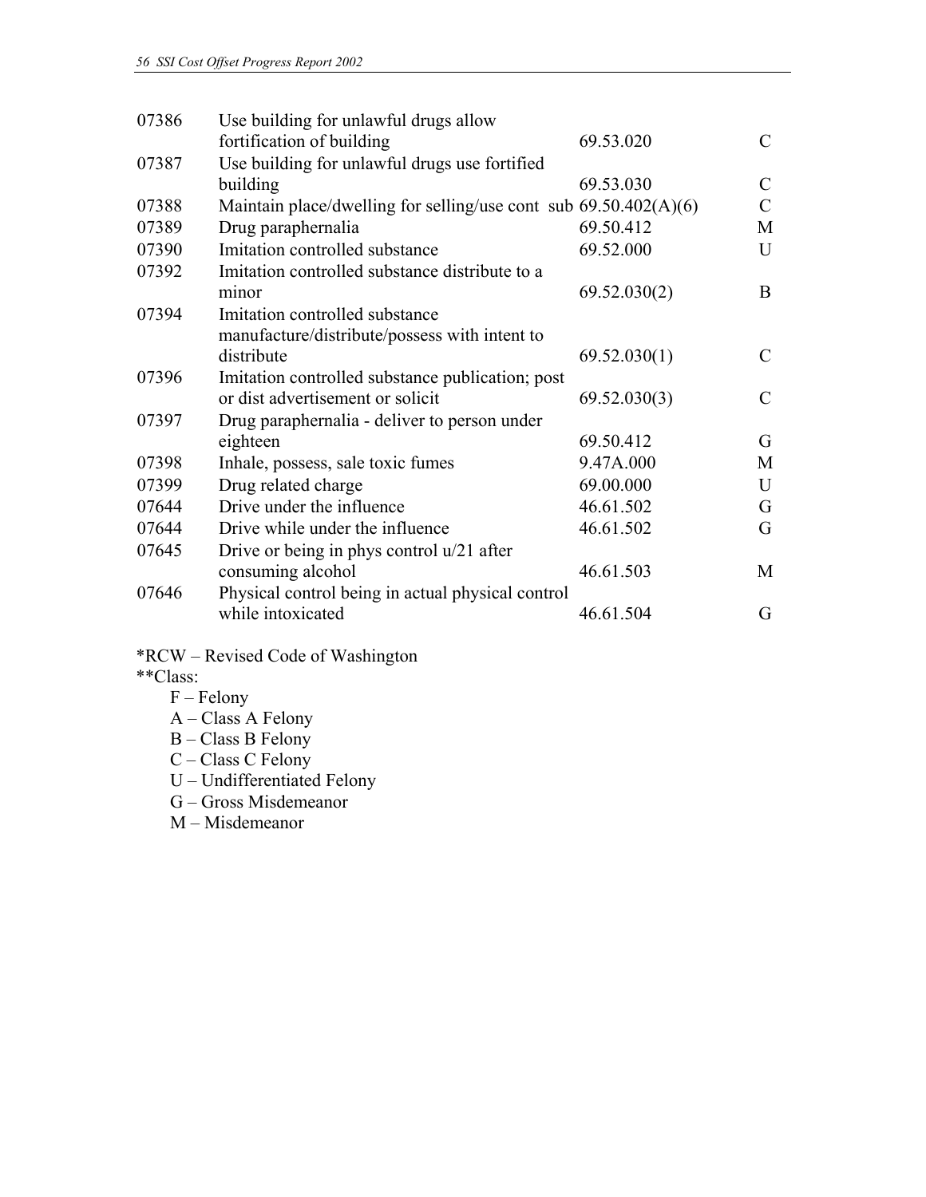| | | | |
|---|---|---|---|
| 07386 | Use building for unlawful drugs allow fortification of building | 69.53.020 | C |
| 07387 | Use building for unlawful drugs use fortified building | 69.53.030 | C |
| 07388 | Maintain place/dwelling for selling/use cont sub | 69.50.402(A)(6) | C |
| 07389 | Drug paraphernalia | 69.50.412 | M |
| 07390 | Imitation controlled substance | 69.52.000 | U |
| 07392 | Imitation controlled substance distribute to a minor | 69.52.030(2) | B |
| 07394 | Imitation controlled substance manufacture/distribute/possess with intent to distribute | 69.52.030(1) | C |
| 07396 | Imitation controlled substance publication; post or dist advertisement or solicit | 69.52.030(3) | C |
| 07397 | Drug paraphernalia - deliver to person under eighteen | 69.50.412 | G |
| 07398 | Inhale, possess, sale toxic fumes | 9.47A.000 | M |
| 07399 | Drug related charge | 69.00.000 | U |
| 07644 | Drive under the influence | 46.61.502 | G |
| 07644 | Drive while under the influence | 46.61.502 | G |
| 07645 | Drive or being in phys control u/21 after consuming alcohol | 46.61.503 | M |
| 07646 | Physical control being in actual physical control while intoxicated | 46.61.504 | G |

*RCW – Revised Code of Washington

**Class:

- F – Felony
- A – Class A Felony
- B – Class B Felony
- C – Class C Felony
- U – Undifferentiated Felony
- G – Gross Misdemeanor
- M – Misdemeanor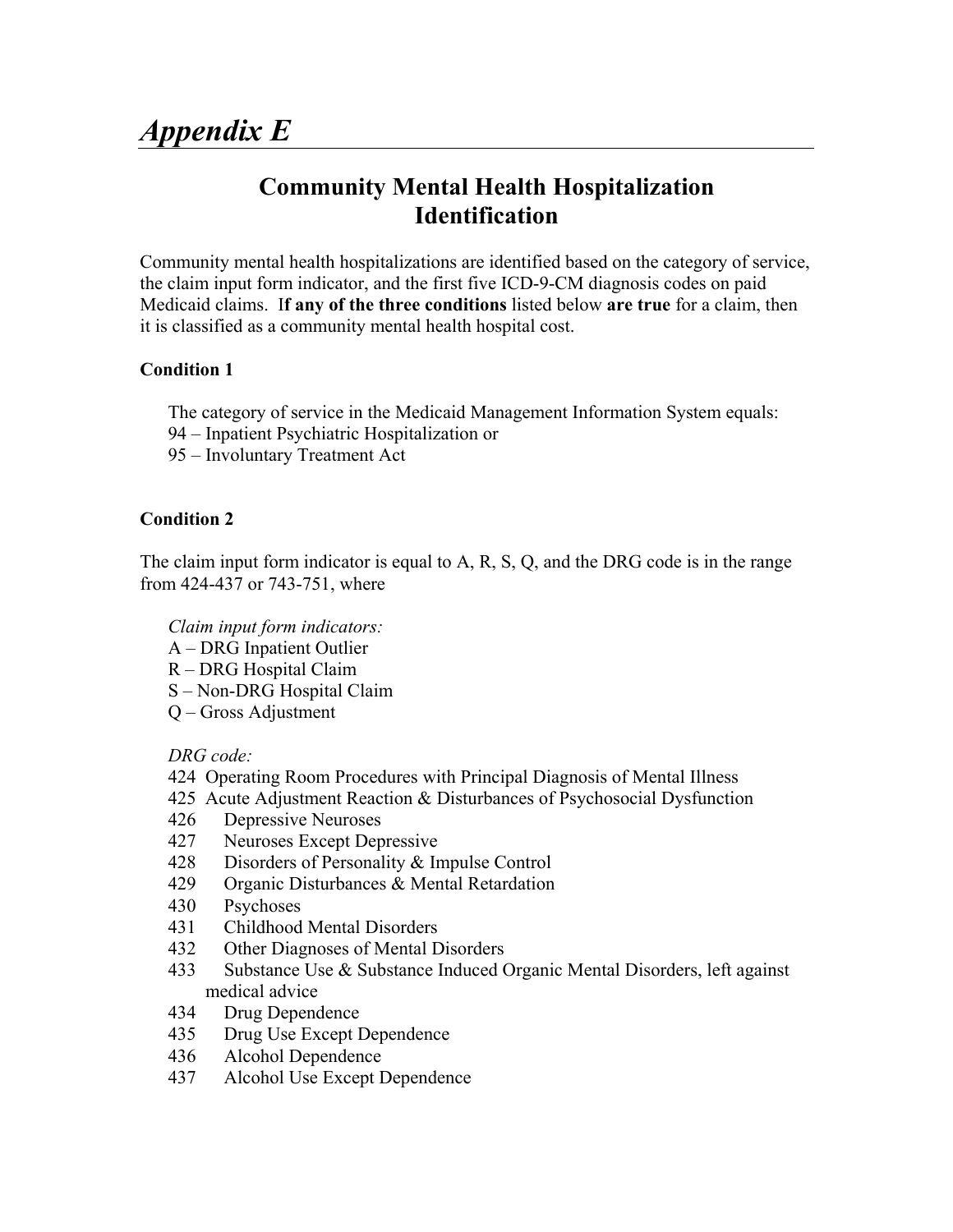# *Appendix E*

## Community Mental Health Hospitalization Identification

Community mental health hospitalizations are identified based on the category of service, the claim input form indicator, and the first five ICD-9-CM diagnosis codes on paid Medicaid claims. I**f any of the three conditions** listed below **are true** for a claim, then it is classified as a community mental health hospital cost.

**Condition 1**

The category of service in the Medicaid Management Information System equals:
94 – Inpatient Psychiatric Hospitalization or
95 – Involuntary Treatment Act

**Condition 2**

The claim input form indicator is equal to A, R, S, Q, and the DRG code is in the range from 424-437 or 743-751, where

*Claim input form indicators:*
A – DRG Inpatient Outlier
R – DRG Hospital Claim
S – Non-DRG Hospital Claim
Q – Gross Adjustment

*DRG code:*
424 Operating Room Procedures with Principal Diagnosis of Mental Illness
425 Acute Adjustment Reaction & Disturbances of Psychosocial Dysfunction
426 Depressive Neuroses
427 Neuroses Except Depressive
428 Disorders of Personality & Impulse Control
429 Organic Disturbances & Mental Retardation
430 Psychoses
431 Childhood Mental Disorders
432 Other Diagnoses of Mental Disorders
433 Substance Use & Substance Induced Organic Mental Disorders, left against medical advice
434 Drug Dependence
435 Drug Use Except Dependence
436 Alcohol Dependence
437 Alcohol Use Except Dependence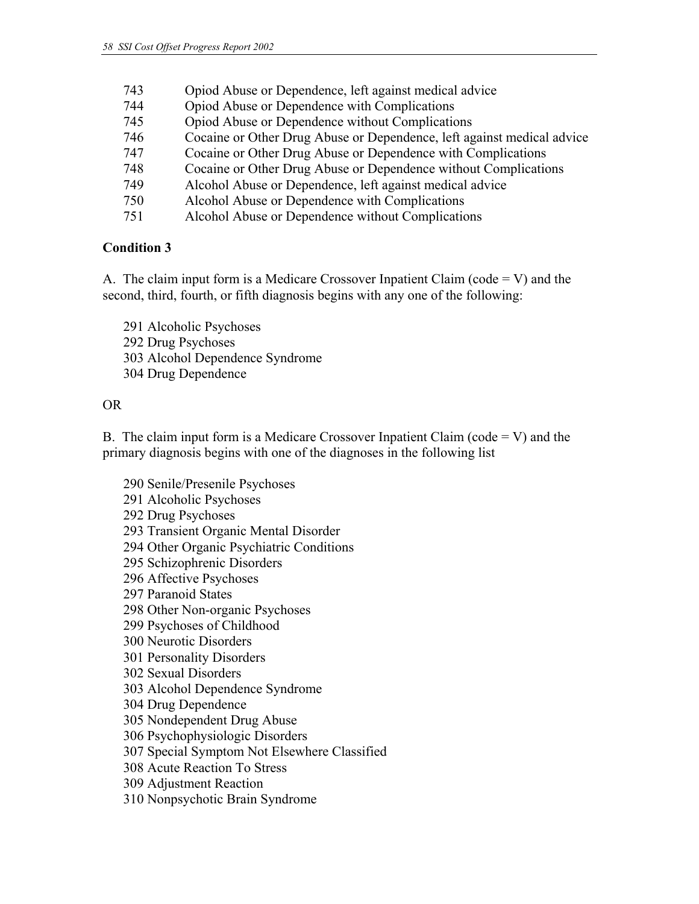743	Opiod Abuse or Dependence, left against medical advice
744	Opiod Abuse or Dependence with Complications
745	Opiod Abuse or Dependence without Complications
746	Cocaine or Other Drug Abuse or Dependence, left against medical advice
747	Cocaine or Other Drug Abuse or Dependence with Complications
748	Cocaine or Other Drug Abuse or Dependence without Complications
749	Alcohol Abuse or Dependence, left against medical advice
750	Alcohol Abuse or Dependence with Complications
751	Alcohol Abuse or Dependence without Complications

**Condition 3**

A. The claim input form is a Medicare Crossover Inpatient Claim (code = V) and the second, third, fourth, or fifth diagnosis begins with any one of the following:

291 Alcoholic Psychoses
292 Drug Psychoses
303 Alcohol Dependence Syndrome
304 Drug Dependence

OR

B. The claim input form is a Medicare Crossover Inpatient Claim (code = V) and the primary diagnosis begins with one of the diagnoses in the following list

290 Senile/Presenile Psychoses
291 Alcoholic Psychoses
292 Drug Psychoses
293 Transient Organic Mental Disorder
294 Other Organic Psychiatric Conditions
295 Schizophrenic Disorders
296 Affective Psychoses
297 Paranoid States
298 Other Non-organic Psychoses
299 Psychoses of Childhood
300 Neurotic Disorders
301 Personality Disorders
302 Sexual Disorders
303 Alcohol Dependence Syndrome
304 Drug Dependence
305 Nondependent Drug Abuse
306 Psychophysiologic Disorders
307 Special Symptom Not Elsewhere Classified
308 Acute Reaction To Stress
309 Adjustment Reaction
310 Nonpsychotic Brain Syndrome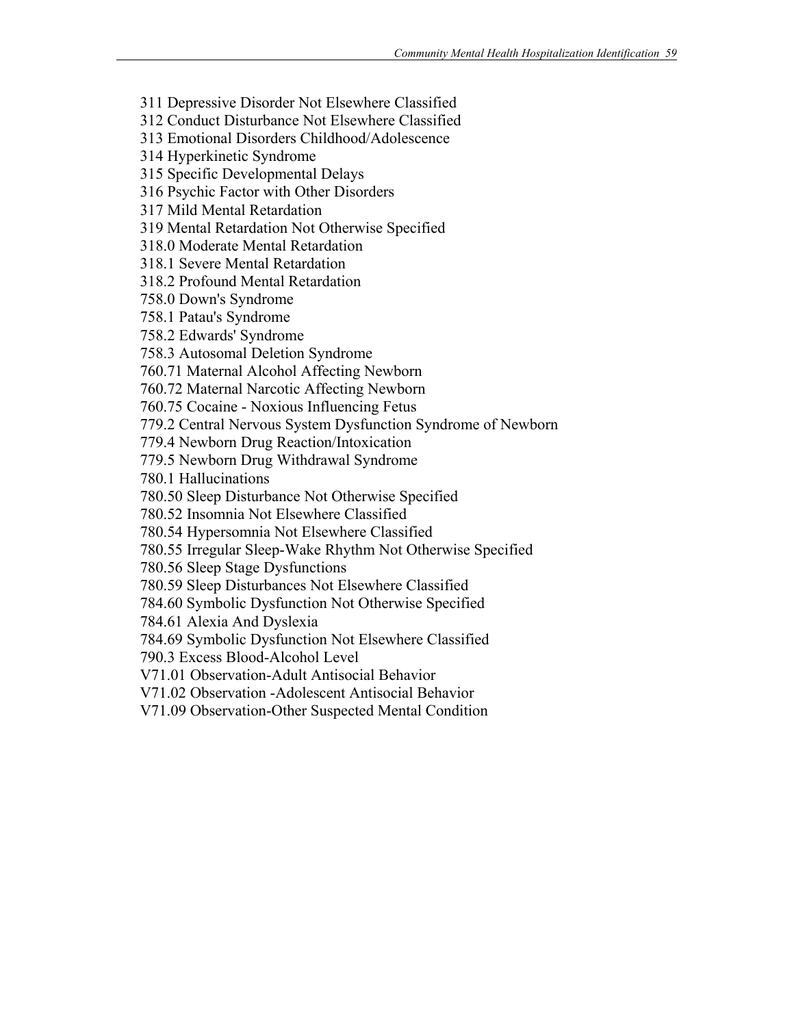311 Depressive Disorder Not Elsewhere Classified
312 Conduct Disturbance Not Elsewhere Classified
313 Emotional Disorders Childhood/Adolescence
314 Hyperkinetic Syndrome
315 Specific Developmental Delays
316 Psychic Factor with Other Disorders
317 Mild Mental Retardation
319 Mental Retardation Not Otherwise Specified
318.0 Moderate Mental Retardation
318.1 Severe Mental Retardation
318.2 Profound Mental Retardation
758.0 Down's Syndrome
758.1 Patau's Syndrome
758.2 Edwards' Syndrome
758.3 Autosomal Deletion Syndrome
760.71 Maternal Alcohol Affecting Newborn
760.72 Maternal Narcotic Affecting Newborn
760.75 Cocaine - Noxious Influencing Fetus
779.2 Central Nervous System Dysfunction Syndrome of Newborn
779.4 Newborn Drug Reaction/Intoxication
779.5 Newborn Drug Withdrawal Syndrome
780.1 Hallucinations
780.50 Sleep Disturbance Not Otherwise Specified
780.52 Insomnia Not Elsewhere Classified
780.54 Hypersomnia Not Elsewhere Classified
780.55 Irregular Sleep-Wake Rhythm Not Otherwise Specified
780.56 Sleep Stage Dysfunctions
780.59 Sleep Disturbances Not Elsewhere Classified
784.60 Symbolic Dysfunction Not Otherwise Specified
784.61 Alexia And Dyslexia
784.69 Symbolic Dysfunction Not Elsewhere Classified
790.3 Excess Blood-Alcohol Level
V71.01 Observation-Adult Antisocial Behavior
V71.02 Observation -Adolescent Antisocial Behavior
V71.09 Observation-Other Suspected Mental Condition